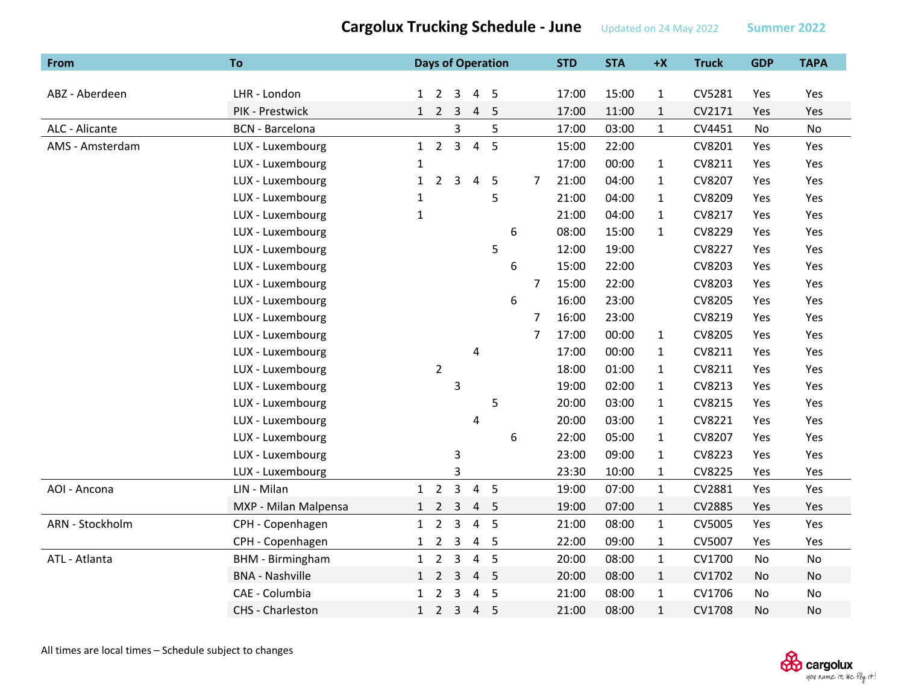# Cargolux Trucking Schedule - June

Updated on 24 May 2022 Summer 2022

| From | To | Days of Operation | | | | | | | STD | STA | +X | Truck | GDP | TAPA |
|---|---|---|---|---|---|---|---|---|---|---|---|---|---|---|
| ABZ - Aberdeen | LHR - London | 1 | 2 | 3 | 4 | 5 | | | 17:00 | 15:00 | 1 | CV5281 | Yes | Yes |
| | PIK - Prestwick | 1 | 2 | 3 | 4 | 5 | | | 17:00 | 11:00 | 1 | CV2171 | Yes | Yes |
| ALC - Alicante | BCN - Barcelona | | | 3 | | 5 | | | 17:00 | 03:00 | 1 | CV4451 | No | No |
| AMS - Amsterdam | LUX - Luxembourg | 1 | 2 | 3 | 4 | 5 | | | 15:00 | 22:00 | | CV8201 | Yes | Yes |
| | LUX - Luxembourg | 1 | | | | | | | 17:00 | 00:00 | 1 | CV8211 | Yes | Yes |
| | LUX - Luxembourg | 1 | 2 | 3 | 4 | 5 | | 7 | 21:00 | 04:00 | 1 | CV8207 | Yes | Yes |
| | LUX - Luxembourg | 1 | | | | 5 | | | 21:00 | 04:00 | 1 | CV8209 | Yes | Yes |
| | LUX - Luxembourg | 1 | | | | | | | 21:00 | 04:00 | 1 | CV8217 | Yes | Yes |
| | LUX - Luxembourg | | | | | | 6 | | 08:00 | 15:00 | 1 | CV8229 | Yes | Yes |
| | LUX - Luxembourg | | | | | 5 | | | 12:00 | 19:00 | | CV8227 | Yes | Yes |
| | LUX - Luxembourg | | | | | | 6 | | 15:00 | 22:00 | | CV8203 | Yes | Yes |
| | LUX - Luxembourg | | | | | | | 7 | 15:00 | 22:00 | | CV8203 | Yes | Yes |
| | LUX - Luxembourg | | | | | | 6 | | 16:00 | 23:00 | | CV8205 | Yes | Yes |
| | LUX - Luxembourg | | | | | | | 7 | 16:00 | 23:00 | | CV8219 | Yes | Yes |
| | LUX - Luxembourg | | | | | | | 7 | 17:00 | 00:00 | 1 | CV8205 | Yes | Yes |
| | LUX - Luxembourg | | | | 4 | | | | 17:00 | 00:00 | 1 | CV8211 | Yes | Yes |
| | LUX - Luxembourg | | 2 | | | | | | 18:00 | 01:00 | 1 | CV8211 | Yes | Yes |
| | LUX - Luxembourg | | | 3 | | | | | 19:00 | 02:00 | 1 | CV8213 | Yes | Yes |
| | LUX - Luxembourg | | | | | 5 | | | 20:00 | 03:00 | 1 | CV8215 | Yes | Yes |
| | LUX - Luxembourg | | | | 4 | | | | 20:00 | 03:00 | 1 | CV8221 | Yes | Yes |
| | LUX - Luxembourg | | | | | | 6 | | 22:00 | 05:00 | 1 | CV8207 | Yes | Yes |
| | LUX - Luxembourg | | | 3 | | | | | 23:00 | 09:00 | 1 | CV8223 | Yes | Yes |
| | LUX - Luxembourg | | | 3 | | | | | 23:30 | 10:00 | 1 | CV8225 | Yes | Yes |
| AOI - Ancona | LIN - Milan | 1 | 2 | 3 | 4 | 5 | | | 19:00 | 07:00 | 1 | CV2881 | Yes | Yes |
| | MXP - Milan Malpensa | 1 | 2 | 3 | 4 | 5 | | | 19:00 | 07:00 | 1 | CV2885 | Yes | Yes |
| ARN - Stockholm | CPH - Copenhagen | 1 | 2 | 3 | 4 | 5 | | | 21:00 | 08:00 | 1 | CV5005 | Yes | Yes |
| | CPH - Copenhagen | 1 | 2 | 3 | 4 | 5 | | | 22:00 | 09:00 | 1 | CV5007 | Yes | Yes |
| ATL - Atlanta | BHM - Birmingham | 1 | 2 | 3 | 4 | 5 | | | 20:00 | 08:00 | 1 | CV1700 | No | No |
| | BNA - Nashville | 1 | 2 | 3 | 4 | 5 | | | 20:00 | 08:00 | 1 | CV1702 | No | No |
| | CAE - Columbia | 1 | 2 | 3 | 4 | 5 | | | 21:00 | 08:00 | 1 | CV1706 | No | No |
| | CHS - Charleston | 1 | 2 | 3 | 4 | 5 | | | 21:00 | 08:00 | 1 | CV1708 | No | No |

All times are local times – Schedule subject to changes

cargolux
you name it, we fly it!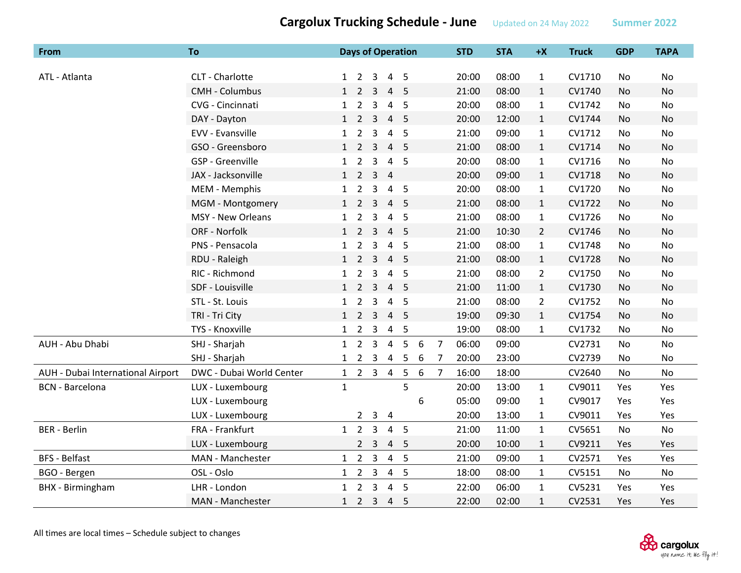# Cargolux Trucking Schedule - June

Updated on 24 May 2022 Summer 2022

| From | To | Days of Operation | | | | | | | STD | STA | +X | Truck | GDP | TAPA |
|---|---|---|---|---|---|---|---|---|---|---|---|---|---|---|
| ATL - Atlanta | CLT - Charlotte | 1 | 2 | 3 | 4 | 5 | | | 20:00 | 08:00 | 1 | CV1710 | No | No |
| | CMH - Columbus | 1 | 2 | 3 | 4 | 5 | | | 21:00 | 08:00 | 1 | CV1740 | No | No |
| | CVG - Cincinnati | 1 | 2 | 3 | 4 | 5 | | | 20:00 | 08:00 | 1 | CV1742 | No | No |
| | DAY - Dayton | 1 | 2 | 3 | 4 | 5 | | | 20:00 | 12:00 | 1 | CV1744 | No | No |
| | EVV - Evansville | 1 | 2 | 3 | 4 | 5 | | | 21:00 | 09:00 | 1 | CV1712 | No | No |
| | GSO - Greensboro | 1 | 2 | 3 | 4 | 5 | | | 21:00 | 08:00 | 1 | CV1714 | No | No |
| | GSP - Greenville | 1 | 2 | 3 | 4 | 5 | | | 20:00 | 08:00 | 1 | CV1716 | No | No |
| | JAX - Jacksonville | 1 | 2 | 3 | 4 | | | | 20:00 | 09:00 | 1 | CV1718 | No | No |
| | MEM - Memphis | 1 | 2 | 3 | 4 | 5 | | | 20:00 | 08:00 | 1 | CV1720 | No | No |
| | MGM - Montgomery | 1 | 2 | 3 | 4 | 5 | | | 21:00 | 08:00 | 1 | CV1722 | No | No |
| | MSY - New Orleans | 1 | 2 | 3 | 4 | 5 | | | 21:00 | 08:00 | 1 | CV1726 | No | No |
| | ORF - Norfolk | 1 | 2 | 3 | 4 | 5 | | | 21:00 | 10:30 | 2 | CV1746 | No | No |
| | PNS - Pensacola | 1 | 2 | 3 | 4 | 5 | | | 21:00 | 08:00 | 1 | CV1748 | No | No |
| | RDU - Raleigh | 1 | 2 | 3 | 4 | 5 | | | 21:00 | 08:00 | 1 | CV1728 | No | No |
| | RIC - Richmond | 1 | 2 | 3 | 4 | 5 | | | 21:00 | 08:00 | 2 | CV1750 | No | No |
| | SDF - Louisville | 1 | 2 | 3 | 4 | 5 | | | 21:00 | 11:00 | 1 | CV1730 | No | No |
| | STL - St. Louis | 1 | 2 | 3 | 4 | 5 | | | 21:00 | 08:00 | 2 | CV1752 | No | No |
| | TRI - Tri City | 1 | 2 | 3 | 4 | 5 | | | 19:00 | 09:30 | 1 | CV1754 | No | No |
| | TYS - Knoxville | 1 | 2 | 3 | 4 | 5 | | | 19:00 | 08:00 | 1 | CV1732 | No | No |
| AUH - Abu Dhabi | SHJ - Sharjah | 1 | 2 | 3 | 4 | 5 | 6 | 7 | 06:00 | 09:00 | | CV2731 | No | No |
| | SHJ - Sharjah | 1 | 2 | 3 | 4 | 5 | 6 | 7 | 20:00 | 23:00 | | CV2739 | No | No |
| AUH - Dubai International Airport | DWC - Dubai World Center | 1 | 2 | 3 | 4 | 5 | 6 | 7 | 16:00 | 18:00 | | CV2640 | No | No |
| BCN - Barcelona | LUX - Luxembourg | 1 | | | | 5 | | | 20:00 | 13:00 | 1 | CV9011 | Yes | Yes |
| | LUX - Luxembourg | | | | | | 6 | | 05:00 | 09:00 | 1 | CV9017 | Yes | Yes |
| | LUX - Luxembourg | | 2 | 3 | 4 | | | | 20:00 | 13:00 | 1 | CV9011 | Yes | Yes |
| BER - Berlin | FRA - Frankfurt | 1 | 2 | 3 | 4 | 5 | | | 21:00 | 11:00 | 1 | CV5651 | No | No |
| | LUX - Luxembourg | | 2 | 3 | 4 | 5 | | | 20:00 | 10:00 | 1 | CV9211 | Yes | Yes |
| BFS - Belfast | MAN - Manchester | 1 | 2 | 3 | 4 | 5 | | | 21:00 | 09:00 | 1 | CV2571 | Yes | Yes |
| BGO - Bergen | OSL - Oslo | 1 | 2 | 3 | 4 | 5 | | | 18:00 | 08:00 | 1 | CV5151 | No | No |
| BHX - Birmingham | LHR - London | 1 | 2 | 3 | 4 | 5 | | | 22:00 | 06:00 | 1 | CV5231 | Yes | Yes |
| | MAN - Manchester | 1 | 2 | 3 | 4 | 5 | | | 22:00 | 02:00 | 1 | CV2531 | Yes | Yes |

All times are local times – Schedule subject to changes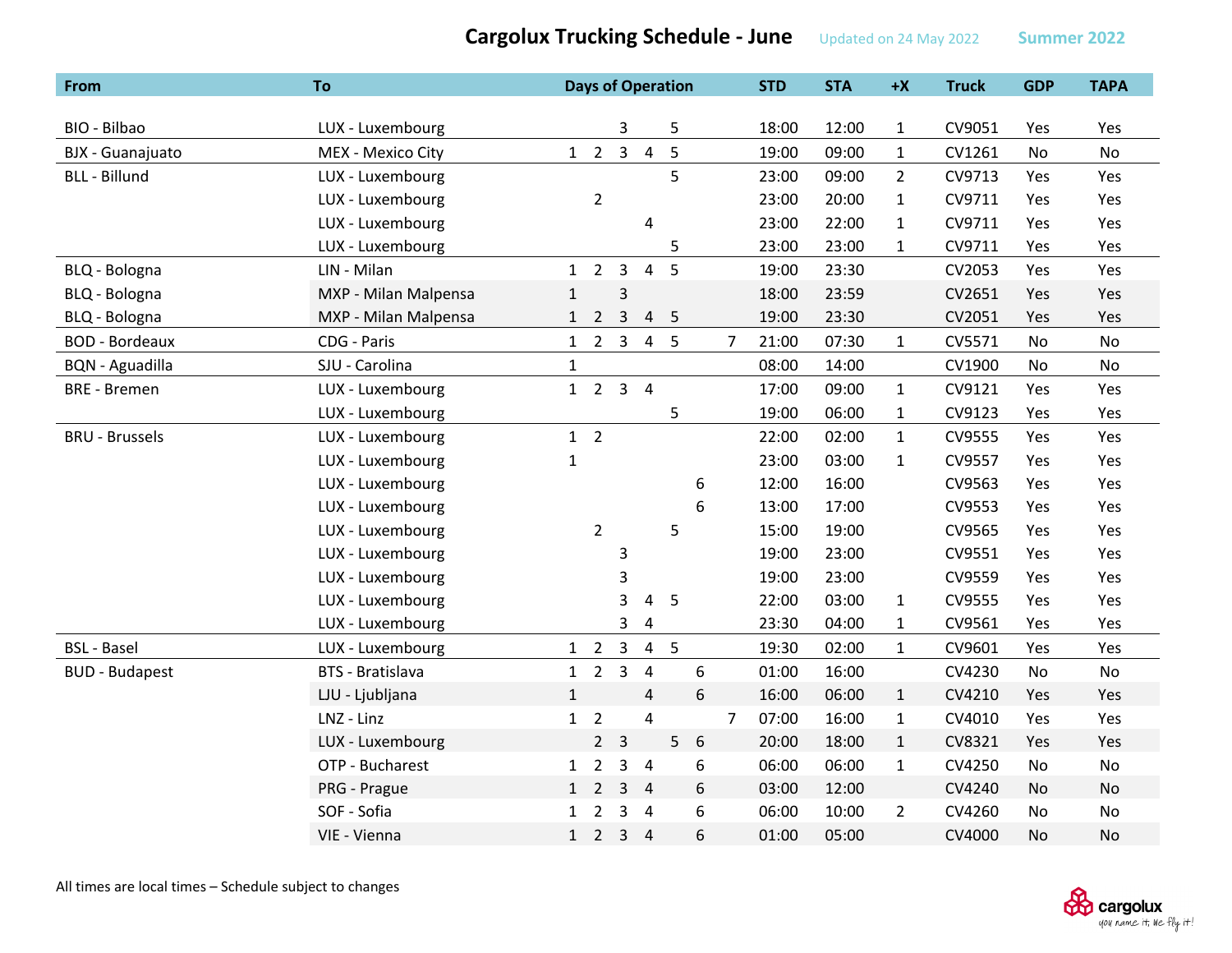# Cargolux Trucking Schedule - June

Updated on 24 May 2022 Summer 2022

| From | To | Days of Operation | | | | | | | STD | STA | +X | Truck | GDP | TAPA |
|---|---|---|---|---|---|---|---|---|---|---|---|---|---|---|
| BIO - Bilbao | LUX - Luxembourg | | | 3 | | 5 | | | 18:00 | 12:00 | 1 | CV9051 | Yes | Yes |
| BJX - Guanajuato | MEX - Mexico City | 1 | 2 | 3 | 4 | 5 | | | 19:00 | 09:00 | 1 | CV1261 | No | No |
| BLL - Billund | LUX - Luxembourg | | | | | 5 | | | 23:00 | 09:00 | 2 | CV9713 | Yes | Yes |
| | LUX - Luxembourg | | 2 | | | | | | 23:00 | 20:00 | 1 | CV9711 | Yes | Yes |
| | LUX - Luxembourg | | | | 4 | | | | 23:00 | 22:00 | 1 | CV9711 | Yes | Yes |
| | LUX - Luxembourg | | | | | 5 | | | 23:00 | 23:00 | 1 | CV9711 | Yes | Yes |
| BLQ - Bologna | LIN - Milan | 1 | 2 | 3 | 4 | 5 | | | 19:00 | 23:30 | | CV2053 | Yes | Yes |
| BLQ - Bologna | MXP - Milan Malpensa | 1 | | 3 | | | | | 18:00 | 23:59 | | CV2651 | Yes | Yes |
| BLQ - Bologna | MXP - Milan Malpensa | 1 | 2 | 3 | 4 | 5 | | | 19:00 | 23:30 | | CV2051 | Yes | Yes |
| BOD - Bordeaux | CDG - Paris | 1 | 2 | 3 | 4 | 5 | | 7 | 21:00 | 07:30 | 1 | CV5571 | No | No |
| BQN - Aguadilla | SJU - Carolina | 1 | | | | | | | 08:00 | 14:00 | | CV1900 | No | No |
| BRE - Bremen | LUX - Luxembourg | 1 | 2 | 3 | 4 | | | | 17:00 | 09:00 | 1 | CV9121 | Yes | Yes |
| | LUX - Luxembourg | | | | | 5 | | | 19:00 | 06:00 | 1 | CV9123 | Yes | Yes |
| BRU - Brussels | LUX - Luxembourg | 1 | 2 | | | | | | 22:00 | 02:00 | 1 | CV9555 | Yes | Yes |
| | LUX - Luxembourg | 1 | | | | | | | 23:00 | 03:00 | 1 | CV9557 | Yes | Yes |
| | LUX - Luxembourg | | | | | | 6 | | 12:00 | 16:00 | | CV9563 | Yes | Yes |
| | LUX - Luxembourg | | | | | | 6 | | 13:00 | 17:00 | | CV9553 | Yes | Yes |
| | LUX - Luxembourg | | 2 | | | 5 | | | 15:00 | 19:00 | | CV9565 | Yes | Yes |
| | LUX - Luxembourg | | | 3 | | | | | 19:00 | 23:00 | | CV9551 | Yes | Yes |
| | LUX - Luxembourg | | | 3 | | | | | 19:00 | 23:00 | | CV9559 | Yes | Yes |
| | LUX - Luxembourg | | | 3 | 4 | 5 | | | 22:00 | 03:00 | 1 | CV9555 | Yes | Yes |
| | LUX - Luxembourg | | | 3 | 4 | | | | 23:30 | 04:00 | 1 | CV9561 | Yes | Yes |
| BSL - Basel | LUX - Luxembourg | 1 | 2 | 3 | 4 | 5 | | | 19:30 | 02:00 | 1 | CV9601 | Yes | Yes |
| BUD - Budapest | BTS - Bratislava | 1 | 2 | 3 | 4 | | 6 | | 01:00 | 16:00 | | CV4230 | No | No |
| | LJU - Ljubljana | 1 | | | 4 | | 6 | | 16:00 | 06:00 | 1 | CV4210 | Yes | Yes |
| | LNZ - Linz | 1 | 2 | | 4 | | | 7 | 07:00 | 16:00 | 1 | CV4010 | Yes | Yes |
| | LUX - Luxembourg | | 2 | 3 | | 5 | 6 | | 20:00 | 18:00 | 1 | CV8321 | Yes | Yes |
| | OTP - Bucharest | 1 | 2 | 3 | 4 | | 6 | | 06:00 | 06:00 | 1 | CV4250 | No | No |
| | PRG - Prague | 1 | 2 | 3 | 4 | | 6 | | 03:00 | 12:00 | | CV4240 | No | No |
| | SOF - Sofia | 1 | 2 | 3 | 4 | | 6 | | 06:00 | 10:00 | 2 | CV4260 | No | No |
| | VIE - Vienna | 1 | 2 | 3 | 4 | | 6 | | 01:00 | 05:00 | | CV4000 | No | No |

All times are local times – Schedule subject to changes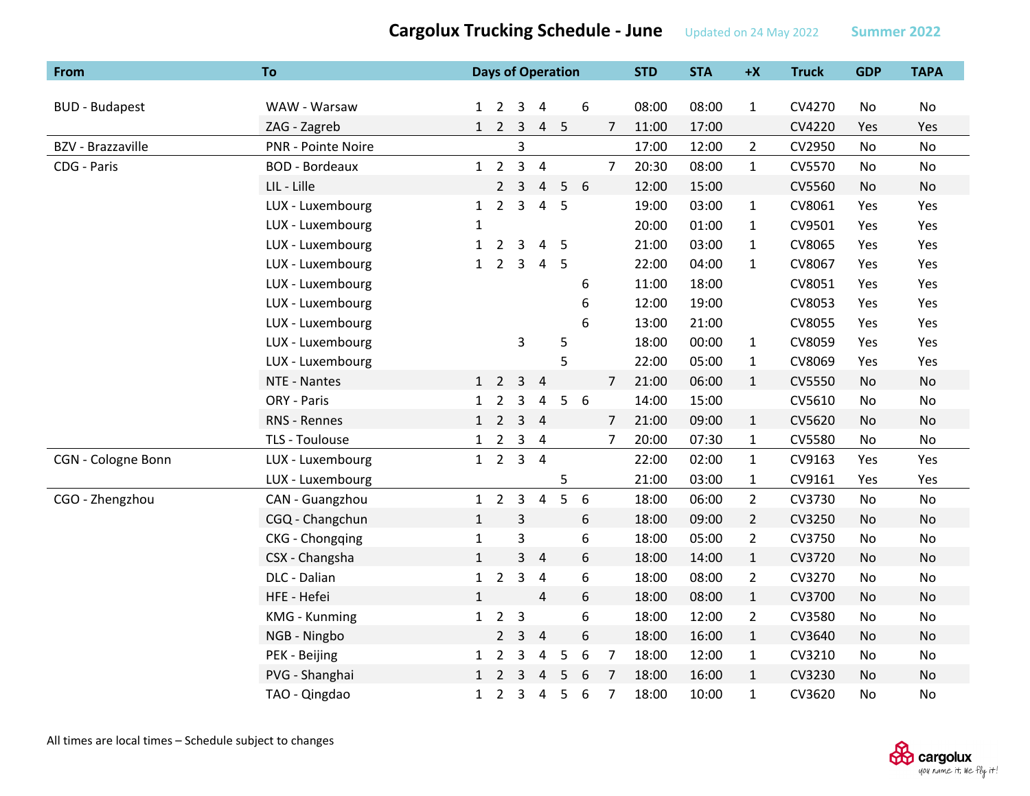# Cargolux Trucking Schedule - June

Updated on 24 May 2022 Summer 2022

| From | To | Days of Operation | | | | | | | STD | STA | +X | Truck | GDP | TAPA |
|---|---|---|---|---|---|---|---|---|---|---|---|---|---|---|
| BUD - Budapest | WAW - Warsaw | 1 | 2 | 3 | 4 | | 6 | | 08:00 | 08:00 | 1 | CV4270 | No | No |
| | ZAG - Zagreb | 1 | 2 | 3 | 4 | 5 | | 7 | 11:00 | 17:00 | | CV4220 | Yes | Yes |
| BZV - Brazzaville | PNR - Pointe Noire | | | 3 | | | | | 17:00 | 12:00 | 2 | CV2950 | No | No |
| CDG - Paris | BOD - Bordeaux | 1 | 2 | 3 | 4 | | | 7 | 20:30 | 08:00 | 1 | CV5570 | No | No |
| | LIL - Lille | | 2 | 3 | 4 | 5 | 6 | | 12:00 | 15:00 | | CV5560 | No | No |
| | LUX - Luxembourg | 1 | 2 | 3 | 4 | 5 | | | 19:00 | 03:00 | 1 | CV8061 | Yes | Yes |
| | LUX - Luxembourg | 1 | | | | | | | 20:00 | 01:00 | 1 | CV9501 | Yes | Yes |
| | LUX - Luxembourg | 1 | 2 | 3 | 4 | 5 | | | 21:00 | 03:00 | 1 | CV8065 | Yes | Yes |
| | LUX - Luxembourg | 1 | 2 | 3 | 4 | 5 | | | 22:00 | 04:00 | 1 | CV8067 | Yes | Yes |
| | LUX - Luxembourg | | | | | | 6 | | 11:00 | 18:00 | | CV8051 | Yes | Yes |
| | LUX - Luxembourg | | | | | | 6 | | 12:00 | 19:00 | | CV8053 | Yes | Yes |
| | LUX - Luxembourg | | | | | | 6 | | 13:00 | 21:00 | | CV8055 | Yes | Yes |
| | LUX - Luxembourg | | | 3 | | 5 | | | 18:00 | 00:00 | 1 | CV8059 | Yes | Yes |
| | LUX - Luxembourg | | | | | 5 | | | 22:00 | 05:00 | 1 | CV8069 | Yes | Yes |
| | NTE - Nantes | 1 | 2 | 3 | 4 | | | 7 | 21:00 | 06:00 | 1 | CV5550 | No | No |
| | ORY - Paris | 1 | 2 | 3 | 4 | 5 | 6 | | 14:00 | 15:00 | | CV5610 | No | No |
| | RNS - Rennes | 1 | 2 | 3 | 4 | | | 7 | 21:00 | 09:00 | 1 | CV5620 | No | No |
| | TLS - Toulouse | 1 | 2 | 3 | 4 | | | 7 | 20:00 | 07:30 | 1 | CV5580 | No | No |
| CGN - Cologne Bonn | LUX - Luxembourg | 1 | 2 | 3 | 4 | | | | 22:00 | 02:00 | 1 | CV9163 | Yes | Yes |
| | LUX - Luxembourg | | | | | 5 | | | 21:00 | 03:00 | 1 | CV9161 | Yes | Yes |
| CGO - Zhengzhou | CAN - Guangzhou | 1 | 2 | 3 | 4 | 5 | 6 | | 18:00 | 06:00 | 2 | CV3730 | No | No |
| | CGQ - Changchun | 1 | | 3 | | | 6 | | 18:00 | 09:00 | 2 | CV3250 | No | No |
| | CKG - Chongqing | 1 | | 3 | | | 6 | | 18:00 | 05:00 | 2 | CV3750 | No | No |
| | CSX - Changsha | 1 | | 3 | 4 | | 6 | | 18:00 | 14:00 | 1 | CV3720 | No | No |
| | DLC - Dalian | 1 | 2 | 3 | 4 | | 6 | | 18:00 | 08:00 | 2 | CV3270 | No | No |
| | HFE - Hefei | 1 | | | 4 | | 6 | | 18:00 | 08:00 | 1 | CV3700 | No | No |
| | KMG - Kunming | 1 | 2 | 3 | | | 6 | | 18:00 | 12:00 | 2 | CV3580 | No | No |
| | NGB - Ningbo | | 2 | 3 | 4 | | 6 | | 18:00 | 16:00 | 1 | CV3640 | No | No |
| | PEK - Beijing | 1 | 2 | 3 | 4 | 5 | 6 | 7 | 18:00 | 12:00 | 1 | CV3210 | No | No |
| | PVG - Shanghai | 1 | 2 | 3 | 4 | 5 | 6 | 7 | 18:00 | 16:00 | 1 | CV3230 | No | No |
| | TAO - Qingdao | 1 | 2 | 3 | 4 | 5 | 6 | 7 | 18:00 | 10:00 | 1 | CV3620 | No | No |

All times are local times – Schedule subject to changes

cargolux
you name it, we fly it!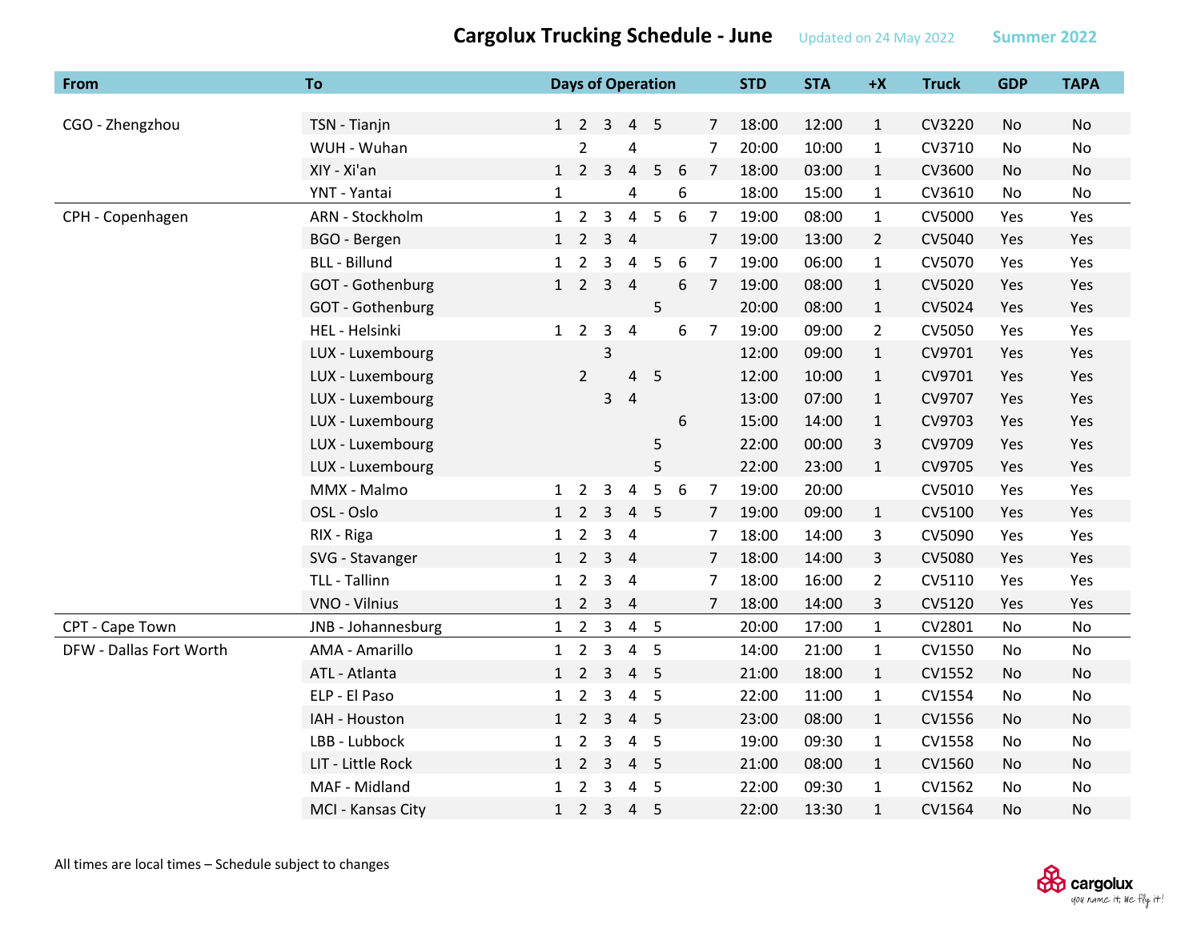# Cargolux Trucking Schedule - June

Updated on 24 May 2022 Summer 2022

| From | To | Days of Operation | STD | STA | +X | Truck | GDP | TAPA |
|---|---|---|---|---|---|---|---|---|
| CGO - Zhengzhou | TSN - Tianjn | 1 2 3 4 5 7 | 18:00 | 12:00 | 1 | CV3220 | No | No |
| | WUH - Wuhan | 2 4 7 | 20:00 | 10:00 | 1 | CV3710 | No | No |
| | XIY - Xi'an | 1 2 3 4 5 6 7 | 18:00 | 03:00 | 1 | CV3600 | No | No |
| | YNT - Yantai | 1 4 6 | 18:00 | 15:00 | 1 | CV3610 | No | No |
| CPH - Copenhagen | ARN - Stockholm | 1 2 3 4 5 6 7 | 19:00 | 08:00 | 1 | CV5000 | Yes | Yes |
| | BGO - Bergen | 1 2 3 4 7 | 19:00 | 13:00 | 2 | CV5040 | Yes | Yes |
| | BLL - Billund | 1 2 3 4 5 6 7 | 19:00 | 06:00 | 1 | CV5070 | Yes | Yes |
| | GOT - Gothenburg | 1 2 3 4 6 7 | 19:00 | 08:00 | 1 | CV5020 | Yes | Yes |
| | GOT - Gothenburg | 5 | 20:00 | 08:00 | 1 | CV5024 | Yes | Yes |
| | HEL - Helsinki | 1 2 3 4 6 7 | 19:00 | 09:00 | 2 | CV5050 | Yes | Yes |
| | LUX - Luxembourg | 3 | 12:00 | 09:00 | 1 | CV9701 | Yes | Yes |
| | LUX - Luxembourg | 2 4 5 | 12:00 | 10:00 | 1 | CV9701 | Yes | Yes |
| | LUX - Luxembourg | 3 4 | 13:00 | 07:00 | 1 | CV9707 | Yes | Yes |
| | LUX - Luxembourg | 6 | 15:00 | 14:00 | 1 | CV9703 | Yes | Yes |
| | LUX - Luxembourg | 5 | 22:00 | 00:00 | 3 | CV9709 | Yes | Yes |
| | LUX - Luxembourg | 5 | 22:00 | 23:00 | 1 | CV9705 | Yes | Yes |
| | MMX - Malmo | 1 2 3 4 5 6 7 | 19:00 | 20:00 | | CV5010 | Yes | Yes |
| | OSL - Oslo | 1 2 3 4 5 7 | 19:00 | 09:00 | 1 | CV5100 | Yes | Yes |
| | RIX - Riga | 1 2 3 4 7 | 18:00 | 14:00 | 3 | CV5090 | Yes | Yes |
| | SVG - Stavanger | 1 2 3 4 7 | 18:00 | 14:00 | 3 | CV5080 | Yes | Yes |
| | TLL - Tallinn | 1 2 3 4 7 | 18:00 | 16:00 | 2 | CV5110 | Yes | Yes |
| | VNO - Vilnius | 1 2 3 4 7 | 18:00 | 14:00 | 3 | CV5120 | Yes | Yes |
| CPT - Cape Town | JNB - Johannesburg | 1 2 3 4 5 | 20:00 | 17:00 | 1 | CV2801 | No | No |
| DFW - Dallas Fort Worth | AMA - Amarillo | 1 2 3 4 5 | 14:00 | 21:00 | 1 | CV1550 | No | No |
| | ATL - Atlanta | 1 2 3 4 5 | 21:00 | 18:00 | 1 | CV1552 | No | No |
| | ELP - El Paso | 1 2 3 4 5 | 22:00 | 11:00 | 1 | CV1554 | No | No |
| | IAH - Houston | 1 2 3 4 5 | 23:00 | 08:00 | 1 | CV1556 | No | No |
| | LBB - Lubbock | 1 2 3 4 5 | 19:00 | 09:30 | 1 | CV1558 | No | No |
| | LIT - Little Rock | 1 2 3 4 5 | 21:00 | 08:00 | 1 | CV1560 | No | No |
| | MAF - Midland | 1 2 3 4 5 | 22:00 | 09:30 | 1 | CV1562 | No | No |
| | MCI - Kansas City | 1 2 3 4 5 | 22:00 | 13:30 | 1 | CV1564 | No | No |

All times are local times – Schedule subject to changes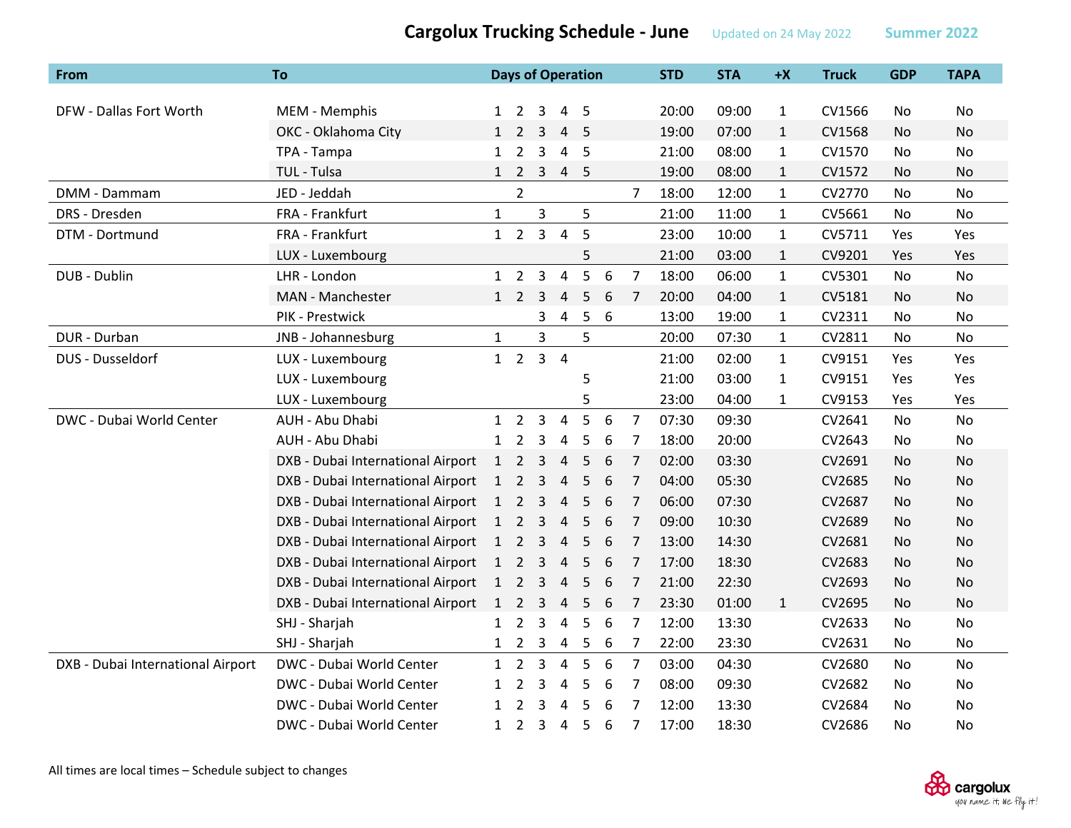# Cargolux Trucking Schedule - June

Updated on 24 May 2022 Summer 2022

| From | To | Days of Operation | STD | STA | +X | Truck | GDP | TAPA |
|---|---|---|---|---|---|---|---|---|
| DFW - Dallas Fort Worth | MEM - Memphis | 1 2 3 4 5 | 20:00 | 09:00 | 1 | CV1566 | No | No |
| | OKC - Oklahoma City | 1 2 3 4 5 | 19:00 | 07:00 | 1 | CV1568 | No | No |
| | TPA - Tampa | 1 2 3 4 5 | 21:00 | 08:00 | 1 | CV1570 | No | No |
| | TUL - Tulsa | 1 2 3 4 5 | 19:00 | 08:00 | 1 | CV1572 | No | No |
| DMM - Dammam | JED - Jeddah | 2 7 | 18:00 | 12:00 | 1 | CV2770 | No | No |
| DRS - Dresden | FRA - Frankfurt | 1 3 5 | 21:00 | 11:00 | 1 | CV5661 | No | No |
| DTM - Dortmund | FRA - Frankfurt | 1 2 3 4 5 | 23:00 | 10:00 | 1 | CV5711 | Yes | Yes |
| | LUX - Luxembourg | 5 | 21:00 | 03:00 | 1 | CV9201 | Yes | Yes |
| DUB - Dublin | LHR - London | 1 2 3 4 5 6 7 | 18:00 | 06:00 | 1 | CV5301 | No | No |
| | MAN - Manchester | 1 2 3 4 5 6 7 | 20:00 | 04:00 | 1 | CV5181 | No | No |
| | PIK - Prestwick | 3 4 5 6 | 13:00 | 19:00 | 1 | CV2311 | No | No |
| DUR - Durban | JNB - Johannesburg | 1 3 5 | 20:00 | 07:30 | 1 | CV2811 | No | No |
| DUS - Dusseldorf | LUX - Luxembourg | 1 2 3 4 | 21:00 | 02:00 | 1 | CV9151 | Yes | Yes |
| | LUX - Luxembourg | 5 | 21:00 | 03:00 | 1 | CV9151 | Yes | Yes |
| | LUX - Luxembourg | 5 | 23:00 | 04:00 | 1 | CV9153 | Yes | Yes |
| DWC - Dubai World Center | AUH - Abu Dhabi | 1 2 3 4 5 6 7 | 07:30 | 09:30 | | CV2641 | No | No |
| | AUH - Abu Dhabi | 1 2 3 4 5 6 7 | 18:00 | 20:00 | | CV2643 | No | No |
| | DXB - Dubai International Airport | 1 2 3 4 5 6 7 | 02:00 | 03:30 | | CV2691 | No | No |
| | DXB - Dubai International Airport | 1 2 3 4 5 6 7 | 04:00 | 05:30 | | CV2685 | No | No |
| | DXB - Dubai International Airport | 1 2 3 4 5 6 7 | 06:00 | 07:30 | | CV2687 | No | No |
| | DXB - Dubai International Airport | 1 2 3 4 5 6 7 | 09:00 | 10:30 | | CV2689 | No | No |
| | DXB - Dubai International Airport | 1 2 3 4 5 6 7 | 13:00 | 14:30 | | CV2681 | No | No |
| | DXB - Dubai International Airport | 1 2 3 4 5 6 7 | 17:00 | 18:30 | | CV2683 | No | No |
| | DXB - Dubai International Airport | 1 2 3 4 5 6 7 | 21:00 | 22:30 | | CV2693 | No | No |
| | DXB - Dubai International Airport | 1 2 3 4 5 6 7 | 23:30 | 01:00 | 1 | CV2695 | No | No |
| | SHJ - Sharjah | 1 2 3 4 5 6 7 | 12:00 | 13:30 | | CV2633 | No | No |
| | SHJ - Sharjah | 1 2 3 4 5 6 7 | 22:00 | 23:30 | | CV2631 | No | No |
| DXB - Dubai International Airport | DWC - Dubai World Center | 1 2 3 4 5 6 7 | 03:00 | 04:30 | | CV2680 | No | No |
| | DWC - Dubai World Center | 1 2 3 4 5 6 7 | 08:00 | 09:30 | | CV2682 | No | No |
| | DWC - Dubai World Center | 1 2 3 4 5 6 7 | 12:00 | 13:30 | | CV2684 | No | No |
| | DWC - Dubai World Center | 1 2 3 4 5 6 7 | 17:00 | 18:30 | | CV2686 | No | No |

All times are local times – Schedule subject to changes

cargolux
you name it, we fly it!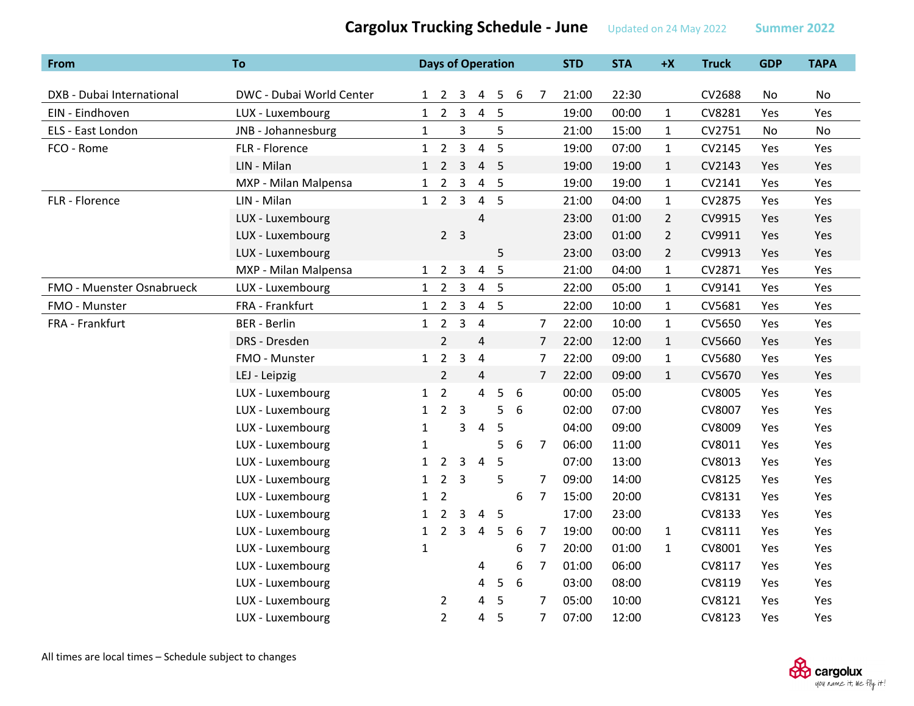# Cargolux Trucking Schedule - June

Updated on 24 May 2022 — Summer 2022

| From | To | Days of Operation | | | | | | | STD | STA | +X | Truck | GDP | TAPA |
|---|---|---|---|---|---|---|---|---|---|---|---|---|---|---|
| DXB - Dubai International | DWC - Dubai World Center | 1 | 2 | 3 | 4 | 5 | 6 | 7 | 21:00 | 22:30 | | CV2688 | No | No |
| EIN - Eindhoven | LUX - Luxembourg | 1 | 2 | 3 | 4 | 5 | | | 19:00 | 00:00 | 1 | CV8281 | Yes | Yes |
| ELS - East London | JNB - Johannesburg | 1 | | 3 | | 5 | | | 21:00 | 15:00 | 1 | CV2751 | No | No |
| FCO - Rome | FLR - Florence | 1 | 2 | 3 | 4 | 5 | | | 19:00 | 07:00 | 1 | CV2145 | Yes | Yes |
| | LIN - Milan | 1 | 2 | 3 | 4 | 5 | | | 19:00 | 19:00 | 1 | CV2143 | Yes | Yes |
| | MXP - Milan Malpensa | 1 | 2 | 3 | 4 | 5 | | | 19:00 | 19:00 | 1 | CV2141 | Yes | Yes |
| FLR - Florence | LIN - Milan | 1 | 2 | 3 | 4 | 5 | | | 21:00 | 04:00 | 1 | CV2875 | Yes | Yes |
| | LUX - Luxembourg | | | | 4 | | | | 23:00 | 01:00 | 2 | CV9915 | Yes | Yes |
| | LUX - Luxembourg | | 2 | 3 | | | | | 23:00 | 01:00 | 2 | CV9911 | Yes | Yes |
| | LUX - Luxembourg | | | | | 5 | | | 23:00 | 03:00 | 2 | CV9913 | Yes | Yes |
| | MXP - Milan Malpensa | 1 | 2 | 3 | 4 | 5 | | | 21:00 | 04:00 | 1 | CV2871 | Yes | Yes |
| FMO - Muenster Osnabrueck | LUX - Luxembourg | 1 | 2 | 3 | 4 | 5 | | | 22:00 | 05:00 | 1 | CV9141 | Yes | Yes |
| FMO - Munster | FRA - Frankfurt | 1 | 2 | 3 | 4 | 5 | | | 22:00 | 10:00 | 1 | CV5681 | Yes | Yes |
| FRA - Frankfurt | BER - Berlin | 1 | 2 | 3 | 4 | | | 7 | 22:00 | 10:00 | 1 | CV5650 | Yes | Yes |
| | DRS - Dresden | | 2 | | 4 | | | 7 | 22:00 | 12:00 | 1 | CV5660 | Yes | Yes |
| | FMO - Munster | 1 | 2 | 3 | 4 | | | 7 | 22:00 | 09:00 | 1 | CV5680 | Yes | Yes |
| | LEJ - Leipzig | | 2 | | 4 | | | 7 | 22:00 | 09:00 | 1 | CV5670 | Yes | Yes |
| | LUX - Luxembourg | 1 | 2 | | 4 | 5 | 6 | | 00:00 | 05:00 | | CV8005 | Yes | Yes |
| | LUX - Luxembourg | 1 | 2 | 3 | | 5 | 6 | | 02:00 | 07:00 | | CV8007 | Yes | Yes |
| | LUX - Luxembourg | 1 | | 3 | 4 | 5 | | | 04:00 | 09:00 | | CV8009 | Yes | Yes |
| | LUX - Luxembourg | 1 | | | | 5 | 6 | 7 | 06:00 | 11:00 | | CV8011 | Yes | Yes |
| | LUX - Luxembourg | 1 | 2 | 3 | 4 | 5 | | | 07:00 | 13:00 | | CV8013 | Yes | Yes |
| | LUX - Luxembourg | 1 | 2 | 3 | | 5 | | 7 | 09:00 | 14:00 | | CV8125 | Yes | Yes |
| | LUX - Luxembourg | 1 | 2 | | | | 6 | 7 | 15:00 | 20:00 | | CV8131 | Yes | Yes |
| | LUX - Luxembourg | 1 | 2 | 3 | 4 | 5 | | | 17:00 | 23:00 | | CV8133 | Yes | Yes |
| | LUX - Luxembourg | 1 | 2 | 3 | 4 | 5 | 6 | 7 | 19:00 | 00:00 | 1 | CV8111 | Yes | Yes |
| | LUX - Luxembourg | 1 | | | | | 6 | 7 | 20:00 | 01:00 | 1 | CV8001 | Yes | Yes |
| | LUX - Luxembourg | | | | 4 | | 6 | 7 | 01:00 | 06:00 | | CV8117 | Yes | Yes |
| | LUX - Luxembourg | | | | 4 | 5 | 6 | | 03:00 | 08:00 | | CV8119 | Yes | Yes |
| | LUX - Luxembourg | | 2 | | 4 | 5 | | 7 | 05:00 | 10:00 | | CV8121 | Yes | Yes |
| | LUX - Luxembourg | | 2 | | 4 | 5 | | 7 | 07:00 | 12:00 | | CV8123 | Yes | Yes |

All times are local times – Schedule subject to changes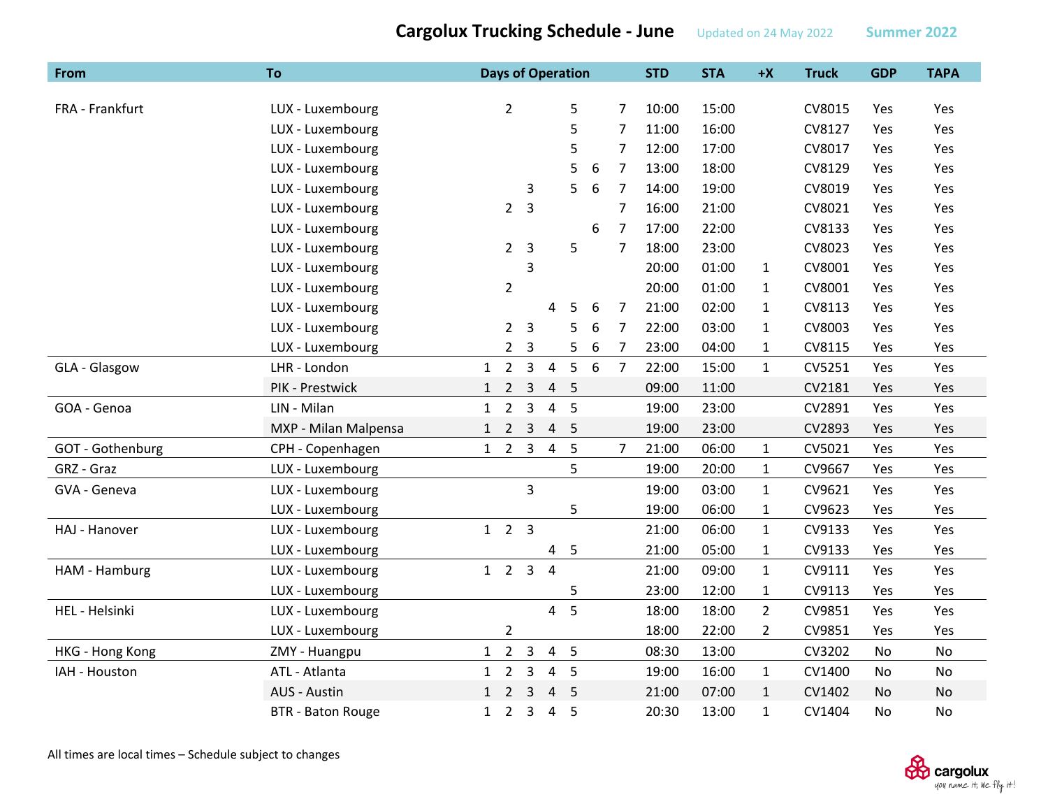# Cargolux Trucking Schedule - June

Updated on 24 May 2022 Summer 2022

| From | To | Days of Operation | | | | | | | STD | STA | +X | Truck | GDP | TAPA |
|---|---|---|---|---|---|---|---|---|---|---|---|---|---|---|
| FRA - Frankfurt | LUX - Luxembourg | | 2 | | | 5 | | 7 | 10:00 | 15:00 | | CV8015 | Yes | Yes |
| | LUX - Luxembourg | | | | | 5 | | 7 | 11:00 | 16:00 | | CV8127 | Yes | Yes |
| | LUX - Luxembourg | | | | | 5 | | 7 | 12:00 | 17:00 | | CV8017 | Yes | Yes |
| | LUX - Luxembourg | | | | | 5 | 6 | 7 | 13:00 | 18:00 | | CV8129 | Yes | Yes |
| | LUX - Luxembourg | | | 3 | | 5 | 6 | 7 | 14:00 | 19:00 | | CV8019 | Yes | Yes |
| | LUX - Luxembourg | | 2 | 3 | | | | 7 | 16:00 | 21:00 | | CV8021 | Yes | Yes |
| | LUX - Luxembourg | | | | | | 6 | 7 | 17:00 | 22:00 | | CV8133 | Yes | Yes |
| | LUX - Luxembourg | | 2 | 3 | | 5 | | 7 | 18:00 | 23:00 | | CV8023 | Yes | Yes |
| | LUX - Luxembourg | | | 3 | | | | | 20:00 | 01:00 | 1 | CV8001 | Yes | Yes |
| | LUX - Luxembourg | | 2 | | | | | | 20:00 | 01:00 | 1 | CV8001 | Yes | Yes |
| | LUX - Luxembourg | | | | 4 | 5 | 6 | 7 | 21:00 | 02:00 | 1 | CV8113 | Yes | Yes |
| | LUX - Luxembourg | | 2 | 3 | | 5 | 6 | 7 | 22:00 | 03:00 | 1 | CV8003 | Yes | Yes |
| | LUX - Luxembourg | | 2 | 3 | | 5 | 6 | 7 | 23:00 | 04:00 | 1 | CV8115 | Yes | Yes |
| GLA - Glasgow | LHR - London | 1 | 2 | 3 | 4 | 5 | 6 | 7 | 22:00 | 15:00 | 1 | CV5251 | Yes | Yes |
| | PIK - Prestwick | 1 | 2 | 3 | 4 | 5 | | | 09:00 | 11:00 | | CV2181 | Yes | Yes |
| GOA - Genoa | LIN - Milan | 1 | 2 | 3 | 4 | 5 | | | 19:00 | 23:00 | | CV2891 | Yes | Yes |
| | MXP - Milan Malpensa | 1 | 2 | 3 | 4 | 5 | | | 19:00 | 23:00 | | CV2893 | Yes | Yes |
| GOT - Gothenburg | CPH - Copenhagen | 1 | 2 | 3 | 4 | 5 | | 7 | 21:00 | 06:00 | 1 | CV5021 | Yes | Yes |
| GRZ - Graz | LUX - Luxembourg | | | | | 5 | | | 19:00 | 20:00 | 1 | CV9667 | Yes | Yes |
| GVA - Geneva | LUX - Luxembourg | | | 3 | | | | | 19:00 | 03:00 | 1 | CV9621 | Yes | Yes |
| | LUX - Luxembourg | | | | | 5 | | | 19:00 | 06:00 | 1 | CV9623 | Yes | Yes |
| HAJ - Hanover | LUX - Luxembourg | 1 | 2 | 3 | | | | | 21:00 | 06:00 | 1 | CV9133 | Yes | Yes |
| | LUX - Luxembourg | | | | 4 | 5 | | | 21:00 | 05:00 | 1 | CV9133 | Yes | Yes |
| HAM - Hamburg | LUX - Luxembourg | 1 | 2 | 3 | 4 | | | | 21:00 | 09:00 | 1 | CV9111 | Yes | Yes |
| | LUX - Luxembourg | | | | | 5 | | | 23:00 | 12:00 | 1 | CV9113 | Yes | Yes |
| HEL - Helsinki | LUX - Luxembourg | | | | 4 | 5 | | | 18:00 | 18:00 | 2 | CV9851 | Yes | Yes |
| | LUX - Luxembourg | | 2 | | | | | | 18:00 | 22:00 | 2 | CV9851 | Yes | Yes |
| HKG - Hong Kong | ZMY - Huangpu | 1 | 2 | 3 | 4 | 5 | | | 08:30 | 13:00 | | CV3202 | No | No |
| IAH - Houston | ATL - Atlanta | 1 | 2 | 3 | 4 | 5 | | | 19:00 | 16:00 | 1 | CV1400 | No | No |
| | AUS - Austin | 1 | 2 | 3 | 4 | 5 | | | 21:00 | 07:00 | 1 | CV1402 | No | No |
| | BTR - Baton Rouge | 1 | 2 | 3 | 4 | 5 | | | 20:30 | 13:00 | 1 | CV1404 | No | No |

All times are local times – Schedule subject to changes

cargolux
you name it, we fly it!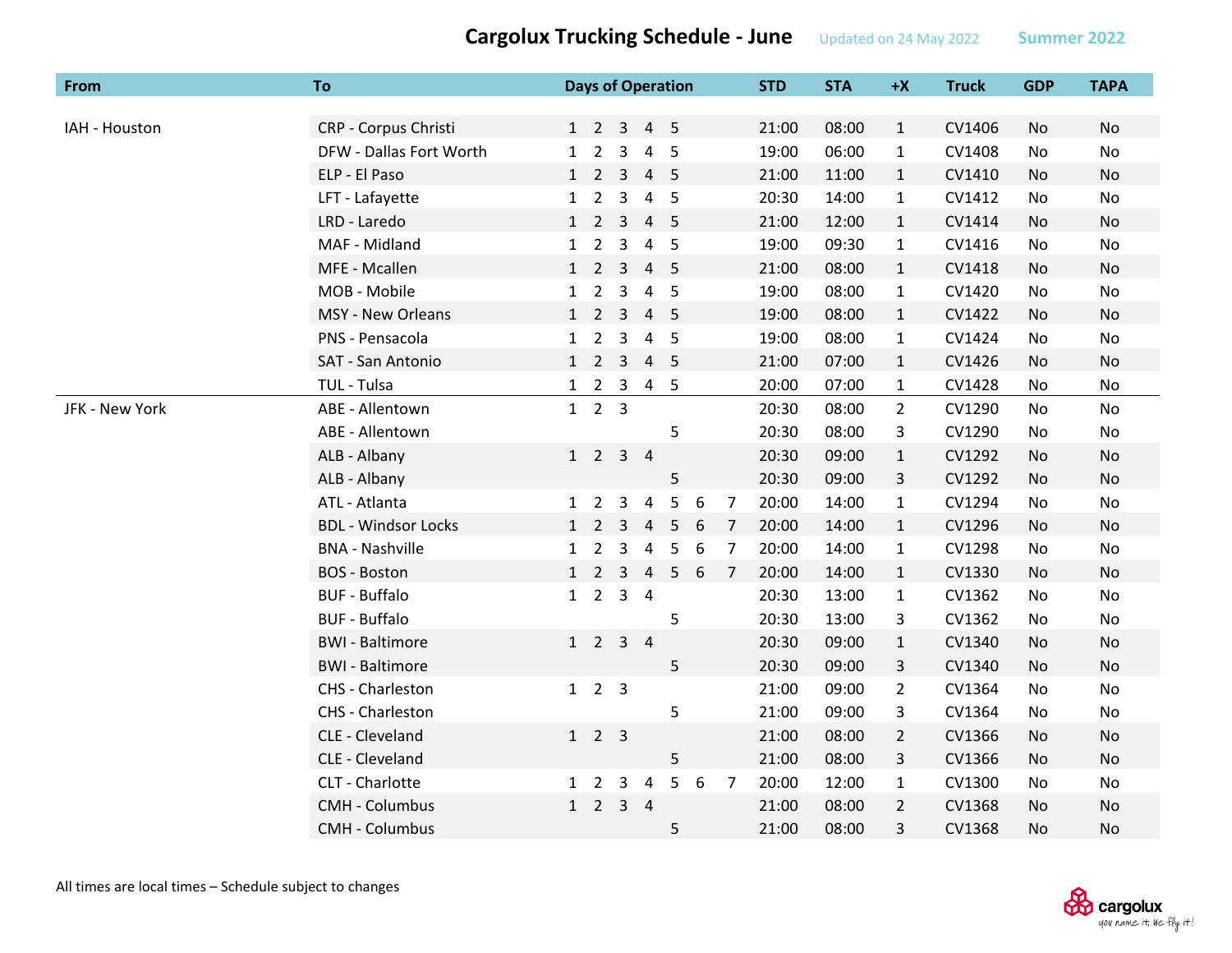# Cargolux Trucking Schedule - June

Updated on 24 May 2022 Summer 2022

| From | To | Days of Operation | STD | STA | +X | Truck | GDP | TAPA |
|---|---|---|---|---|---|---|---|---|
| IAH - Houston | CRP - Corpus Christi | 1 2 3 4 5 | 21:00 | 08:00 | 1 | CV1406 | No | No |
| | DFW - Dallas Fort Worth | 1 2 3 4 5 | 19:00 | 06:00 | 1 | CV1408 | No | No |
| | ELP - El Paso | 1 2 3 4 5 | 21:00 | 11:00 | 1 | CV1410 | No | No |
| | LFT - Lafayette | 1 2 3 4 5 | 20:30 | 14:00 | 1 | CV1412 | No | No |
| | LRD - Laredo | 1 2 3 4 5 | 21:00 | 12:00 | 1 | CV1414 | No | No |
| | MAF - Midland | 1 2 3 4 5 | 19:00 | 09:30 | 1 | CV1416 | No | No |
| | MFE - Mcallen | 1 2 3 4 5 | 21:00 | 08:00 | 1 | CV1418 | No | No |
| | MOB - Mobile | 1 2 3 4 5 | 19:00 | 08:00 | 1 | CV1420 | No | No |
| | MSY - New Orleans | 1 2 3 4 5 | 19:00 | 08:00 | 1 | CV1422 | No | No |
| | PNS - Pensacola | 1 2 3 4 5 | 19:00 | 08:00 | 1 | CV1424 | No | No |
| | SAT - San Antonio | 1 2 3 4 5 | 21:00 | 07:00 | 1 | CV1426 | No | No |
| | TUL - Tulsa | 1 2 3 4 5 | 20:00 | 07:00 | 1 | CV1428 | No | No |
| JFK - New York | ABE - Allentown | 1 2 3 | 20:30 | 08:00 | 2 | CV1290 | No | No |
| | ABE - Allentown | 5 | 20:30 | 08:00 | 3 | CV1290 | No | No |
| | ALB - Albany | 1 2 3 4 | 20:30 | 09:00 | 1 | CV1292 | No | No |
| | ALB - Albany | 5 | 20:30 | 09:00 | 3 | CV1292 | No | No |
| | ATL - Atlanta | 1 2 3 4 5 6 7 | 20:00 | 14:00 | 1 | CV1294 | No | No |
| | BDL - Windsor Locks | 1 2 3 4 5 6 7 | 20:00 | 14:00 | 1 | CV1296 | No | No |
| | BNA - Nashville | 1 2 3 4 5 6 7 | 20:00 | 14:00 | 1 | CV1298 | No | No |
| | BOS - Boston | 1 2 3 4 5 6 7 | 20:00 | 14:00 | 1 | CV1330 | No | No |
| | BUF - Buffalo | 1 2 3 4 | 20:30 | 13:00 | 1 | CV1362 | No | No |
| | BUF - Buffalo | 5 | 20:30 | 13:00 | 3 | CV1362 | No | No |
| | BWI - Baltimore | 1 2 3 4 | 20:30 | 09:00 | 1 | CV1340 | No | No |
| | BWI - Baltimore | 5 | 20:30 | 09:00 | 3 | CV1340 | No | No |
| | CHS - Charleston | 1 2 3 | 21:00 | 09:00 | 2 | CV1364 | No | No |
| | CHS - Charleston | 5 | 21:00 | 09:00 | 3 | CV1364 | No | No |
| | CLE - Cleveland | 1 2 3 | 21:00 | 08:00 | 2 | CV1366 | No | No |
| | CLE - Cleveland | 5 | 21:00 | 08:00 | 3 | CV1366 | No | No |
| | CLT - Charlotte | 1 2 3 4 5 6 7 | 20:00 | 12:00 | 1 | CV1300 | No | No |
| | CMH - Columbus | 1 2 3 4 | 21:00 | 08:00 | 2 | CV1368 | No | No |
| | CMH - Columbus | 5 | 21:00 | 08:00 | 3 | CV1368 | No | No |

All times are local times – Schedule subject to changes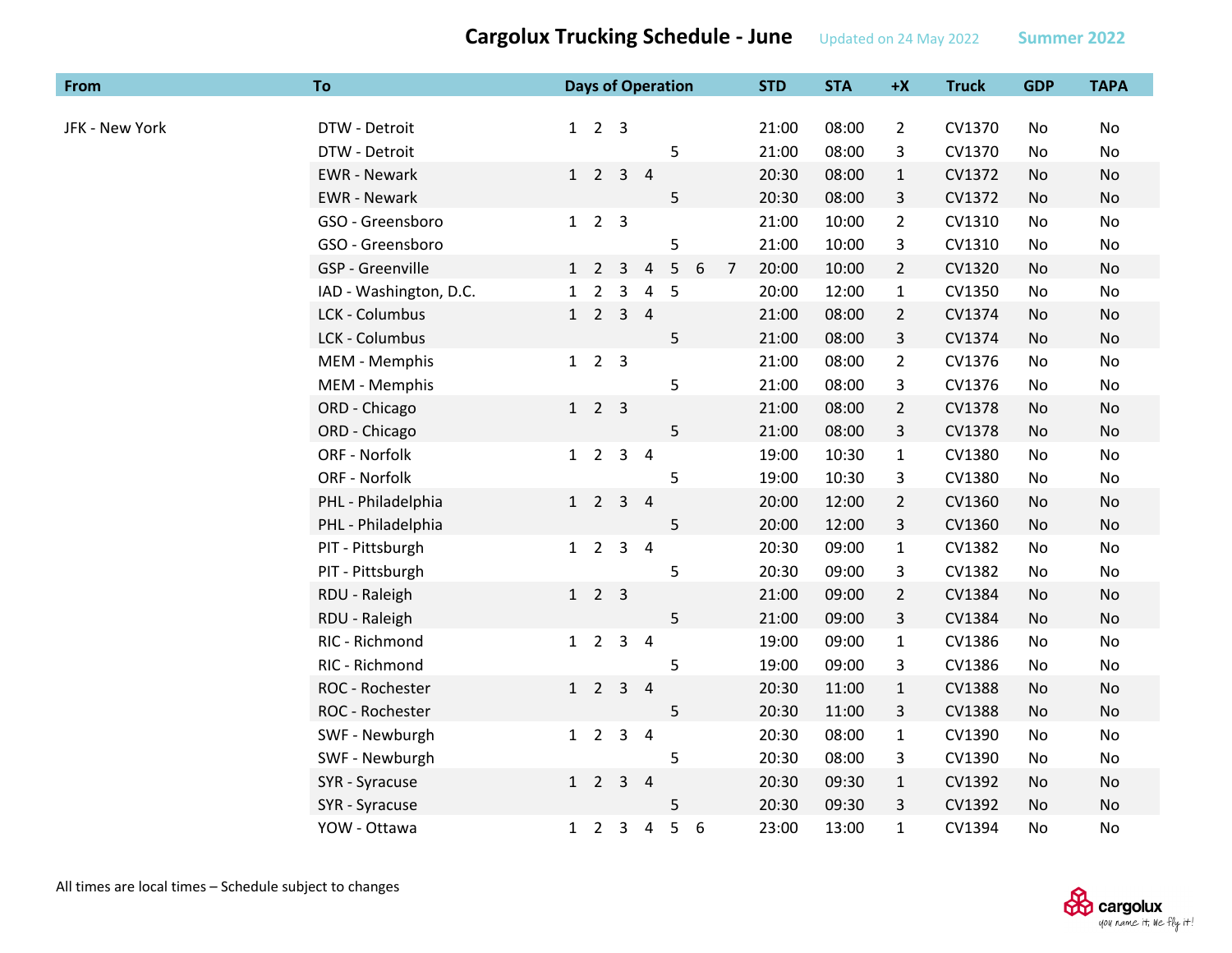# Cargolux Trucking Schedule - June

Updated on 24 May 2022

Summer 2022

| From | To | Days of Operation | STD | STA | +X | Truck | GDP | TAPA |
|---|---|---|---|---|---|---|---|---|
| JFK - New York | DTW - Detroit | 1 2 3 | 21:00 | 08:00 | 2 | CV1370 | No | No |
| | DTW - Detroit | 5 | 21:00 | 08:00 | 3 | CV1370 | No | No |
| | EWR - Newark | 1 2 3 4 | 20:30 | 08:00 | 1 | CV1372 | No | No |
| | EWR - Newark | 5 | 20:30 | 08:00 | 3 | CV1372 | No | No |
| | GSO - Greensboro | 1 2 3 | 21:00 | 10:00 | 2 | CV1310 | No | No |
| | GSO - Greensboro | 5 | 21:00 | 10:00 | 3 | CV1310 | No | No |
| | GSP - Greenville | 1 2 3 4 5 6 7 | 20:00 | 10:00 | 2 | CV1320 | No | No |
| | IAD - Washington, D.C. | 1 2 3 4 5 | 20:00 | 12:00 | 1 | CV1350 | No | No |
| | LCK - Columbus | 1 2 3 4 | 21:00 | 08:00 | 2 | CV1374 | No | No |
| | LCK - Columbus | 5 | 21:00 | 08:00 | 3 | CV1374 | No | No |
| | MEM - Memphis | 1 2 3 | 21:00 | 08:00 | 2 | CV1376 | No | No |
| | MEM - Memphis | 5 | 21:00 | 08:00 | 3 | CV1376 | No | No |
| | ORD - Chicago | 1 2 3 | 21:00 | 08:00 | 2 | CV1378 | No | No |
| | ORD - Chicago | 5 | 21:00 | 08:00 | 3 | CV1378 | No | No |
| | ORF - Norfolk | 1 2 3 4 | 19:00 | 10:30 | 1 | CV1380 | No | No |
| | ORF - Norfolk | 5 | 19:00 | 10:30 | 3 | CV1380 | No | No |
| | PHL - Philadelphia | 1 2 3 4 | 20:00 | 12:00 | 2 | CV1360 | No | No |
| | PHL - Philadelphia | 5 | 20:00 | 12:00 | 3 | CV1360 | No | No |
| | PIT - Pittsburgh | 1 2 3 4 | 20:30 | 09:00 | 1 | CV1382 | No | No |
| | PIT - Pittsburgh | 5 | 20:30 | 09:00 | 3 | CV1382 | No | No |
| | RDU - Raleigh | 1 2 3 | 21:00 | 09:00 | 2 | CV1384 | No | No |
| | RDU - Raleigh | 5 | 21:00 | 09:00 | 3 | CV1384 | No | No |
| | RIC - Richmond | 1 2 3 4 | 19:00 | 09:00 | 1 | CV1386 | No | No |
| | RIC - Richmond | 5 | 19:00 | 09:00 | 3 | CV1386 | No | No |
| | ROC - Rochester | 1 2 3 4 | 20:30 | 11:00 | 1 | CV1388 | No | No |
| | ROC - Rochester | 5 | 20:30 | 11:00 | 3 | CV1388 | No | No |
| | SWF - Newburgh | 1 2 3 4 | 20:30 | 08:00 | 1 | CV1390 | No | No |
| | SWF - Newburgh | 5 | 20:30 | 08:00 | 3 | CV1390 | No | No |
| | SYR - Syracuse | 1 2 3 4 | 20:30 | 09:30 | 1 | CV1392 | No | No |
| | SYR - Syracuse | 5 | 20:30 | 09:30 | 3 | CV1392 | No | No |
| | YOW - Ottawa | 1 2 3 4 5 6 | 23:00 | 13:00 | 1 | CV1394 | No | No |

All times are local times – Schedule subject to changes

cargolux
you name it, we fly it!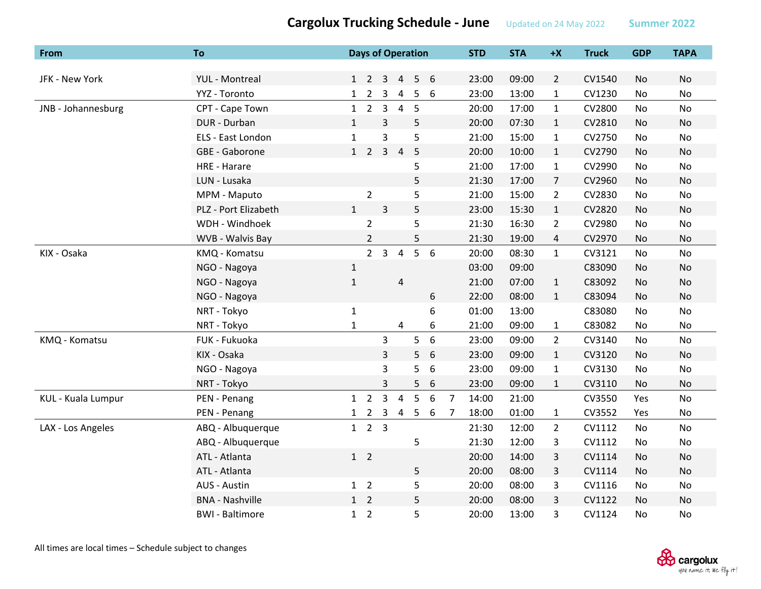# Cargolux Trucking Schedule - June

Updated on 24 May 2022 — Summer 2022

| From | To | Days of Operation | STD | STA | +X | Truck | GDP | TAPA |
|---|---|---|---|---|---|---|---|---|
| JFK - New York | YUL - Montreal | 1 2 3 4 5 6 | 23:00 | 09:00 | 2 | CV1540 | No | No |
| | YYZ - Toronto | 1 2 3 4 5 6 | 23:00 | 13:00 | 1 | CV1230 | No | No |
| JNB - Johannesburg | CPT - Cape Town | 1 2 3 4 5 | 20:00 | 17:00 | 1 | CV2800 | No | No |
| | DUR - Durban | 1 3 5 | 20:00 | 07:30 | 1 | CV2810 | No | No |
| | ELS - East London | 1 3 5 | 21:00 | 15:00 | 1 | CV2750 | No | No |
| | GBE - Gaborone | 1 2 3 4 5 | 20:00 | 10:00 | 1 | CV2790 | No | No |
| | HRE - Harare | 5 | 21:00 | 17:00 | 1 | CV2990 | No | No |
| | LUN - Lusaka | 5 | 21:30 | 17:00 | 7 | CV2960 | No | No |
| | MPM - Maputo | 2 5 | 21:00 | 15:00 | 2 | CV2830 | No | No |
| | PLZ - Port Elizabeth | 1 3 5 | 23:00 | 15:30 | 1 | CV2820 | No | No |
| | WDH - Windhoek | 2 5 | 21:30 | 16:30 | 2 | CV2980 | No | No |
| | WVB - Walvis Bay | 2 5 | 21:30 | 19:00 | 4 | CV2970 | No | No |
| KIX - Osaka | KMQ - Komatsu | 2 3 4 5 6 | 20:00 | 08:30 | 1 | CV3121 | No | No |
| | NGO - Nagoya | 1 | 03:00 | 09:00 | | C83090 | No | No |
| | NGO - Nagoya | 1 4 | 21:00 | 07:00 | 1 | C83092 | No | No |
| | NGO - Nagoya | 6 | 22:00 | 08:00 | 1 | C83094 | No | No |
| | NRT - Tokyo | 1 6 | 01:00 | 13:00 | | C83080 | No | No |
| | NRT - Tokyo | 1 4 6 | 21:00 | 09:00 | 1 | C83082 | No | No |
| KMQ - Komatsu | FUK - Fukuoka | 3 5 6 | 23:00 | 09:00 | 2 | CV3140 | No | No |
| | KIX - Osaka | 3 5 6 | 23:00 | 09:00 | 1 | CV3120 | No | No |
| | NGO - Nagoya | 3 5 6 | 23:00 | 09:00 | 1 | CV3130 | No | No |
| | NRT - Tokyo | 3 5 6 | 23:00 | 09:00 | 1 | CV3110 | No | No |
| KUL - Kuala Lumpur | PEN - Penang | 1 2 3 4 5 6 7 | 14:00 | 21:00 | | CV3550 | Yes | No |
| | PEN - Penang | 1 2 3 4 5 6 7 | 18:00 | 01:00 | 1 | CV3552 | Yes | No |
| LAX - Los Angeles | ABQ - Albuquerque | 1 2 3 | 21:30 | 12:00 | 2 | CV1112 | No | No |
| | ABQ - Albuquerque | 5 | 21:30 | 12:00 | 3 | CV1112 | No | No |
| | ATL - Atlanta | 1 2 | 20:00 | 14:00 | 3 | CV1114 | No | No |
| | ATL - Atlanta | 5 | 20:00 | 08:00 | 3 | CV1114 | No | No |
| | AUS - Austin | 1 2 5 | 20:00 | 08:00 | 3 | CV1116 | No | No |
| | BNA - Nashville | 1 2 5 | 20:00 | 08:00 | 3 | CV1122 | No | No |
| | BWI - Baltimore | 1 2 5 | 20:00 | 13:00 | 3 | CV1124 | No | No |

All times are local times – Schedule subject to changes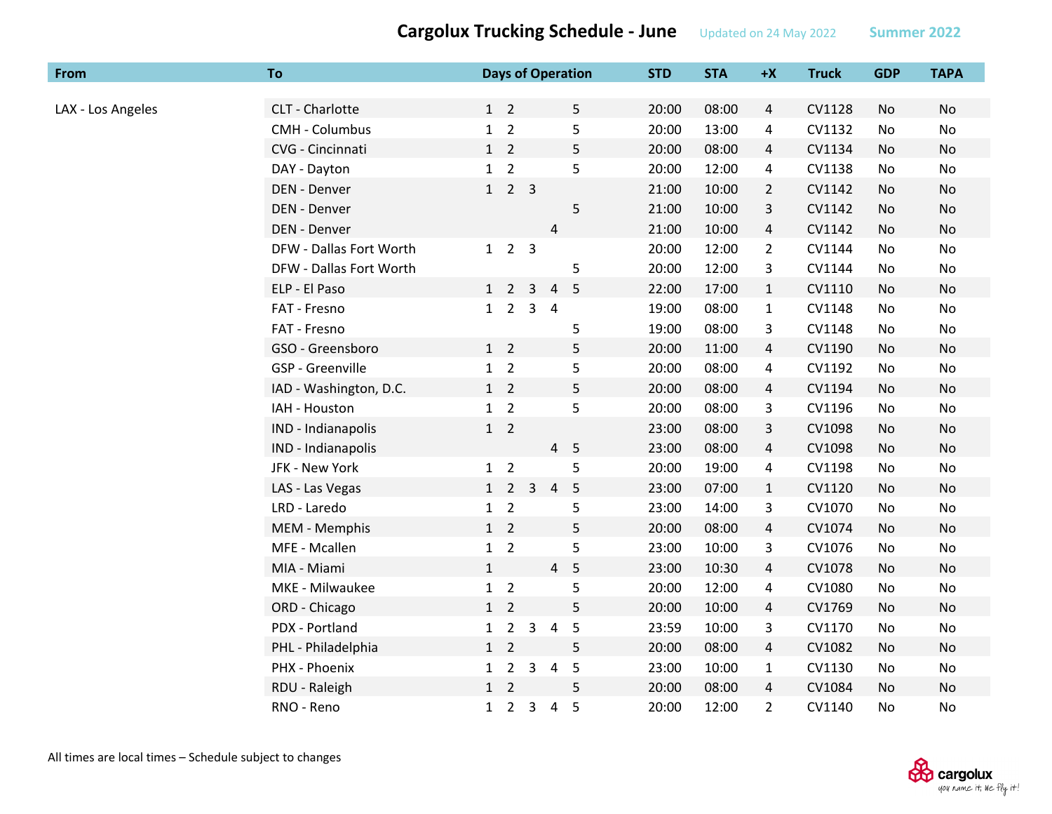# Cargolux Trucking Schedule - June

Updated on 24 May 2022 | Summer 2022

| From | To | Days of Operation | | | | | STD | STA | +X | Truck | GDP | TAPA |
|---|---|---|---|---|---|---|---|---|---|---|---|---|
| LAX - Los Angeles | CLT - Charlotte | 1 | 2 | | | 5 | 20:00 | 08:00 | 4 | CV1128 | No | No |
| | CMH - Columbus | 1 | 2 | | | 5 | 20:00 | 13:00 | 4 | CV1132 | No | No |
| | CVG - Cincinnati | 1 | 2 | | | 5 | 20:00 | 08:00 | 4 | CV1134 | No | No |
| | DAY - Dayton | 1 | 2 | | | 5 | 20:00 | 12:00 | 4 | CV1138 | No | No |
| | DEN - Denver | 1 | 2 | 3 | | | 21:00 | 10:00 | 2 | CV1142 | No | No |
| | DEN - Denver | | | | | 5 | 21:00 | 10:00 | 3 | CV1142 | No | No |
| | DEN - Denver | | | | 4 | | 21:00 | 10:00 | 4 | CV1142 | No | No |
| | DFW - Dallas Fort Worth | 1 | 2 | 3 | | | 20:00 | 12:00 | 2 | CV1144 | No | No |
| | DFW - Dallas Fort Worth | | | | | 5 | 20:00 | 12:00 | 3 | CV1144 | No | No |
| | ELP - El Paso | 1 | 2 | 3 | 4 | 5 | 22:00 | 17:00 | 1 | CV1110 | No | No |
| | FAT - Fresno | 1 | 2 | 3 | 4 | | 19:00 | 08:00 | 1 | CV1148 | No | No |
| | FAT - Fresno | | | | | 5 | 19:00 | 08:00 | 3 | CV1148 | No | No |
| | GSO - Greensboro | 1 | 2 | | | 5 | 20:00 | 11:00 | 4 | CV1190 | No | No |
| | GSP - Greenville | 1 | 2 | | | 5 | 20:00 | 08:00 | 4 | CV1192 | No | No |
| | IAD - Washington, D.C. | 1 | 2 | | | 5 | 20:00 | 08:00 | 4 | CV1194 | No | No |
| | IAH - Houston | 1 | 2 | | | 5 | 20:00 | 08:00 | 3 | CV1196 | No | No |
| | IND - Indianapolis | 1 | 2 | | | | 23:00 | 08:00 | 3 | CV1098 | No | No |
| | IND - Indianapolis | | | | 4 | 5 | 23:00 | 08:00 | 4 | CV1098 | No | No |
| | JFK - New York | 1 | 2 | | | 5 | 20:00 | 19:00 | 4 | CV1198 | No | No |
| | LAS - Las Vegas | 1 | 2 | 3 | 4 | 5 | 23:00 | 07:00 | 1 | CV1120 | No | No |
| | LRD - Laredo | 1 | 2 | | | 5 | 23:00 | 14:00 | 3 | CV1070 | No | No |
| | MEM - Memphis | 1 | 2 | | | 5 | 20:00 | 08:00 | 4 | CV1074 | No | No |
| | MFE - Mcallen | 1 | 2 | | | 5 | 23:00 | 10:00 | 3 | CV1076 | No | No |
| | MIA - Miami | 1 | | | 4 | 5 | 23:00 | 10:30 | 4 | CV1078 | No | No |
| | MKE - Milwaukee | 1 | 2 | | | 5 | 20:00 | 12:00 | 4 | CV1080 | No | No |
| | ORD - Chicago | 1 | 2 | | | 5 | 20:00 | 10:00 | 4 | CV1769 | No | No |
| | PDX - Portland | 1 | 2 | 3 | 4 | 5 | 23:59 | 10:00 | 3 | CV1170 | No | No |
| | PHL - Philadelphia | 1 | 2 | | | 5 | 20:00 | 08:00 | 4 | CV1082 | No | No |
| | PHX - Phoenix | 1 | 2 | 3 | 4 | 5 | 23:00 | 10:00 | 1 | CV1130 | No | No |
| | RDU - Raleigh | 1 | 2 | | | 5 | 20:00 | 08:00 | 4 | CV1084 | No | No |
| | RNO - Reno | 1 | 2 | 3 | 4 | 5 | 20:00 | 12:00 | 2 | CV1140 | No | No |

All times are local times – Schedule subject to changes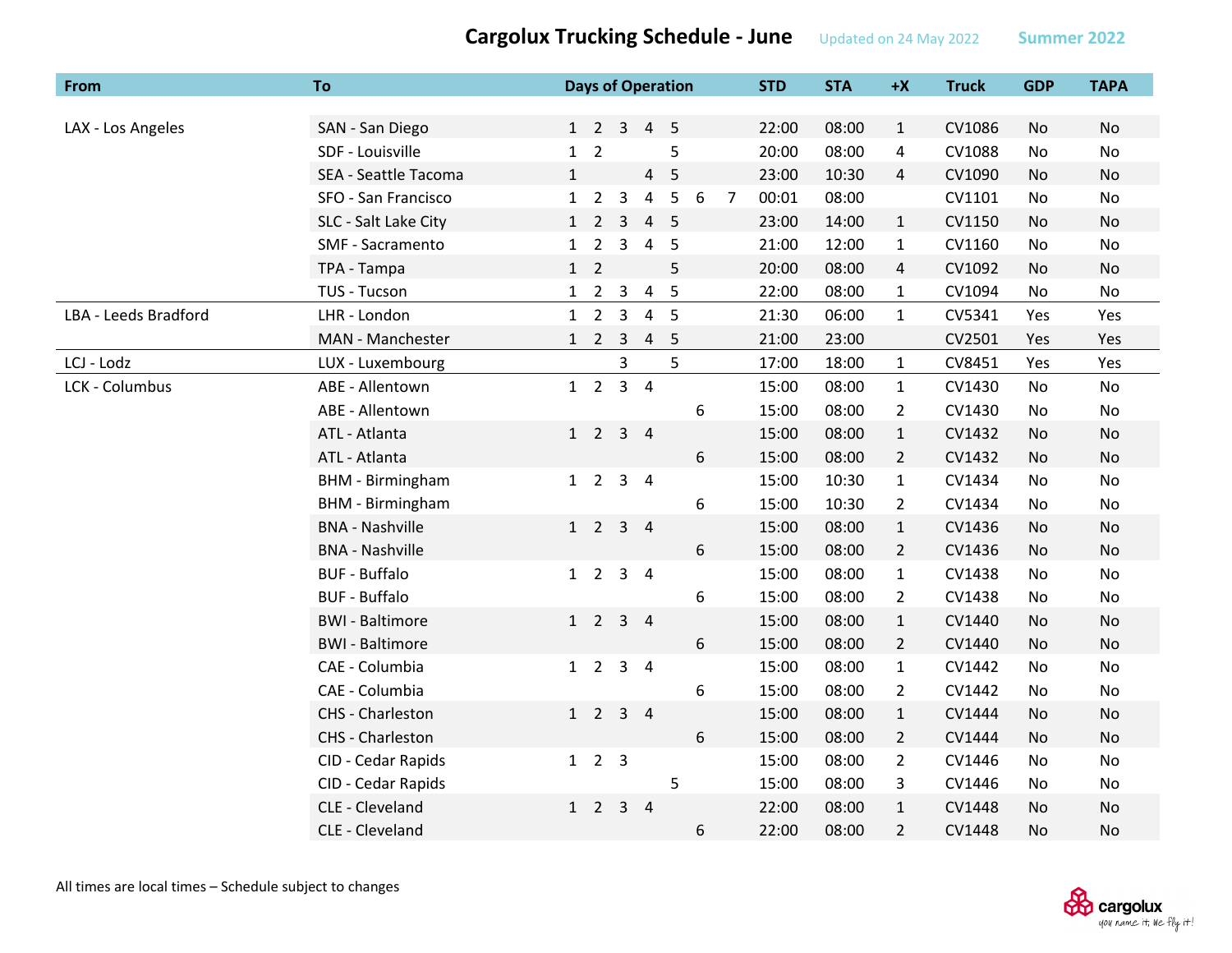# Cargolux Trucking Schedule - June

Updated on 24 May 2022 — Summer 2022

| From | To | Days of Operation | STD | STA | +X | Truck | GDP | TAPA |
|---|---|---|---|---|---|---|---|---|
| LAX - Los Angeles | SAN - San Diego | 1 2 3 4 5 | 22:00 | 08:00 | 1 | CV1086 | No | No |
| | SDF - Louisville | 1 2 5 | 20:00 | 08:00 | 4 | CV1088 | No | No |
| | SEA - Seattle Tacoma | 1 4 5 | 23:00 | 10:30 | 4 | CV1090 | No | No |
| | SFO - San Francisco | 1 2 3 4 5 6 7 | 00:01 | 08:00 | | CV1101 | No | No |
| | SLC - Salt Lake City | 1 2 3 4 5 | 23:00 | 14:00 | 1 | CV1150 | No | No |
| | SMF - Sacramento | 1 2 3 4 5 | 21:00 | 12:00 | 1 | CV1160 | No | No |
| | TPA - Tampa | 1 2 5 | 20:00 | 08:00 | 4 | CV1092 | No | No |
| | TUS - Tucson | 1 2 3 4 5 | 22:00 | 08:00 | 1 | CV1094 | No | No |
| LBA - Leeds Bradford | LHR - London | 1 2 3 4 5 | 21:30 | 06:00 | 1 | CV5341 | Yes | Yes |
| | MAN - Manchester | 1 2 3 4 5 | 21:00 | 23:00 | | CV2501 | Yes | Yes |
| LCJ - Lodz | LUX - Luxembourg | 3 5 | 17:00 | 18:00 | 1 | CV8451 | Yes | Yes |
| LCK - Columbus | ABE - Allentown | 1 2 3 4 | 15:00 | 08:00 | 1 | CV1430 | No | No |
| | ABE - Allentown | 6 | 15:00 | 08:00 | 2 | CV1430 | No | No |
| | ATL - Atlanta | 1 2 3 4 | 15:00 | 08:00 | 1 | CV1432 | No | No |
| | ATL - Atlanta | 6 | 15:00 | 08:00 | 2 | CV1432 | No | No |
| | BHM - Birmingham | 1 2 3 4 | 15:00 | 10:30 | 1 | CV1434 | No | No |
| | BHM - Birmingham | 6 | 15:00 | 10:30 | 2 | CV1434 | No | No |
| | BNA - Nashville | 1 2 3 4 | 15:00 | 08:00 | 1 | CV1436 | No | No |
| | BNA - Nashville | 6 | 15:00 | 08:00 | 2 | CV1436 | No | No |
| | BUF - Buffalo | 1 2 3 4 | 15:00 | 08:00 | 1 | CV1438 | No | No |
| | BUF - Buffalo | 6 | 15:00 | 08:00 | 2 | CV1438 | No | No |
| | BWI - Baltimore | 1 2 3 4 | 15:00 | 08:00 | 1 | CV1440 | No | No |
| | BWI - Baltimore | 6 | 15:00 | 08:00 | 2 | CV1440 | No | No |
| | CAE - Columbia | 1 2 3 4 | 15:00 | 08:00 | 1 | CV1442 | No | No |
| | CAE - Columbia | 6 | 15:00 | 08:00 | 2 | CV1442 | No | No |
| | CHS - Charleston | 1 2 3 4 | 15:00 | 08:00 | 1 | CV1444 | No | No |
| | CHS - Charleston | 6 | 15:00 | 08:00 | 2 | CV1444 | No | No |
| | CID - Cedar Rapids | 1 2 3 | 15:00 | 08:00 | 2 | CV1446 | No | No |
| | CID - Cedar Rapids | 5 | 15:00 | 08:00 | 3 | CV1446 | No | No |
| | CLE - Cleveland | 1 2 3 4 | 22:00 | 08:00 | 1 | CV1448 | No | No |
| | CLE - Cleveland | 6 | 22:00 | 08:00 | 2 | CV1448 | No | No |

All times are local times – Schedule subject to changes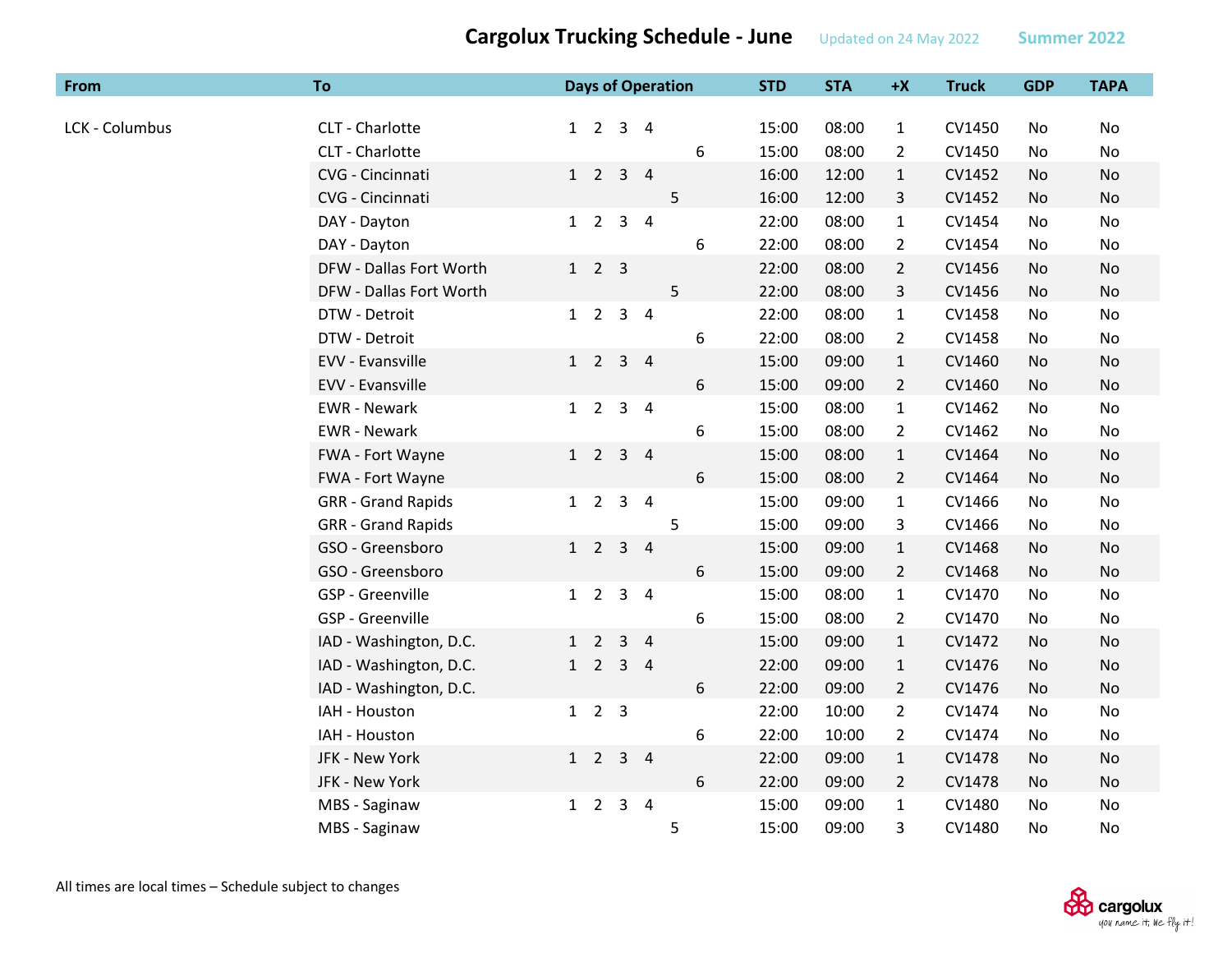# Cargolux Trucking Schedule - June

Updated on 24 May 2022 — Summer 2022

| From | To | Days of Operation | STD | STA | +X | Truck | GDP | TAPA |
|---|---|---|---|---|---|---|---|---|
| LCK - Columbus | CLT - Charlotte | 1 2 3 4 | 15:00 | 08:00 | 1 | CV1450 | No | No |
| | CLT - Charlotte | 6 | 15:00 | 08:00 | 2 | CV1450 | No | No |
| | CVG - Cincinnati | 1 2 3 4 | 16:00 | 12:00 | 1 | CV1452 | No | No |
| | CVG - Cincinnati | 5 | 16:00 | 12:00 | 3 | CV1452 | No | No |
| | DAY - Dayton | 1 2 3 4 | 22:00 | 08:00 | 1 | CV1454 | No | No |
| | DAY - Dayton | 6 | 22:00 | 08:00 | 2 | CV1454 | No | No |
| | DFW - Dallas Fort Worth | 1 2 3 | 22:00 | 08:00 | 2 | CV1456 | No | No |
| | DFW - Dallas Fort Worth | 5 | 22:00 | 08:00 | 3 | CV1456 | No | No |
| | DTW - Detroit | 1 2 3 4 | 22:00 | 08:00 | 1 | CV1458 | No | No |
| | DTW - Detroit | 6 | 22:00 | 08:00 | 2 | CV1458 | No | No |
| | EVV - Evansville | 1 2 3 4 | 15:00 | 09:00 | 1 | CV1460 | No | No |
| | EVV - Evansville | 6 | 15:00 | 09:00 | 2 | CV1460 | No | No |
| | EWR - Newark | 1 2 3 4 | 15:00 | 08:00 | 1 | CV1462 | No | No |
| | EWR - Newark | 6 | 15:00 | 08:00 | 2 | CV1462 | No | No |
| | FWA - Fort Wayne | 1 2 3 4 | 15:00 | 08:00 | 1 | CV1464 | No | No |
| | FWA - Fort Wayne | 6 | 15:00 | 08:00 | 2 | CV1464 | No | No |
| | GRR - Grand Rapids | 1 2 3 4 | 15:00 | 09:00 | 1 | CV1466 | No | No |
| | GRR - Grand Rapids | 5 | 15:00 | 09:00 | 3 | CV1466 | No | No |
| | GSO - Greensboro | 1 2 3 4 | 15:00 | 09:00 | 1 | CV1468 | No | No |
| | GSO - Greensboro | 6 | 15:00 | 09:00 | 2 | CV1468 | No | No |
| | GSP - Greenville | 1 2 3 4 | 15:00 | 08:00 | 1 | CV1470 | No | No |
| | GSP - Greenville | 6 | 15:00 | 08:00 | 2 | CV1470 | No | No |
| | IAD - Washington, D.C. | 1 2 3 4 | 15:00 | 09:00 | 1 | CV1472 | No | No |
| | IAD - Washington, D.C. | 1 2 3 4 | 22:00 | 09:00 | 1 | CV1476 | No | No |
| | IAD - Washington, D.C. | 6 | 22:00 | 09:00 | 2 | CV1476 | No | No |
| | IAH - Houston | 1 2 3 | 22:00 | 10:00 | 2 | CV1474 | No | No |
| | IAH - Houston | 6 | 22:00 | 10:00 | 2 | CV1474 | No | No |
| | JFK - New York | 1 2 3 4 | 22:00 | 09:00 | 1 | CV1478 | No | No |
| | JFK - New York | 6 | 22:00 | 09:00 | 2 | CV1478 | No | No |
| | MBS - Saginaw | 1 2 3 4 | 15:00 | 09:00 | 1 | CV1480 | No | No |
| | MBS - Saginaw | 5 | 15:00 | 09:00 | 3 | CV1480 | No | No |

All times are local times – Schedule subject to changes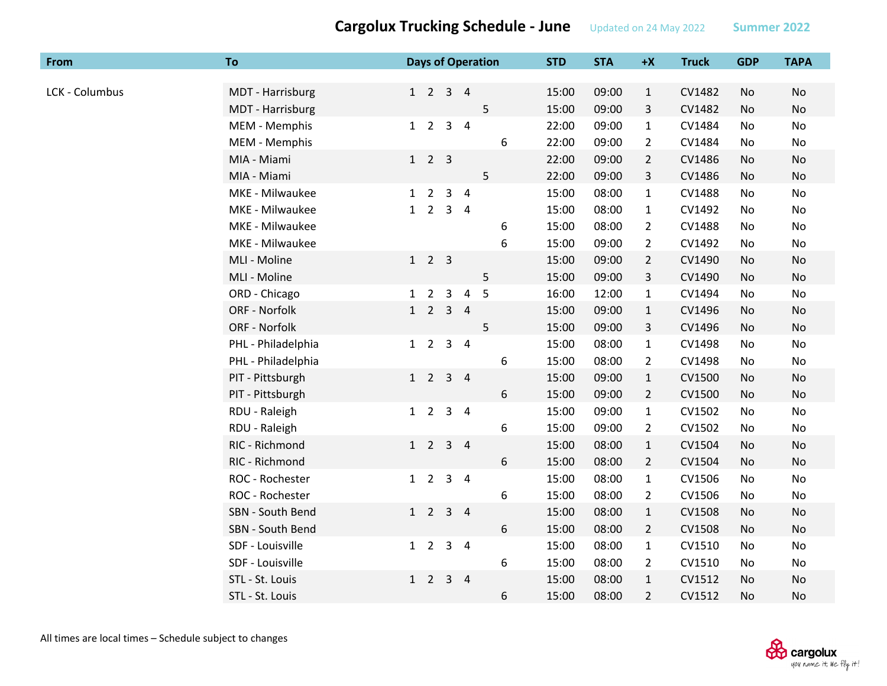# Cargolux Trucking Schedule - June

Updated on 24 May 2022 — Summer 2022

| From | To | Days of Operation | STD | STA | +X | Truck | GDP | TAPA |
|---|---|---|---|---|---|---|---|---|
| LCK - Columbus | MDT - Harrisburg | 1 2 3 4 | 15:00 | 09:00 | 1 | CV1482 | No | No |
| | MDT - Harrisburg | 5 | 15:00 | 09:00 | 3 | CV1482 | No | No |
| | MEM - Memphis | 1 2 3 4 | 22:00 | 09:00 | 1 | CV1484 | No | No |
| | MEM - Memphis | 6 | 22:00 | 09:00 | 2 | CV1484 | No | No |
| | MIA - Miami | 1 2 3 | 22:00 | 09:00 | 2 | CV1486 | No | No |
| | MIA - Miami | 5 | 22:00 | 09:00 | 3 | CV1486 | No | No |
| | MKE - Milwaukee | 1 2 3 4 | 15:00 | 08:00 | 1 | CV1488 | No | No |
| | MKE - Milwaukee | 1 2 3 4 | 15:00 | 08:00 | 1 | CV1492 | No | No |
| | MKE - Milwaukee | 6 | 15:00 | 08:00 | 2 | CV1488 | No | No |
| | MKE - Milwaukee | 6 | 15:00 | 09:00 | 2 | CV1492 | No | No |
| | MLI - Moline | 1 2 3 | 15:00 | 09:00 | 2 | CV1490 | No | No |
| | MLI - Moline | 5 | 15:00 | 09:00 | 3 | CV1490 | No | No |
| | ORD - Chicago | 1 2 3 4 5 | 16:00 | 12:00 | 1 | CV1494 | No | No |
| | ORF - Norfolk | 1 2 3 4 | 15:00 | 09:00 | 1 | CV1496 | No | No |
| | ORF - Norfolk | 5 | 15:00 | 09:00 | 3 | CV1496 | No | No |
| | PHL - Philadelphia | 1 2 3 4 | 15:00 | 08:00 | 1 | CV1498 | No | No |
| | PHL - Philadelphia | 6 | 15:00 | 08:00 | 2 | CV1498 | No | No |
| | PIT - Pittsburgh | 1 2 3 4 | 15:00 | 09:00 | 1 | CV1500 | No | No |
| | PIT - Pittsburgh | 6 | 15:00 | 09:00 | 2 | CV1500 | No | No |
| | RDU - Raleigh | 1 2 3 4 | 15:00 | 09:00 | 1 | CV1502 | No | No |
| | RDU - Raleigh | 6 | 15:00 | 09:00 | 2 | CV1502 | No | No |
| | RIC - Richmond | 1 2 3 4 | 15:00 | 08:00 | 1 | CV1504 | No | No |
| | RIC - Richmond | 6 | 15:00 | 08:00 | 2 | CV1504 | No | No |
| | ROC - Rochester | 1 2 3 4 | 15:00 | 08:00 | 1 | CV1506 | No | No |
| | ROC - Rochester | 6 | 15:00 | 08:00 | 2 | CV1506 | No | No |
| | SBN - South Bend | 1 2 3 4 | 15:00 | 08:00 | 1 | CV1508 | No | No |
| | SBN - South Bend | 6 | 15:00 | 08:00 | 2 | CV1508 | No | No |
| | SDF - Louisville | 1 2 3 4 | 15:00 | 08:00 | 1 | CV1510 | No | No |
| | SDF - Louisville | 6 | 15:00 | 08:00 | 2 | CV1510 | No | No |
| | STL - St. Louis | 1 2 3 4 | 15:00 | 08:00 | 1 | CV1512 | No | No |
| | STL - St. Louis | 6 | 15:00 | 08:00 | 2 | CV1512 | No | No |

All times are local times – Schedule subject to changes

cargolux — you name it, we fly it!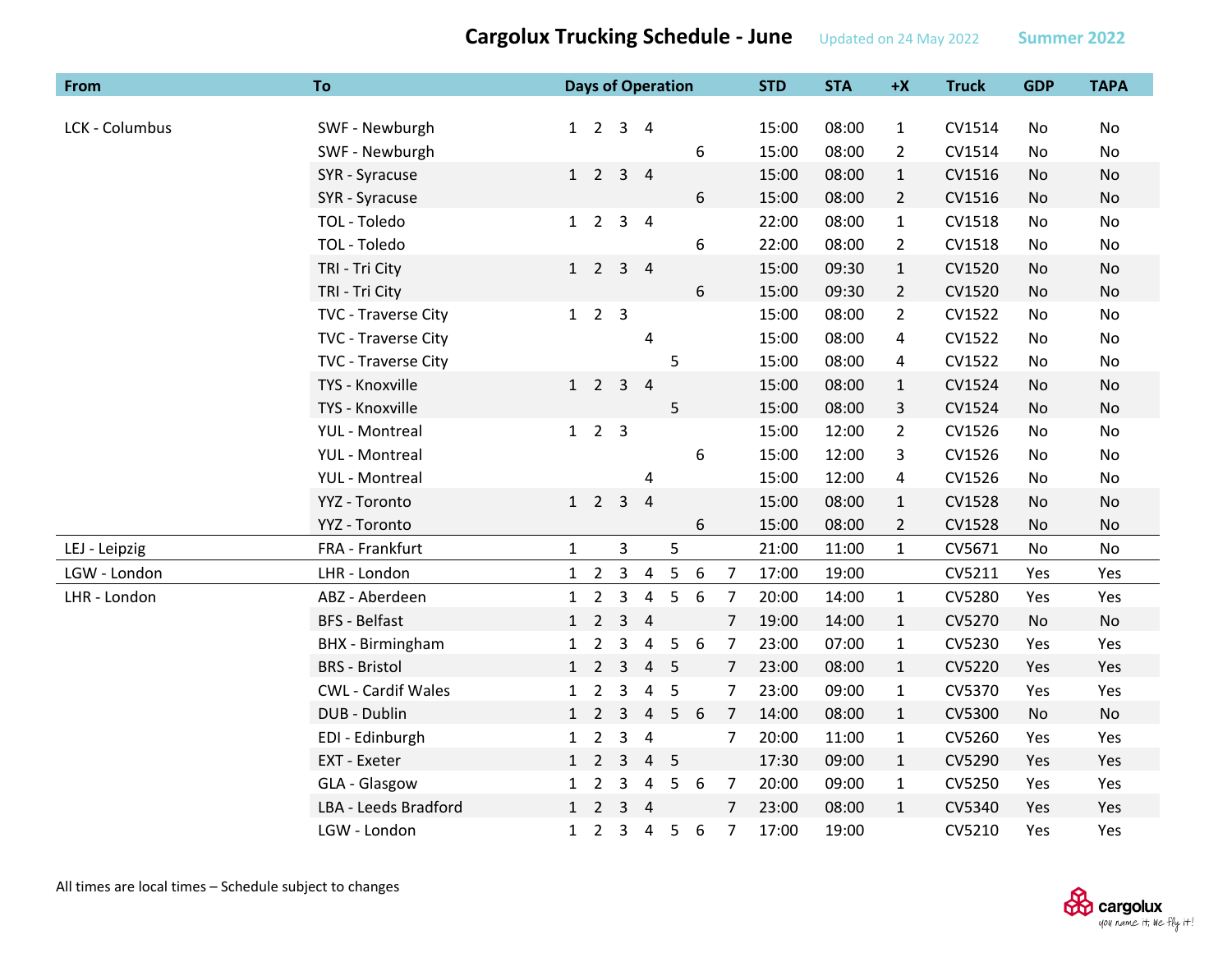# Cargolux Trucking Schedule - June

Updated on 24 May 2022 Summer 2022

| From | To | Days of Operation | | | | | | | STD | STA | +X | Truck | GDP | TAPA |
|---|---|---|---|---|---|---|---|---|---|---|---|---|---|---|
| LCK - Columbus | SWF - Newburgh | 1 | 2 | 3 | 4 | | | | 15:00 | 08:00 | 1 | CV1514 | No | No |
| | SWF - Newburgh | | | | | | 6 | | 15:00 | 08:00 | 2 | CV1514 | No | No |
| | SYR - Syracuse | 1 | 2 | 3 | 4 | | | | 15:00 | 08:00 | 1 | CV1516 | No | No |
| | SYR - Syracuse | | | | | | 6 | | 15:00 | 08:00 | 2 | CV1516 | No | No |
| | TOL - Toledo | 1 | 2 | 3 | 4 | | | | 22:00 | 08:00 | 1 | CV1518 | No | No |
| | TOL - Toledo | | | | | | 6 | | 22:00 | 08:00 | 2 | CV1518 | No | No |
| | TRI - Tri City | 1 | 2 | 3 | 4 | | | | 15:00 | 09:30 | 1 | CV1520 | No | No |
| | TRI - Tri City | | | | | | 6 | | 15:00 | 09:30 | 2 | CV1520 | No | No |
| | TVC - Traverse City | 1 | 2 | 3 | | | | | 15:00 | 08:00 | 2 | CV1522 | No | No |
| | TVC - Traverse City | | | | 4 | | | | 15:00 | 08:00 | 4 | CV1522 | No | No |
| | TVC - Traverse City | | | | | 5 | | | 15:00 | 08:00 | 4 | CV1522 | No | No |
| | TYS - Knoxville | 1 | 2 | 3 | 4 | | | | 15:00 | 08:00 | 1 | CV1524 | No | No |
| | TYS - Knoxville | | | | | 5 | | | 15:00 | 08:00 | 3 | CV1524 | No | No |
| | YUL - Montreal | 1 | 2 | 3 | | | | | 15:00 | 12:00 | 2 | CV1526 | No | No |
| | YUL - Montreal | | | | | | 6 | | 15:00 | 12:00 | 3 | CV1526 | No | No |
| | YUL - Montreal | | | | 4 | | | | 15:00 | 12:00 | 4 | CV1526 | No | No |
| | YYZ - Toronto | 1 | 2 | 3 | 4 | | | | 15:00 | 08:00 | 1 | CV1528 | No | No |
| | YYZ - Toronto | | | | | | 6 | | 15:00 | 08:00 | 2 | CV1528 | No | No |
| LEJ - Leipzig | FRA - Frankfurt | 1 | | 3 | | 5 | | | 21:00 | 11:00 | 1 | CV5671 | No | No |
| LGW - London | LHR - London | 1 | 2 | 3 | 4 | 5 | 6 | 7 | 17:00 | 19:00 | | CV5211 | Yes | Yes |
| LHR - London | ABZ - Aberdeen | 1 | 2 | 3 | 4 | 5 | 6 | 7 | 20:00 | 14:00 | 1 | CV5280 | Yes | Yes |
| | BFS - Belfast | 1 | 2 | 3 | 4 | | | 7 | 19:00 | 14:00 | 1 | CV5270 | No | No |
| | BHX - Birmingham | 1 | 2 | 3 | 4 | 5 | 6 | 7 | 23:00 | 07:00 | 1 | CV5230 | Yes | Yes |
| | BRS - Bristol | 1 | 2 | 3 | 4 | 5 | | 7 | 23:00 | 08:00 | 1 | CV5220 | Yes | Yes |
| | CWL - Cardif Wales | 1 | 2 | 3 | 4 | 5 | | 7 | 23:00 | 09:00 | 1 | CV5370 | Yes | Yes |
| | DUB - Dublin | 1 | 2 | 3 | 4 | 5 | 6 | 7 | 14:00 | 08:00 | 1 | CV5300 | No | No |
| | EDI - Edinburgh | 1 | 2 | 3 | 4 | | | 7 | 20:00 | 11:00 | 1 | CV5260 | Yes | Yes |
| | EXT - Exeter | 1 | 2 | 3 | 4 | 5 | | | 17:30 | 09:00 | 1 | CV5290 | Yes | Yes |
| | GLA - Glasgow | 1 | 2 | 3 | 4 | 5 | 6 | 7 | 20:00 | 09:00 | 1 | CV5250 | Yes | Yes |
| | LBA - Leeds Bradford | 1 | 2 | 3 | 4 | | | 7 | 23:00 | 08:00 | 1 | CV5340 | Yes | Yes |
| | LGW - London | 1 | 2 | 3 | 4 | 5 | 6 | 7 | 17:00 | 19:00 | | CV5210 | Yes | Yes |

All times are local times – Schedule subject to changes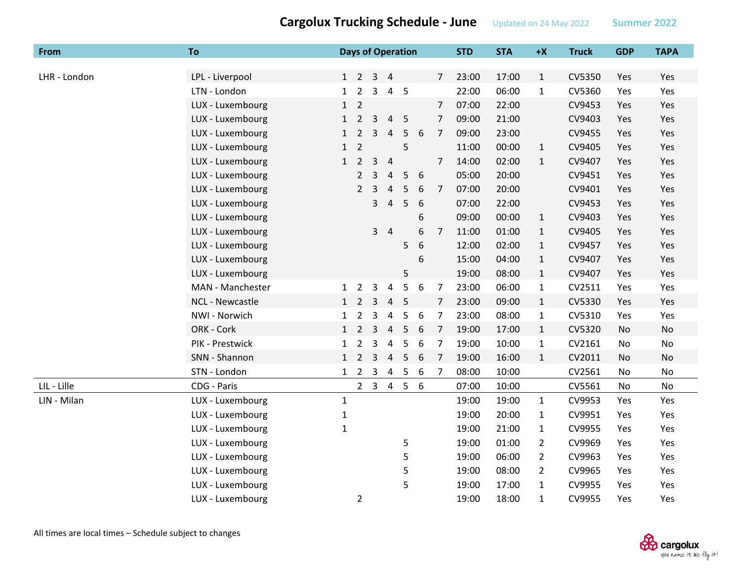# Cargolux Trucking Schedule - June

Updated on 24 May 2022 — Summer 2022

| From | To | Days of Operation | | | | | | | STD | STA | +X | Truck | GDP | TAPA |
|---|---|---|---|---|---|---|---|---|---|---|---|---|---|---|
| LHR - London | LPL - Liverpool | 1 | 2 | 3 | 4 | | | 7 | 23:00 | 17:00 | 1 | CV5350 | Yes | Yes |
| | LTN - London | 1 | 2 | 3 | 4 | 5 | | | 22:00 | 06:00 | 1 | CV5360 | Yes | Yes |
| | LUX - Luxembourg | 1 | 2 | | | | | 7 | 07:00 | 22:00 | | CV9453 | Yes | Yes |
| | LUX - Luxembourg | 1 | 2 | 3 | 4 | 5 | | 7 | 09:00 | 21:00 | | CV9403 | Yes | Yes |
| | LUX - Luxembourg | 1 | 2 | 3 | 4 | 5 | 6 | 7 | 09:00 | 23:00 | | CV9455 | Yes | Yes |
| | LUX - Luxembourg | 1 | 2 | | | 5 | | | 11:00 | 00:00 | 1 | CV9405 | Yes | Yes |
| | LUX - Luxembourg | 1 | 2 | 3 | 4 | | | 7 | 14:00 | 02:00 | 1 | CV9407 | Yes | Yes |
| | LUX - Luxembourg | | 2 | 3 | 4 | 5 | 6 | | 05:00 | 20:00 | | CV9451 | Yes | Yes |
| | LUX - Luxembourg | | 2 | 3 | 4 | 5 | 6 | 7 | 07:00 | 20:00 | | CV9401 | Yes | Yes |
| | LUX - Luxembourg | | | 3 | 4 | 5 | 6 | | 07:00 | 22:00 | | CV9453 | Yes | Yes |
| | LUX - Luxembourg | | | | | | 6 | | 09:00 | 00:00 | 1 | CV9403 | Yes | Yes |
| | LUX - Luxembourg | | | 3 | 4 | | 6 | 7 | 11:00 | 01:00 | 1 | CV9405 | Yes | Yes |
| | LUX - Luxembourg | | | | | 5 | 6 | | 12:00 | 02:00 | 1 | CV9457 | Yes | Yes |
| | LUX - Luxembourg | | | | | | 6 | | 15:00 | 04:00 | 1 | CV9407 | Yes | Yes |
| | LUX - Luxembourg | | | | | 5 | | | 19:00 | 08:00 | 1 | CV9407 | Yes | Yes |
| | MAN - Manchester | 1 | 2 | 3 | 4 | 5 | 6 | 7 | 23:00 | 06:00 | 1 | CV2511 | Yes | Yes |
| | NCL - Newcastle | 1 | 2 | 3 | 4 | 5 | | 7 | 23:00 | 09:00 | 1 | CV5330 | Yes | Yes |
| | NWI - Norwich | 1 | 2 | 3 | 4 | 5 | 6 | 7 | 23:00 | 08:00 | 1 | CV5310 | Yes | Yes |
| | ORK - Cork | 1 | 2 | 3 | 4 | 5 | 6 | 7 | 19:00 | 17:00 | 1 | CV5320 | No | No |
| | PIK - Prestwick | 1 | 2 | 3 | 4 | 5 | 6 | 7 | 19:00 | 10:00 | 1 | CV2161 | No | No |
| | SNN - Shannon | 1 | 2 | 3 | 4 | 5 | 6 | 7 | 19:00 | 16:00 | 1 | CV2011 | No | No |
| | STN - London | 1 | 2 | 3 | 4 | 5 | 6 | 7 | 08:00 | 10:00 | | CV2561 | No | No |
| LIL - Lille | CDG - Paris | | 2 | 3 | 4 | 5 | 6 | | 07:00 | 10:00 | | CV5561 | No | No |
| LIN - Milan | LUX - Luxembourg | 1 | | | | | | | 19:00 | 19:00 | 1 | CV9953 | Yes | Yes |
| | LUX - Luxembourg | 1 | | | | | | | 19:00 | 20:00 | 1 | CV9951 | Yes | Yes |
| | LUX - Luxembourg | 1 | | | | | | | 19:00 | 21:00 | 1 | CV9955 | Yes | Yes |
| | LUX - Luxembourg | | | | | 5 | | | 19:00 | 01:00 | 2 | CV9969 | Yes | Yes |
| | LUX - Luxembourg | | | | | 5 | | | 19:00 | 06:00 | 2 | CV9963 | Yes | Yes |
| | LUX - Luxembourg | | | | | 5 | | | 19:00 | 08:00 | 2 | CV9965 | Yes | Yes |
| | LUX - Luxembourg | | | | | 5 | | | 19:00 | 17:00 | 1 | CV9955 | Yes | Yes |
| | LUX - Luxembourg | | 2 | | | | | | 19:00 | 18:00 | 1 | CV9955 | Yes | Yes |

All times are local times – Schedule subject to changes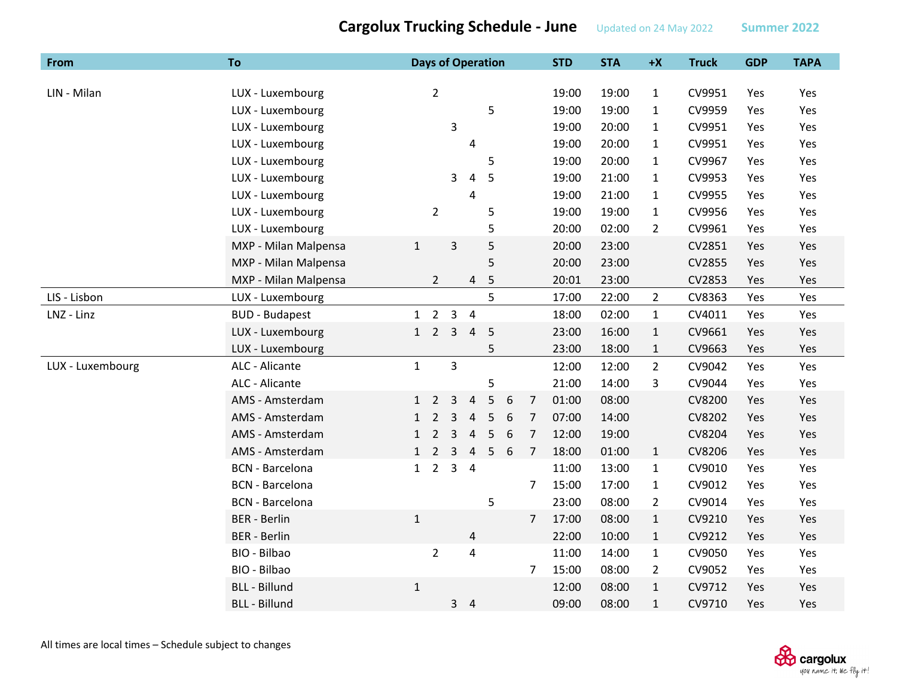# Cargolux Trucking Schedule - June

Updated on 24 May 2022 — Summer 2022

| From | To | Days of Operation | | | | | | | STD | STA | +X | Truck | GDP | TAPA |
|---|---|---|---|---|---|---|---|---|---|---|---|---|---|---|
| LIN - Milan | LUX - Luxembourg | | 2 | | | | | | 19:00 | 19:00 | 1 | CV9951 | Yes | Yes |
| | LUX - Luxembourg | | | | | 5 | | | 19:00 | 19:00 | 1 | CV9959 | Yes | Yes |
| | LUX - Luxembourg | | | 3 | | | | | 19:00 | 20:00 | 1 | CV9951 | Yes | Yes |
| | LUX - Luxembourg | | | | 4 | | | | 19:00 | 20:00 | 1 | CV9951 | Yes | Yes |
| | LUX - Luxembourg | | | | | 5 | | | 19:00 | 20:00 | 1 | CV9967 | Yes | Yes |
| | LUX - Luxembourg | | | 3 | 4 | 5 | | | 19:00 | 21:00 | 1 | CV9953 | Yes | Yes |
| | LUX - Luxembourg | | | | 4 | | | | 19:00 | 21:00 | 1 | CV9955 | Yes | Yes |
| | LUX - Luxembourg | | 2 | | | 5 | | | 19:00 | 19:00 | 1 | CV9956 | Yes | Yes |
| | LUX - Luxembourg | | | | | 5 | | | 20:00 | 02:00 | 2 | CV9961 | Yes | Yes |
| | MXP - Milan Malpensa | 1 | | 3 | | 5 | | | 20:00 | 23:00 | | CV2851 | Yes | Yes |
| | MXP - Milan Malpensa | | | | | 5 | | | 20:00 | 23:00 | | CV2855 | Yes | Yes |
| | MXP - Milan Malpensa | | 2 | | 4 | 5 | | | 20:01 | 23:00 | | CV2853 | Yes | Yes |
| LIS - Lisbon | LUX - Luxembourg | | | | | 5 | | | 17:00 | 22:00 | 2 | CV8363 | Yes | Yes |
| LNZ - Linz | BUD - Budapest | 1 | 2 | 3 | 4 | | | | 18:00 | 02:00 | 1 | CV4011 | Yes | Yes |
| | LUX - Luxembourg | 1 | 2 | 3 | 4 | 5 | | | 23:00 | 16:00 | 1 | CV9661 | Yes | Yes |
| | LUX - Luxembourg | | | | | 5 | | | 23:00 | 18:00 | 1 | CV9663 | Yes | Yes |
| LUX - Luxembourg | ALC - Alicante | 1 | | 3 | | | | | 12:00 | 12:00 | 2 | CV9042 | Yes | Yes |
| | ALC - Alicante | | | | | 5 | | | 21:00 | 14:00 | 3 | CV9044 | Yes | Yes |
| | AMS - Amsterdam | 1 | 2 | 3 | 4 | 5 | 6 | 7 | 01:00 | 08:00 | | CV8200 | Yes | Yes |
| | AMS - Amsterdam | 1 | 2 | 3 | 4 | 5 | 6 | 7 | 07:00 | 14:00 | | CV8202 | Yes | Yes |
| | AMS - Amsterdam | 1 | 2 | 3 | 4 | 5 | 6 | 7 | 12:00 | 19:00 | | CV8204 | Yes | Yes |
| | AMS - Amsterdam | 1 | 2 | 3 | 4 | 5 | 6 | 7 | 18:00 | 01:00 | 1 | CV8206 | Yes | Yes |
| | BCN - Barcelona | 1 | 2 | 3 | 4 | | | | 11:00 | 13:00 | 1 | CV9010 | Yes | Yes |
| | BCN - Barcelona | | | | | | | 7 | 15:00 | 17:00 | 1 | CV9012 | Yes | Yes |
| | BCN - Barcelona | | | | | 5 | | | 23:00 | 08:00 | 2 | CV9014 | Yes | Yes |
| | BER - Berlin | 1 | | | | | | 7 | 17:00 | 08:00 | 1 | CV9210 | Yes | Yes |
| | BER - Berlin | | | | 4 | | | | 22:00 | 10:00 | 1 | CV9212 | Yes | Yes |
| | BIO - Bilbao | | 2 | | 4 | | | | 11:00 | 14:00 | 1 | CV9050 | Yes | Yes |
| | BIO - Bilbao | | | | | | | 7 | 15:00 | 08:00 | 2 | CV9052 | Yes | Yes |
| | BLL - Billund | 1 | | | | | | | 12:00 | 08:00 | 1 | CV9712 | Yes | Yes |
| | BLL - Billund | | | 3 | 4 | | | | 09:00 | 08:00 | 1 | CV9710 | Yes | Yes |

All times are local times – Schedule subject to changes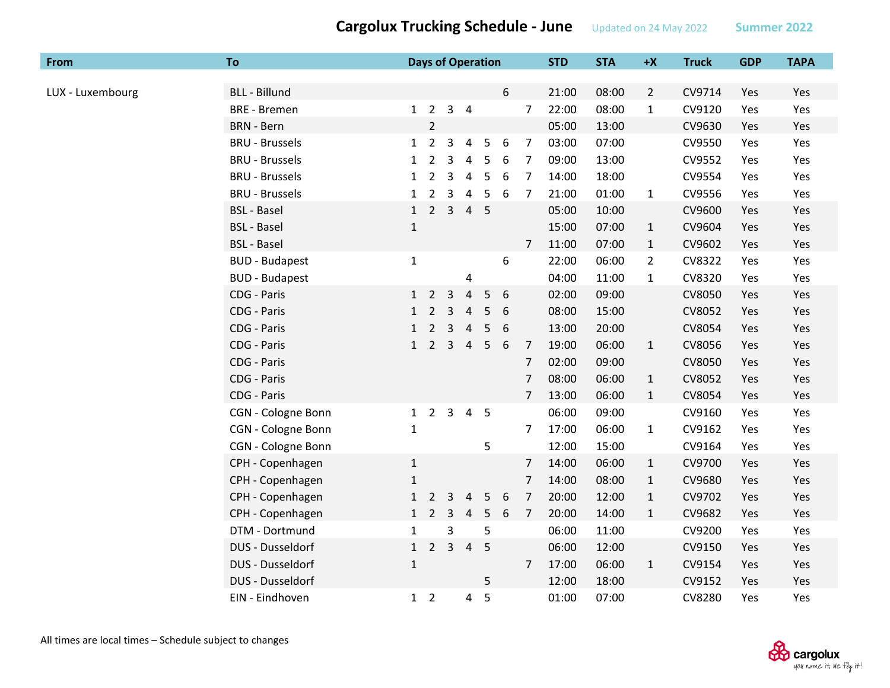# Cargolux Trucking Schedule - June

Updated on 24 May 2022 **Summer 2022**

| From | To | Days of Operation | | | | | | | STD | STA | +X | Truck | GDP | TAPA |
|---|---|---|---|---|---|---|---|---|---|---|---|---|---|---|
| LUX - Luxembourg | BLL - Billund | | | | | | 6 | | 21:00 | 08:00 | 2 | CV9714 | Yes | Yes |
| | BRE - Bremen | 1 | 2 | 3 | 4 | | | 7 | 22:00 | 08:00 | 1 | CV9120 | Yes | Yes |
| | BRN - Bern | | 2 | | | | | | 05:00 | 13:00 | | CV9630 | Yes | Yes |
| | BRU - Brussels | 1 | 2 | 3 | 4 | 5 | 6 | 7 | 03:00 | 07:00 | | CV9550 | Yes | Yes |
| | BRU - Brussels | 1 | 2 | 3 | 4 | 5 | 6 | 7 | 09:00 | 13:00 | | CV9552 | Yes | Yes |
| | BRU - Brussels | 1 | 2 | 3 | 4 | 5 | 6 | 7 | 14:00 | 18:00 | | CV9554 | Yes | Yes |
| | BRU - Brussels | 1 | 2 | 3 | 4 | 5 | 6 | 7 | 21:00 | 01:00 | 1 | CV9556 | Yes | Yes |
| | BSL - Basel | 1 | 2 | 3 | 4 | 5 | | | 05:00 | 10:00 | | CV9600 | Yes | Yes |
| | BSL - Basel | 1 | | | | | | | 15:00 | 07:00 | 1 | CV9604 | Yes | Yes |
| | BSL - Basel | | | | | | | 7 | 11:00 | 07:00 | 1 | CV9602 | Yes | Yes |
| | BUD - Budapest | 1 | | | | | 6 | | 22:00 | 06:00 | 2 | CV8322 | Yes | Yes |
| | BUD - Budapest | | | | 4 | | | | 04:00 | 11:00 | 1 | CV8320 | Yes | Yes |
| | CDG - Paris | 1 | 2 | 3 | 4 | 5 | 6 | | 02:00 | 09:00 | | CV8050 | Yes | Yes |
| | CDG - Paris | 1 | 2 | 3 | 4 | 5 | 6 | | 08:00 | 15:00 | | CV8052 | Yes | Yes |
| | CDG - Paris | 1 | 2 | 3 | 4 | 5 | 6 | | 13:00 | 20:00 | | CV8054 | Yes | Yes |
| | CDG - Paris | 1 | 2 | 3 | 4 | 5 | 6 | 7 | 19:00 | 06:00 | 1 | CV8056 | Yes | Yes |
| | CDG - Paris | | | | | | | 7 | 02:00 | 09:00 | | CV8050 | Yes | Yes |
| | CDG - Paris | | | | | | | 7 | 08:00 | 06:00 | 1 | CV8052 | Yes | Yes |
| | CDG - Paris | | | | | | | 7 | 13:00 | 06:00 | 1 | CV8054 | Yes | Yes |
| | CGN - Cologne Bonn | 1 | 2 | 3 | 4 | 5 | | | 06:00 | 09:00 | | CV9160 | Yes | Yes |
| | CGN - Cologne Bonn | 1 | | | | | | 7 | 17:00 | 06:00 | 1 | CV9162 | Yes | Yes |
| | CGN - Cologne Bonn | | | | | 5 | | | 12:00 | 15:00 | | CV9164 | Yes | Yes |
| | CPH - Copenhagen | 1 | | | | | | 7 | 14:00 | 06:00 | 1 | CV9700 | Yes | Yes |
| | CPH - Copenhagen | 1 | | | | | | 7 | 14:00 | 08:00 | 1 | CV9680 | Yes | Yes |
| | CPH - Copenhagen | 1 | 2 | 3 | 4 | 5 | 6 | 7 | 20:00 | 12:00 | 1 | CV9702 | Yes | Yes |
| | CPH - Copenhagen | 1 | 2 | 3 | 4 | 5 | 6 | 7 | 20:00 | 14:00 | 1 | CV9682 | Yes | Yes |
| | DTM - Dortmund | 1 | | 3 | | 5 | | | 06:00 | 11:00 | | CV9200 | Yes | Yes |
| | DUS - Dusseldorf | 1 | 2 | 3 | 4 | 5 | | | 06:00 | 12:00 | | CV9150 | Yes | Yes |
| | DUS - Dusseldorf | 1 | | | | | | 7 | 17:00 | 06:00 | 1 | CV9154 | Yes | Yes |
| | DUS - Dusseldorf | | | | | 5 | | | 12:00 | 18:00 | | CV9152 | Yes | Yes |
| | EIN - Eindhoven | 1 | 2 | | 4 | 5 | | | 01:00 | 07:00 | | CV8280 | Yes | Yes |

All times are local times – Schedule subject to changes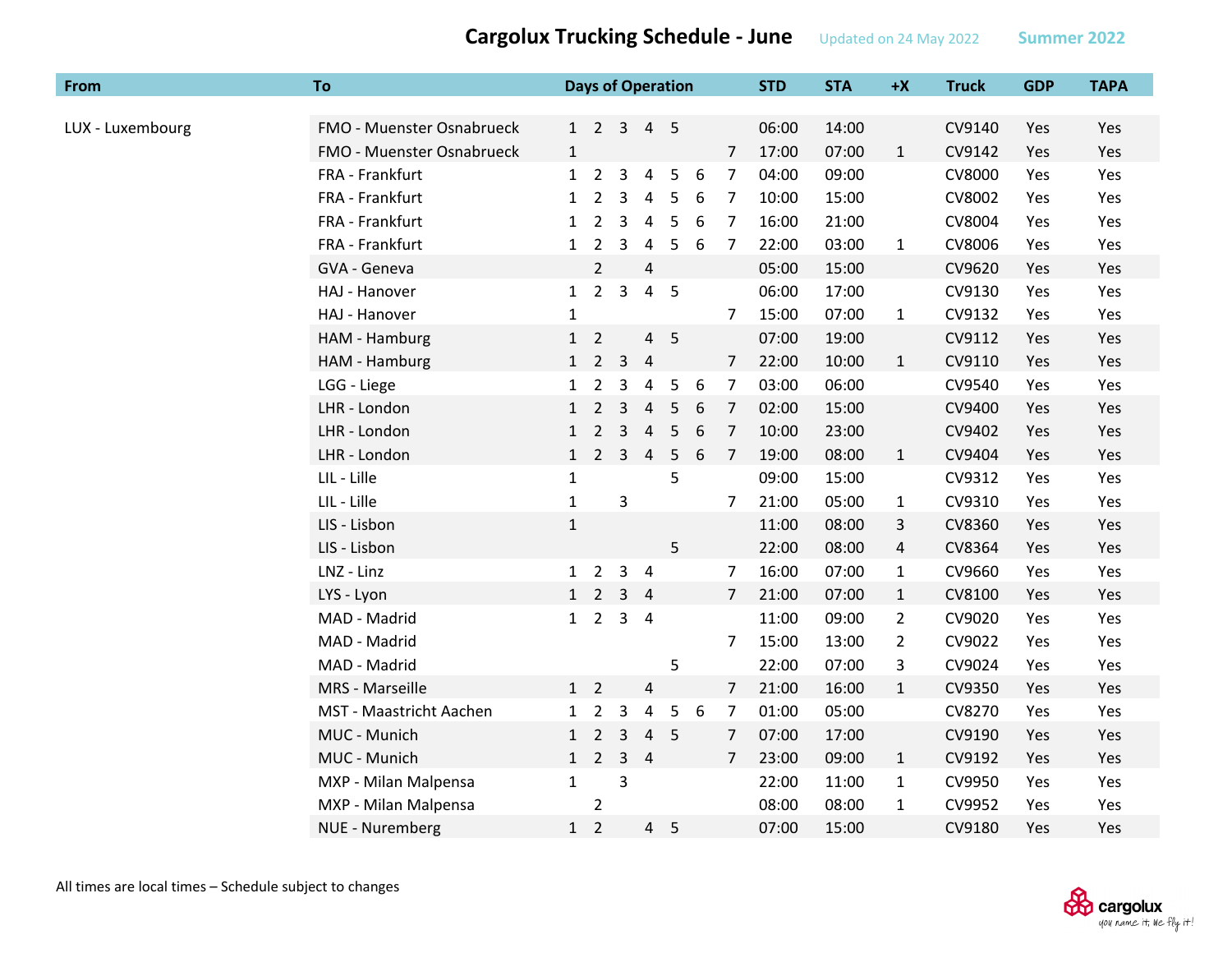# Cargolux Trucking Schedule - June

Updated on 24 May 2022 — Summer 2022

| From | To | Days of Operation | | | | | | | STD | STA | +X | Truck | GDP | TAPA |
|---|---|---|---|---|---|---|---|---|---|---|---|---|---|---|
| LUX - Luxembourg | FMO - Muenster Osnabrueck | 1 | 2 | 3 | 4 | 5 | | | 06:00 | 14:00 | | CV9140 | Yes | Yes |
| | FMO - Muenster Osnabrueck | 1 | | | | | | 7 | 17:00 | 07:00 | 1 | CV9142 | Yes | Yes |
| | FRA - Frankfurt | 1 | 2 | 3 | 4 | 5 | 6 | 7 | 04:00 | 09:00 | | CV8000 | Yes | Yes |
| | FRA - Frankfurt | 1 | 2 | 3 | 4 | 5 | 6 | 7 | 10:00 | 15:00 | | CV8002 | Yes | Yes |
| | FRA - Frankfurt | 1 | 2 | 3 | 4 | 5 | 6 | 7 | 16:00 | 21:00 | | CV8004 | Yes | Yes |
| | FRA - Frankfurt | 1 | 2 | 3 | 4 | 5 | 6 | 7 | 22:00 | 03:00 | 1 | CV8006 | Yes | Yes |
| | GVA - Geneva | | 2 | | 4 | | | | 05:00 | 15:00 | | CV9620 | Yes | Yes |
| | HAJ - Hanover | 1 | 2 | 3 | 4 | 5 | | | 06:00 | 17:00 | | CV9130 | Yes | Yes |
| | HAJ - Hanover | 1 | | | | | | 7 | 15:00 | 07:00 | 1 | CV9132 | Yes | Yes |
| | HAM - Hamburg | 1 | 2 | | 4 | 5 | | | 07:00 | 19:00 | | CV9112 | Yes | Yes |
| | HAM - Hamburg | 1 | 2 | 3 | 4 | | | 7 | 22:00 | 10:00 | 1 | CV9110 | Yes | Yes |
| | LGG - Liege | 1 | 2 | 3 | 4 | 5 | 6 | 7 | 03:00 | 06:00 | | CV9540 | Yes | Yes |
| | LHR - London | 1 | 2 | 3 | 4 | 5 | 6 | 7 | 02:00 | 15:00 | | CV9400 | Yes | Yes |
| | LHR - London | 1 | 2 | 3 | 4 | 5 | 6 | 7 | 10:00 | 23:00 | | CV9402 | Yes | Yes |
| | LHR - London | 1 | 2 | 3 | 4 | 5 | 6 | 7 | 19:00 | 08:00 | 1 | CV9404 | Yes | Yes |
| | LIL - Lille | 1 | | | | 5 | | | 09:00 | 15:00 | | CV9312 | Yes | Yes |
| | LIL - Lille | 1 | | 3 | | | | 7 | 21:00 | 05:00 | 1 | CV9310 | Yes | Yes |
| | LIS - Lisbon | 1 | | | | | | | 11:00 | 08:00 | 3 | CV8360 | Yes | Yes |
| | LIS - Lisbon | | | | | 5 | | | 22:00 | 08:00 | 4 | CV8364 | Yes | Yes |
| | LNZ - Linz | 1 | 2 | 3 | 4 | | | 7 | 16:00 | 07:00 | 1 | CV9660 | Yes | Yes |
| | LYS - Lyon | 1 | 2 | 3 | 4 | | | 7 | 21:00 | 07:00 | 1 | CV8100 | Yes | Yes |
| | MAD - Madrid | 1 | 2 | 3 | 4 | | | | 11:00 | 09:00 | 2 | CV9020 | Yes | Yes |
| | MAD - Madrid | | | | | | | 7 | 15:00 | 13:00 | 2 | CV9022 | Yes | Yes |
| | MAD - Madrid | | | | | 5 | | | 22:00 | 07:00 | 3 | CV9024 | Yes | Yes |
| | MRS - Marseille | 1 | 2 | | 4 | | | 7 | 21:00 | 16:00 | 1 | CV9350 | Yes | Yes |
| | MST - Maastricht Aachen | 1 | 2 | 3 | 4 | 5 | 6 | 7 | 01:00 | 05:00 | | CV8270 | Yes | Yes |
| | MUC - Munich | 1 | 2 | 3 | 4 | 5 | | 7 | 07:00 | 17:00 | | CV9190 | Yes | Yes |
| | MUC - Munich | 1 | 2 | 3 | 4 | | | 7 | 23:00 | 09:00 | 1 | CV9192 | Yes | Yes |
| | MXP - Milan Malpensa | 1 | | 3 | | | | | 22:00 | 11:00 | 1 | CV9950 | Yes | Yes |
| | MXP - Milan Malpensa | | 2 | | | | | | 08:00 | 08:00 | 1 | CV9952 | Yes | Yes |
| | NUE - Nuremberg | 1 | 2 | | 4 | 5 | | | 07:00 | 15:00 | | CV9180 | Yes | Yes |

All times are local times – Schedule subject to changes

cargolux
you name it, we fly it!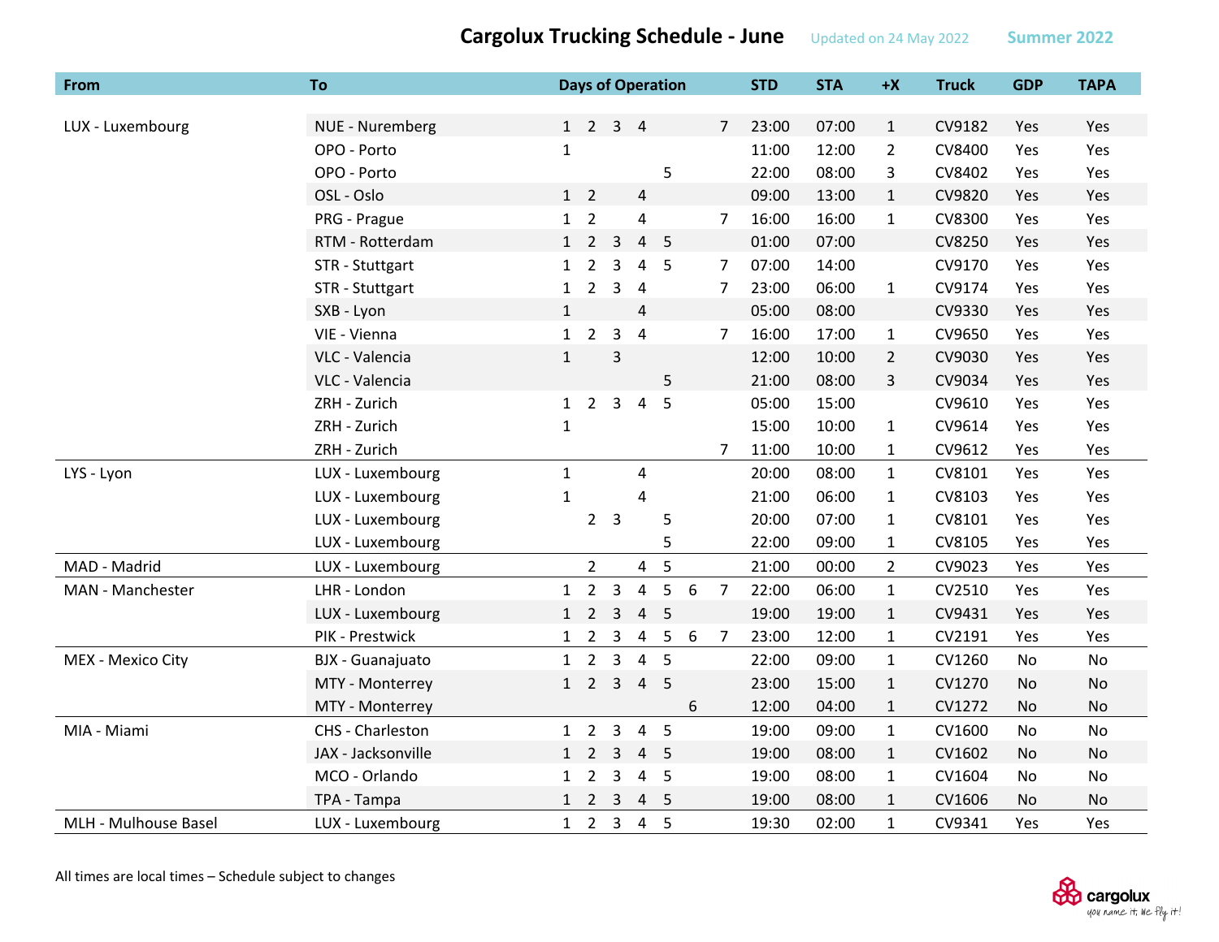# Cargolux Trucking Schedule - June

Updated on 24 May 2022 Summer 2022

| From | To | Days of Operation | | | | | | | STD | STA | +X | Truck | GDP | TAPA |
|---|---|---|---|---|---|---|---|---|---|---|---|---|---|---|
| LUX - Luxembourg | NUE - Nuremberg | 1 | 2 | 3 | 4 | | | 7 | 23:00 | 07:00 | 1 | CV9182 | Yes | Yes |
| | OPO - Porto | 1 | | | | | | | 11:00 | 12:00 | 2 | CV8400 | Yes | Yes |
| | OPO - Porto | | | | | 5 | | | 22:00 | 08:00 | 3 | CV8402 | Yes | Yes |
| | OSL - Oslo | 1 | 2 | | 4 | | | | 09:00 | 13:00 | 1 | CV9820 | Yes | Yes |
| | PRG - Prague | 1 | 2 | | 4 | | | 7 | 16:00 | 16:00 | 1 | CV8300 | Yes | Yes |
| | RTM - Rotterdam | 1 | 2 | 3 | 4 | 5 | | | 01:00 | 07:00 | | CV8250 | Yes | Yes |
| | STR - Stuttgart | 1 | 2 | 3 | 4 | 5 | | 7 | 07:00 | 14:00 | | CV9170 | Yes | Yes |
| | STR - Stuttgart | 1 | 2 | 3 | 4 | | | 7 | 23:00 | 06:00 | 1 | CV9174 | Yes | Yes |
| | SXB - Lyon | 1 | | | 4 | | | | 05:00 | 08:00 | | CV9330 | Yes | Yes |
| | VIE - Vienna | 1 | 2 | 3 | 4 | | | 7 | 16:00 | 17:00 | 1 | CV9650 | Yes | Yes |
| | VLC - Valencia | 1 | | 3 | | | | | 12:00 | 10:00 | 2 | CV9030 | Yes | Yes |
| | VLC - Valencia | | | | | 5 | | | 21:00 | 08:00 | 3 | CV9034 | Yes | Yes |
| | ZRH - Zurich | 1 | 2 | 3 | 4 | 5 | | | 05:00 | 15:00 | | CV9610 | Yes | Yes |
| | ZRH - Zurich | 1 | | | | | | | 15:00 | 10:00 | 1 | CV9614 | Yes | Yes |
| | ZRH - Zurich | | | | | | | 7 | 11:00 | 10:00 | 1 | CV9612 | Yes | Yes |
| LYS - Lyon | LUX - Luxembourg | 1 | | | 4 | | | | 20:00 | 08:00 | 1 | CV8101 | Yes | Yes |
| | LUX - Luxembourg | 1 | | | 4 | | | | 21:00 | 06:00 | 1 | CV8103 | Yes | Yes |
| | LUX - Luxembourg | | 2 | 3 | | 5 | | | 20:00 | 07:00 | 1 | CV8101 | Yes | Yes |
| | LUX - Luxembourg | | | | | 5 | | | 22:00 | 09:00 | 1 | CV8105 | Yes | Yes |
| MAD - Madrid | LUX - Luxembourg | | 2 | | 4 | 5 | | | 21:00 | 00:00 | 2 | CV9023 | Yes | Yes |
| MAN - Manchester | LHR - London | 1 | 2 | 3 | 4 | 5 | 6 | 7 | 22:00 | 06:00 | 1 | CV2510 | Yes | Yes |
| | LUX - Luxembourg | 1 | 2 | 3 | 4 | 5 | | | 19:00 | 19:00 | 1 | CV9431 | Yes | Yes |
| | PIK - Prestwick | 1 | 2 | 3 | 4 | 5 | 6 | 7 | 23:00 | 12:00 | 1 | CV2191 | Yes | Yes |
| MEX - Mexico City | BJX - Guanajuato | 1 | 2 | 3 | 4 | 5 | | | 22:00 | 09:00 | 1 | CV1260 | No | No |
| | MTY - Monterrey | 1 | 2 | 3 | 4 | 5 | | | 23:00 | 15:00 | 1 | CV1270 | No | No |
| | MTY - Monterrey | | | | | | 6 | | 12:00 | 04:00 | 1 | CV1272 | No | No |
| MIA - Miami | CHS - Charleston | 1 | 2 | 3 | 4 | 5 | | | 19:00 | 09:00 | 1 | CV1600 | No | No |
| | JAX - Jacksonville | 1 | 2 | 3 | 4 | 5 | | | 19:00 | 08:00 | 1 | CV1602 | No | No |
| | MCO - Orlando | 1 | 2 | 3 | 4 | 5 | | | 19:00 | 08:00 | 1 | CV1604 | No | No |
| | TPA - Tampa | 1 | 2 | 3 | 4 | 5 | | | 19:00 | 08:00 | 1 | CV1606 | No | No |
| MLH - Mulhouse Basel | LUX - Luxembourg | 1 | 2 | 3 | 4 | 5 | | | 19:30 | 02:00 | 1 | CV9341 | Yes | Yes |

All times are local times – Schedule subject to changes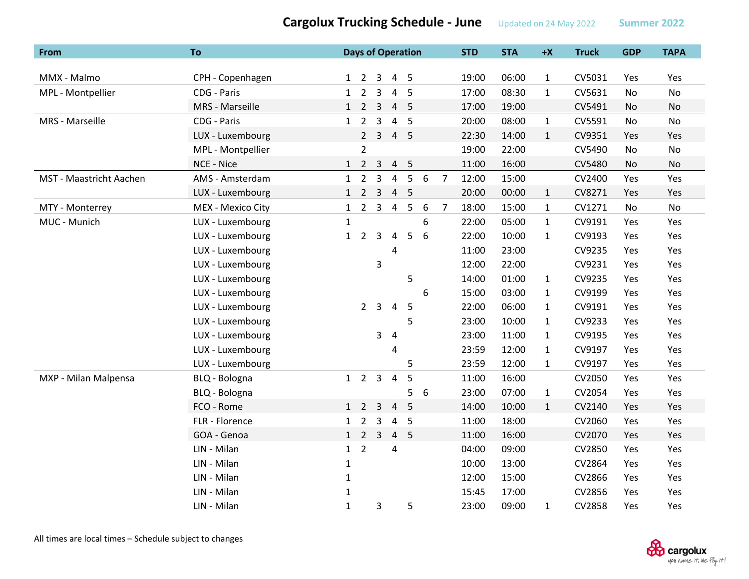# Cargolux Trucking Schedule - June

Updated on 24 May 2022 Summer 2022

| From | To | Days of Operation | STD | STA | +X | Truck | GDP | TAPA |
|---|---|---|---|---|---|---|---|---|
| MMX - Malmo | CPH - Copenhagen | 1 2 3 4 5 | 19:00 | 06:00 | 1 | CV5031 | Yes | Yes |
| MPL - Montpellier | CDG - Paris | 1 2 3 4 5 | 17:00 | 08:30 | 1 | CV5631 | No | No |
| | MRS - Marseille | 1 2 3 4 5 | 17:00 | 19:00 | | CV5491 | No | No |
| MRS - Marseille | CDG - Paris | 1 2 3 4 5 | 20:00 | 08:00 | 1 | CV5591 | No | No |
| | LUX - Luxembourg | 2 3 4 5 | 22:30 | 14:00 | 1 | CV9351 | Yes | Yes |
| | MPL - Montpellier | 2 | 19:00 | 22:00 | | CV5490 | No | No |
| | NCE - Nice | 1 2 3 4 5 | 11:00 | 16:00 | | CV5480 | No | No |
| MST - Maastricht Aachen | AMS - Amsterdam | 1 2 3 4 5 6 7 | 12:00 | 15:00 | | CV2400 | Yes | Yes |
| | LUX - Luxembourg | 1 2 3 4 5 | 20:00 | 00:00 | 1 | CV8271 | Yes | Yes |
| MTY - Monterrey | MEX - Mexico City | 1 2 3 4 5 6 7 | 18:00 | 15:00 | 1 | CV1271 | No | No |
| MUC - Munich | LUX - Luxembourg | 1 6 | 22:00 | 05:00 | 1 | CV9191 | Yes | Yes |
| | LUX - Luxembourg | 1 2 3 4 5 6 | 22:00 | 10:00 | 1 | CV9193 | Yes | Yes |
| | LUX - Luxembourg | 4 | 11:00 | 23:00 | | CV9235 | Yes | Yes |
| | LUX - Luxembourg | 3 | 12:00 | 22:00 | | CV9231 | Yes | Yes |
| | LUX - Luxembourg | 5 | 14:00 | 01:00 | 1 | CV9235 | Yes | Yes |
| | LUX - Luxembourg | 6 | 15:00 | 03:00 | 1 | CV9199 | Yes | Yes |
| | LUX - Luxembourg | 2 3 4 5 | 22:00 | 06:00 | 1 | CV9191 | Yes | Yes |
| | LUX - Luxembourg | 5 | 23:00 | 10:00 | 1 | CV9233 | Yes | Yes |
| | LUX - Luxembourg | 3 4 | 23:00 | 11:00 | 1 | CV9195 | Yes | Yes |
| | LUX - Luxembourg | 4 | 23:59 | 12:00 | 1 | CV9197 | Yes | Yes |
| | LUX - Luxembourg | 5 | 23:59 | 12:00 | 1 | CV9197 | Yes | Yes |
| MXP - Milan Malpensa | BLQ - Bologna | 1 2 3 4 5 | 11:00 | 16:00 | | CV2050 | Yes | Yes |
| | BLQ - Bologna | 5 6 | 23:00 | 07:00 | 1 | CV2054 | Yes | Yes |
| | FCO - Rome | 1 2 3 4 5 | 14:00 | 10:00 | 1 | CV2140 | Yes | Yes |
| | FLR - Florence | 1 2 3 4 5 | 11:00 | 18:00 | | CV2060 | Yes | Yes |
| | GOA - Genoa | 1 2 3 4 5 | 11:00 | 16:00 | | CV2070 | Yes | Yes |
| | LIN - Milan | 1 2 4 | 04:00 | 09:00 | | CV2850 | Yes | Yes |
| | LIN - Milan | 1 | 10:00 | 13:00 | | CV2864 | Yes | Yes |
| | LIN - Milan | 1 | 12:00 | 15:00 | | CV2866 | Yes | Yes |
| | LIN - Milan | 1 | 15:45 | 17:00 | | CV2856 | Yes | Yes |
| | LIN - Milan | 1 3 5 | 23:00 | 09:00 | 1 | CV2858 | Yes | Yes |

All times are local times – Schedule subject to changes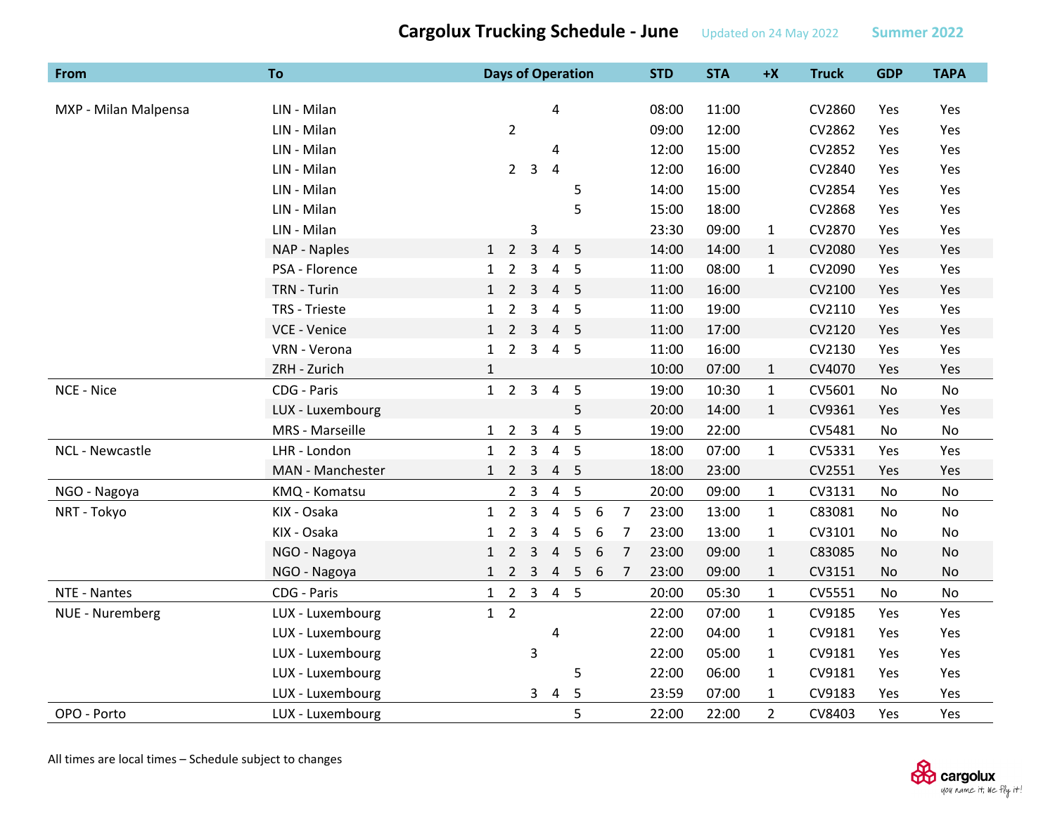# Cargolux Trucking Schedule - June

Updated on 24 May 2022 Summer 2022

| From | To | Days of Operation | | | | | | | STD | STA | +X | Truck | GDP | TAPA |
|---|---|---|---|---|---|---|---|---|---|---|---|---|---|---|
| MXP - Milan Malpensa | LIN - Milan | | | | 4 | | | | 08:00 | 11:00 | | CV2860 | Yes | Yes |
| | LIN - Milan | | 2 | | | | | | 09:00 | 12:00 | | CV2862 | Yes | Yes |
| | LIN - Milan | | | | 4 | | | | 12:00 | 15:00 | | CV2852 | Yes | Yes |
| | LIN - Milan | | 2 | 3 | 4 | | | | 12:00 | 16:00 | | CV2840 | Yes | Yes |
| | LIN - Milan | | | | | 5 | | | 14:00 | 15:00 | | CV2854 | Yes | Yes |
| | LIN - Milan | | | | | 5 | | | 15:00 | 18:00 | | CV2868 | Yes | Yes |
| | LIN - Milan | | | 3 | | | | | 23:30 | 09:00 | 1 | CV2870 | Yes | Yes |
| | NAP - Naples | 1 | 2 | 3 | 4 | 5 | | | 14:00 | 14:00 | 1 | CV2080 | Yes | Yes |
| | PSA - Florence | 1 | 2 | 3 | 4 | 5 | | | 11:00 | 08:00 | 1 | CV2090 | Yes | Yes |
| | TRN - Turin | 1 | 2 | 3 | 4 | 5 | | | 11:00 | 16:00 | | CV2100 | Yes | Yes |
| | TRS - Trieste | 1 | 2 | 3 | 4 | 5 | | | 11:00 | 19:00 | | CV2110 | Yes | Yes |
| | VCE - Venice | 1 | 2 | 3 | 4 | 5 | | | 11:00 | 17:00 | | CV2120 | Yes | Yes |
| | VRN - Verona | 1 | 2 | 3 | 4 | 5 | | | 11:00 | 16:00 | | CV2130 | Yes | Yes |
| | ZRH - Zurich | 1 | | | | | | | 10:00 | 07:00 | 1 | CV4070 | Yes | Yes |
| NCE - Nice | CDG - Paris | 1 | 2 | 3 | 4 | 5 | | | 19:00 | 10:30 | 1 | CV5601 | No | No |
| | LUX - Luxembourg | | | | | 5 | | | 20:00 | 14:00 | 1 | CV9361 | Yes | Yes |
| | MRS - Marseille | 1 | 2 | 3 | 4 | 5 | | | 19:00 | 22:00 | | CV5481 | No | No |
| NCL - Newcastle | LHR - London | 1 | 2 | 3 | 4 | 5 | | | 18:00 | 07:00 | 1 | CV5331 | Yes | Yes |
| | MAN - Manchester | 1 | 2 | 3 | 4 | 5 | | | 18:00 | 23:00 | | CV2551 | Yes | Yes |
| NGO - Nagoya | KMQ - Komatsu | | 2 | 3 | 4 | 5 | | | 20:00 | 09:00 | 1 | CV3131 | No | No |
| NRT - Tokyo | KIX - Osaka | 1 | 2 | 3 | 4 | 5 | 6 | 7 | 23:00 | 13:00 | 1 | C83081 | No | No |
| | KIX - Osaka | 1 | 2 | 3 | 4 | 5 | 6 | 7 | 23:00 | 13:00 | 1 | CV3101 | No | No |
| | NGO - Nagoya | 1 | 2 | 3 | 4 | 5 | 6 | 7 | 23:00 | 09:00 | 1 | C83085 | No | No |
| | NGO - Nagoya | 1 | 2 | 3 | 4 | 5 | 6 | 7 | 23:00 | 09:00 | 1 | CV3151 | No | No |
| NTE - Nantes | CDG - Paris | 1 | 2 | 3 | 4 | 5 | | | 20:00 | 05:30 | 1 | CV5551 | No | No |
| NUE - Nuremberg | LUX - Luxembourg | 1 | 2 | | | | | | 22:00 | 07:00 | 1 | CV9185 | Yes | Yes |
| | LUX - Luxembourg | | | | 4 | | | | 22:00 | 04:00 | 1 | CV9181 | Yes | Yes |
| | LUX - Luxembourg | | | 3 | | | | | 22:00 | 05:00 | 1 | CV9181 | Yes | Yes |
| | LUX - Luxembourg | | | | | 5 | | | 22:00 | 06:00 | 1 | CV9181 | Yes | Yes |
| | LUX - Luxembourg | | | 3 | 4 | 5 | | | 23:59 | 07:00 | 1 | CV9183 | Yes | Yes |
| OPO - Porto | LUX - Luxembourg | | | | | 5 | | | 22:00 | 22:00 | 2 | CV8403 | Yes | Yes |

All times are local times – Schedule subject to changes

cargolux
you name it, we fly it!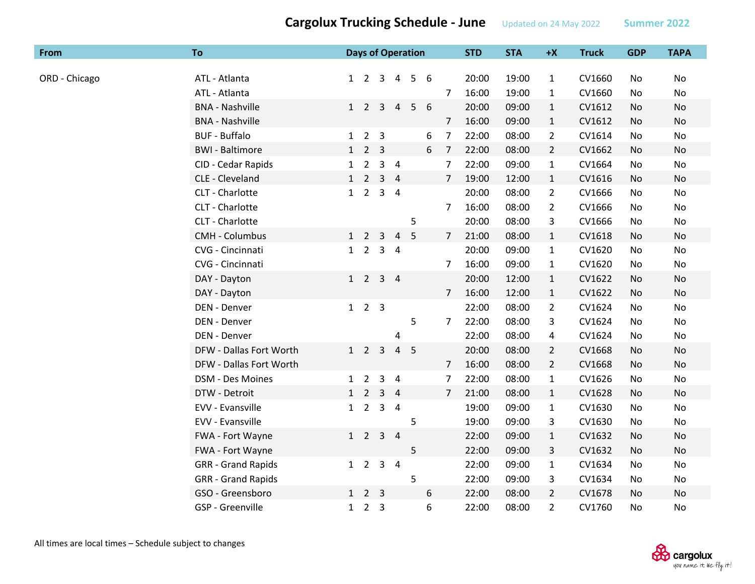# Cargolux Trucking Schedule - June

Updated on 24 May 2022 — Summer 2022

| From | To | Days of Operation | | | | | | | STD | STA | +X | Truck | GDP | TAPA |
|---|---|---|---|---|---|---|---|---|---|---|---|---|---|---|
| ORD - Chicago | ATL - Atlanta | 1 | 2 | 3 | 4 | 5 | 6 | | 20:00 | 19:00 | 1 | CV1660 | No | No |
| | ATL - Atlanta | | | | | | | 7 | 16:00 | 19:00 | 1 | CV1660 | No | No |
| | BNA - Nashville | 1 | 2 | 3 | 4 | 5 | 6 | | 20:00 | 09:00 | 1 | CV1612 | No | No |
| | BNA - Nashville | | | | | | | 7 | 16:00 | 09:00 | 1 | CV1612 | No | No |
| | BUF - Buffalo | 1 | 2 | 3 | | | 6 | 7 | 22:00 | 08:00 | 2 | CV1614 | No | No |
| | BWI - Baltimore | 1 | 2 | 3 | | | 6 | 7 | 22:00 | 08:00 | 2 | CV1662 | No | No |
| | CID - Cedar Rapids | 1 | 2 | 3 | 4 | | | 7 | 22:00 | 09:00 | 1 | CV1664 | No | No |
| | CLE - Cleveland | 1 | 2 | 3 | 4 | | | 7 | 19:00 | 12:00 | 1 | CV1616 | No | No |
| | CLT - Charlotte | 1 | 2 | 3 | 4 | | | | 20:00 | 08:00 | 2 | CV1666 | No | No |
| | CLT - Charlotte | | | | | | | 7 | 16:00 | 08:00 | 2 | CV1666 | No | No |
| | CLT - Charlotte | | | | | 5 | | | 20:00 | 08:00 | 3 | CV1666 | No | No |
| | CMH - Columbus | 1 | 2 | 3 | 4 | 5 | | 7 | 21:00 | 08:00 | 1 | CV1618 | No | No |
| | CVG - Cincinnati | 1 | 2 | 3 | 4 | | | | 20:00 | 09:00 | 1 | CV1620 | No | No |
| | CVG - Cincinnati | | | | | | | 7 | 16:00 | 09:00 | 1 | CV1620 | No | No |
| | DAY - Dayton | 1 | 2 | 3 | 4 | | | | 20:00 | 12:00 | 1 | CV1622 | No | No |
| | DAY - Dayton | | | | | | | 7 | 16:00 | 12:00 | 1 | CV1622 | No | No |
| | DEN - Denver | 1 | 2 | 3 | | | | | 22:00 | 08:00 | 2 | CV1624 | No | No |
| | DEN - Denver | | | | | 5 | | 7 | 22:00 | 08:00 | 3 | CV1624 | No | No |
| | DEN - Denver | | | | 4 | | | | 22:00 | 08:00 | 4 | CV1624 | No | No |
| | DFW - Dallas Fort Worth | 1 | 2 | 3 | 4 | 5 | | | 20:00 | 08:00 | 2 | CV1668 | No | No |
| | DFW - Dallas Fort Worth | | | | | | | 7 | 16:00 | 08:00 | 2 | CV1668 | No | No |
| | DSM - Des Moines | 1 | 2 | 3 | 4 | | | 7 | 22:00 | 08:00 | 1 | CV1626 | No | No |
| | DTW - Detroit | 1 | 2 | 3 | 4 | | | 7 | 21:00 | 08:00 | 1 | CV1628 | No | No |
| | EVV - Evansville | 1 | 2 | 3 | 4 | | | | 19:00 | 09:00 | 1 | CV1630 | No | No |
| | EVV - Evansville | | | | | 5 | | | 19:00 | 09:00 | 3 | CV1630 | No | No |
| | FWA - Fort Wayne | 1 | 2 | 3 | 4 | | | | 22:00 | 09:00 | 1 | CV1632 | No | No |
| | FWA - Fort Wayne | | | | | 5 | | | 22:00 | 09:00 | 3 | CV1632 | No | No |
| | GRR - Grand Rapids | 1 | 2 | 3 | 4 | | | | 22:00 | 09:00 | 1 | CV1634 | No | No |
| | GRR - Grand Rapids | | | | | 5 | | | 22:00 | 09:00 | 3 | CV1634 | No | No |
| | GSO - Greensboro | 1 | 2 | 3 | | | 6 | | 22:00 | 08:00 | 2 | CV1678 | No | No |
| | GSP - Greenville | 1 | 2 | 3 | | | 6 | | 22:00 | 08:00 | 2 | CV1760 | No | No |

All times are local times – Schedule subject to changes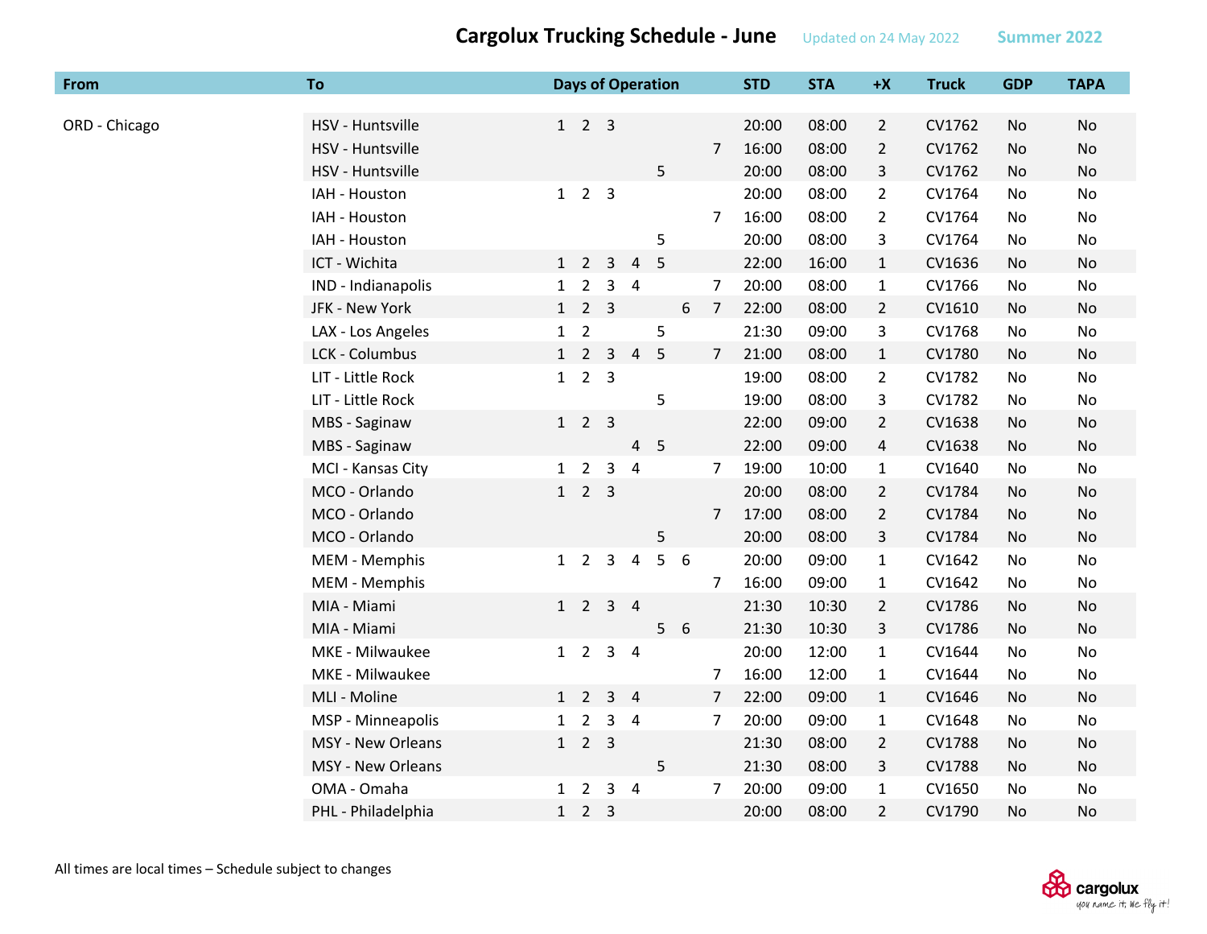# Cargolux Trucking Schedule - June

Updated on 24 May 2022 — Summer 2022

| From | To | Days of Operation | | | | | | | STD | STA | +X | Truck | GDP | TAPA |
|---|---|---|---|---|---|---|---|---|---|---|---|---|---|---|
| ORD - Chicago | HSV - Huntsville | 1 | 2 | 3 | | | | | 20:00 | 08:00 | 2 | CV1762 | No | No |
| | HSV - Huntsville | | | | | | | 7 | 16:00 | 08:00 | 2 | CV1762 | No | No |
| | HSV - Huntsville | | | | | 5 | | | 20:00 | 08:00 | 3 | CV1762 | No | No |
| | IAH - Houston | 1 | 2 | 3 | | | | | 20:00 | 08:00 | 2 | CV1764 | No | No |
| | IAH - Houston | | | | | | | 7 | 16:00 | 08:00 | 2 | CV1764 | No | No |
| | IAH - Houston | | | | | 5 | | | 20:00 | 08:00 | 3 | CV1764 | No | No |
| | ICT - Wichita | 1 | 2 | 3 | 4 | 5 | | | 22:00 | 16:00 | 1 | CV1636 | No | No |
| | IND - Indianapolis | 1 | 2 | 3 | 4 | | | 7 | 20:00 | 08:00 | 1 | CV1766 | No | No |
| | JFK - New York | 1 | 2 | 3 | | | 6 | 7 | 22:00 | 08:00 | 2 | CV1610 | No | No |
| | LAX - Los Angeles | 1 | 2 | | | 5 | | | 21:30 | 09:00 | 3 | CV1768 | No | No |
| | LCK - Columbus | 1 | 2 | 3 | 4 | 5 | | 7 | 21:00 | 08:00 | 1 | CV1780 | No | No |
| | LIT - Little Rock | 1 | 2 | 3 | | | | | 19:00 | 08:00 | 2 | CV1782 | No | No |
| | LIT - Little Rock | | | | | 5 | | | 19:00 | 08:00 | 3 | CV1782 | No | No |
| | MBS - Saginaw | 1 | 2 | 3 | | | | | 22:00 | 09:00 | 2 | CV1638 | No | No |
| | MBS - Saginaw | | | | 4 | 5 | | | 22:00 | 09:00 | 4 | CV1638 | No | No |
| | MCI - Kansas City | 1 | 2 | 3 | 4 | | | 7 | 19:00 | 10:00 | 1 | CV1640 | No | No |
| | MCO - Orlando | 1 | 2 | 3 | | | | | 20:00 | 08:00 | 2 | CV1784 | No | No |
| | MCO - Orlando | | | | | | | 7 | 17:00 | 08:00 | 2 | CV1784 | No | No |
| | MCO - Orlando | | | | | 5 | | | 20:00 | 08:00 | 3 | CV1784 | No | No |
| | MEM - Memphis | 1 | 2 | 3 | 4 | 5 | 6 | | 20:00 | 09:00 | 1 | CV1642 | No | No |
| | MEM - Memphis | | | | | | | 7 | 16:00 | 09:00 | 1 | CV1642 | No | No |
| | MIA - Miami | 1 | 2 | 3 | 4 | | | | 21:30 | 10:30 | 2 | CV1786 | No | No |
| | MIA - Miami | | | | | 5 | 6 | | 21:30 | 10:30 | 3 | CV1786 | No | No |
| | MKE - Milwaukee | 1 | 2 | 3 | 4 | | | | 20:00 | 12:00 | 1 | CV1644 | No | No |
| | MKE - Milwaukee | | | | | | | 7 | 16:00 | 12:00 | 1 | CV1644 | No | No |
| | MLI - Moline | 1 | 2 | 3 | 4 | | | 7 | 22:00 | 09:00 | 1 | CV1646 | No | No |
| | MSP - Minneapolis | 1 | 2 | 3 | 4 | | | 7 | 20:00 | 09:00 | 1 | CV1648 | No | No |
| | MSY - New Orleans | 1 | 2 | 3 | | | | | 21:30 | 08:00 | 2 | CV1788 | No | No |
| | MSY - New Orleans | | | | | 5 | | | 21:30 | 08:00 | 3 | CV1788 | No | No |
| | OMA - Omaha | 1 | 2 | 3 | 4 | | | 7 | 20:00 | 09:00 | 1 | CV1650 | No | No |
| | PHL - Philadelphia | 1 | 2 | 3 | | | | | 20:00 | 08:00 | 2 | CV1790 | No | No |

All times are local times – Schedule subject to changes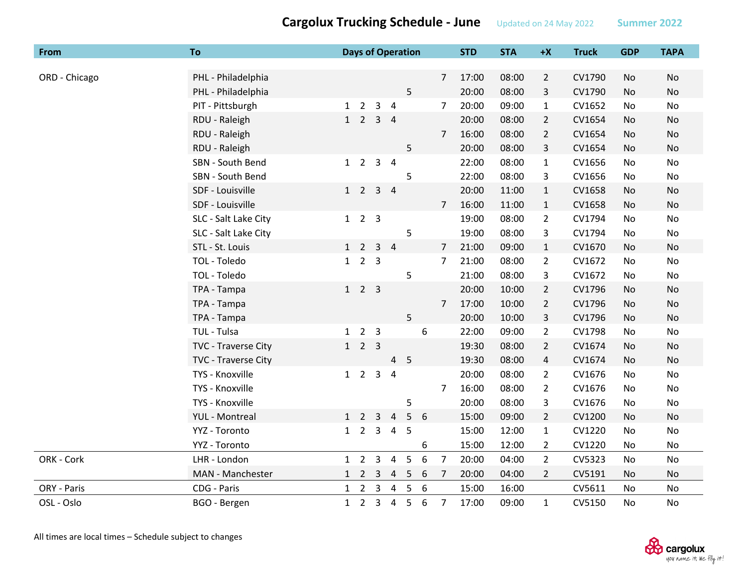# Cargolux Trucking Schedule - June

Updated on 24 May 2022 Summer 2022

| From | To | Days of Operation | | | | | | | STD | STA | +X | Truck | GDP | TAPA |
|---|---|---|---|---|---|---|---|---|---|---|---|---|---|---|
| ORD - Chicago | PHL - Philadelphia | | | | | | | 7 | 17:00 | 08:00 | 2 | CV1790 | No | No |
| | PHL - Philadelphia | | | | | 5 | | | 20:00 | 08:00 | 3 | CV1790 | No | No |
| | PIT - Pittsburgh | 1 | 2 | 3 | 4 | | | 7 | 20:00 | 09:00 | 1 | CV1652 | No | No |
| | RDU - Raleigh | 1 | 2 | 3 | 4 | | | | 20:00 | 08:00 | 2 | CV1654 | No | No |
| | RDU - Raleigh | | | | | | | 7 | 16:00 | 08:00 | 2 | CV1654 | No | No |
| | RDU - Raleigh | | | | | 5 | | | 20:00 | 08:00 | 3 | CV1654 | No | No |
| | SBN - South Bend | 1 | 2 | 3 | 4 | | | | 22:00 | 08:00 | 1 | CV1656 | No | No |
| | SBN - South Bend | | | | | 5 | | | 22:00 | 08:00 | 3 | CV1656 | No | No |
| | SDF - Louisville | 1 | 2 | 3 | 4 | | | | 20:00 | 11:00 | 1 | CV1658 | No | No |
| | SDF - Louisville | | | | | | | 7 | 16:00 | 11:00 | 1 | CV1658 | No | No |
| | SLC - Salt Lake City | 1 | 2 | 3 | | | | | 19:00 | 08:00 | 2 | CV1794 | No | No |
| | SLC - Salt Lake City | | | | | 5 | | | 19:00 | 08:00 | 3 | CV1794 | No | No |
| | STL - St. Louis | 1 | 2 | 3 | 4 | | | 7 | 21:00 | 09:00 | 1 | CV1670 | No | No |
| | TOL - Toledo | 1 | 2 | 3 | | | | 7 | 21:00 | 08:00 | 2 | CV1672 | No | No |
| | TOL - Toledo | | | | | 5 | | | 21:00 | 08:00 | 3 | CV1672 | No | No |
| | TPA - Tampa | 1 | 2 | 3 | | | | | 20:00 | 10:00 | 2 | CV1796 | No | No |
| | TPA - Tampa | | | | | | | 7 | 17:00 | 10:00 | 2 | CV1796 | No | No |
| | TPA - Tampa | | | | | 5 | | | 20:00 | 10:00 | 3 | CV1796 | No | No |
| | TUL - Tulsa | 1 | 2 | 3 | | | 6 | | 22:00 | 09:00 | 2 | CV1798 | No | No |
| | TVC - Traverse City | 1 | 2 | 3 | | | | | 19:30 | 08:00 | 2 | CV1674 | No | No |
| | TVC - Traverse City | | | | 4 | 5 | | | 19:30 | 08:00 | 4 | CV1674 | No | No |
| | TYS - Knoxville | 1 | 2 | 3 | 4 | | | | 20:00 | 08:00 | 2 | CV1676 | No | No |
| | TYS - Knoxville | | | | | | | 7 | 16:00 | 08:00 | 2 | CV1676 | No | No |
| | TYS - Knoxville | | | | | 5 | | | 20:00 | 08:00 | 3 | CV1676 | No | No |
| | YUL - Montreal | 1 | 2 | 3 | 4 | 5 | 6 | | 15:00 | 09:00 | 2 | CV1200 | No | No |
| | YYZ - Toronto | 1 | 2 | 3 | 4 | 5 | | | 15:00 | 12:00 | 1 | CV1220 | No | No |
| | YYZ - Toronto | | | | | | 6 | | 15:00 | 12:00 | 2 | CV1220 | No | No |
| ORK - Cork | LHR - London | 1 | 2 | 3 | 4 | 5 | 6 | 7 | 20:00 | 04:00 | 2 | CV5323 | No | No |
| | MAN - Manchester | 1 | 2 | 3 | 4 | 5 | 6 | 7 | 20:00 | 04:00 | 2 | CV5191 | No | No |
| ORY - Paris | CDG - Paris | 1 | 2 | 3 | 4 | 5 | 6 | | 15:00 | 16:00 | | CV5611 | No | No |
| OSL - Oslo | BGO - Bergen | 1 | 2 | 3 | 4 | 5 | 6 | 7 | 17:00 | 09:00 | 1 | CV5150 | No | No |

All times are local times – Schedule subject to changes

cargolux
you name it, we fly it!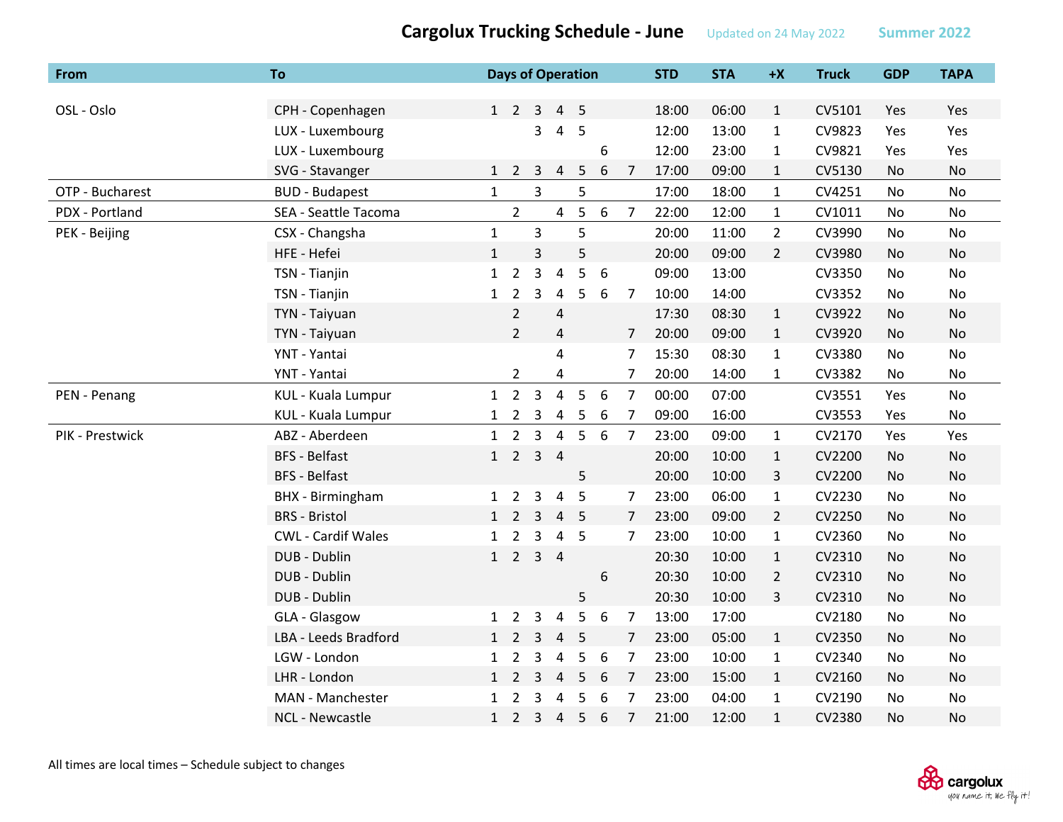# Cargolux Trucking Schedule - June

Updated on 24 May 2022 Summer 2022

| From | To | Days of Operation | | | | | | | STD | STA | +X | Truck | GDP | TAPA |
|---|---|---|---|---|---|---|---|---|---|---|---|---|---|---|
| OSL - Oslo | CPH - Copenhagen | 1 | 2 | 3 | 4 | 5 | | | 18:00 | 06:00 | 1 | CV5101 | Yes | Yes |
| | LUX - Luxembourg | | | 3 | 4 | 5 | | | 12:00 | 13:00 | 1 | CV9823 | Yes | Yes |
| | LUX - Luxembourg | | | | | | 6 | | 12:00 | 23:00 | 1 | CV9821 | Yes | Yes |
| | SVG - Stavanger | 1 | 2 | 3 | 4 | 5 | 6 | 7 | 17:00 | 09:00 | 1 | CV5130 | No | No |
| OTP - Bucharest | BUD - Budapest | 1 | | 3 | | 5 | | | 17:00 | 18:00 | 1 | CV4251 | No | No |
| PDX - Portland | SEA - Seattle Tacoma | | 2 | | 4 | 5 | 6 | 7 | 22:00 | 12:00 | 1 | CV1011 | No | No |
| PEK - Beijing | CSX - Changsha | 1 | | 3 | | 5 | | | 20:00 | 11:00 | 2 | CV3990 | No | No |
| | HFE - Hefei | 1 | | 3 | | 5 | | | 20:00 | 09:00 | 2 | CV3980 | No | No |
| | TSN - Tianjin | 1 | 2 | 3 | 4 | 5 | 6 | | 09:00 | 13:00 | | CV3350 | No | No |
| | TSN - Tianjin | 1 | 2 | 3 | 4 | 5 | 6 | 7 | 10:00 | 14:00 | | CV3352 | No | No |
| | TYN - Taiyuan | | 2 | | 4 | | | | 17:30 | 08:30 | 1 | CV3922 | No | No |
| | TYN - Taiyuan | | 2 | | 4 | | | 7 | 20:00 | 09:00 | 1 | CV3920 | No | No |
| | YNT - Yantai | | | | 4 | | | 7 | 15:30 | 08:30 | 1 | CV3380 | No | No |
| | YNT - Yantai | | 2 | | 4 | | | 7 | 20:00 | 14:00 | 1 | CV3382 | No | No |
| PEN - Penang | KUL - Kuala Lumpur | 1 | 2 | 3 | 4 | 5 | 6 | 7 | 00:00 | 07:00 | | CV3551 | Yes | No |
| | KUL - Kuala Lumpur | 1 | 2 | 3 | 4 | 5 | 6 | 7 | 09:00 | 16:00 | | CV3553 | Yes | No |
| PIK - Prestwick | ABZ - Aberdeen | 1 | 2 | 3 | 4 | 5 | 6 | 7 | 23:00 | 09:00 | 1 | CV2170 | Yes | Yes |
| | BFS - Belfast | 1 | 2 | 3 | 4 | | | | 20:00 | 10:00 | 1 | CV2200 | No | No |
| | BFS - Belfast | | | | | 5 | | | 20:00 | 10:00 | 3 | CV2200 | No | No |
| | BHX - Birmingham | 1 | 2 | 3 | 4 | 5 | | 7 | 23:00 | 06:00 | 1 | CV2230 | No | No |
| | BRS - Bristol | 1 | 2 | 3 | 4 | 5 | | 7 | 23:00 | 09:00 | 2 | CV2250 | No | No |
| | CWL - Cardif Wales | 1 | 2 | 3 | 4 | 5 | | 7 | 23:00 | 10:00 | 1 | CV2360 | No | No |
| | DUB - Dublin | 1 | 2 | 3 | 4 | | | | 20:30 | 10:00 | 1 | CV2310 | No | No |
| | DUB - Dublin | | | | | | 6 | | 20:30 | 10:00 | 2 | CV2310 | No | No |
| | DUB - Dublin | | | | | 5 | | | 20:30 | 10:00 | 3 | CV2310 | No | No |
| | GLA - Glasgow | 1 | 2 | 3 | 4 | 5 | 6 | 7 | 13:00 | 17:00 | | CV2180 | No | No |
| | LBA - Leeds Bradford | 1 | 2 | 3 | 4 | 5 | | 7 | 23:00 | 05:00 | 1 | CV2350 | No | No |
| | LGW - London | 1 | 2 | 3 | 4 | 5 | 6 | 7 | 23:00 | 10:00 | 1 | CV2340 | No | No |
| | LHR - London | 1 | 2 | 3 | 4 | 5 | 6 | 7 | 23:00 | 15:00 | 1 | CV2160 | No | No |
| | MAN - Manchester | 1 | 2 | 3 | 4 | 5 | 6 | 7 | 23:00 | 04:00 | 1 | CV2190 | No | No |
| | NCL - Newcastle | 1 | 2 | 3 | 4 | 5 | 6 | 7 | 21:00 | 12:00 | 1 | CV2380 | No | No |

All times are local times – Schedule subject to changes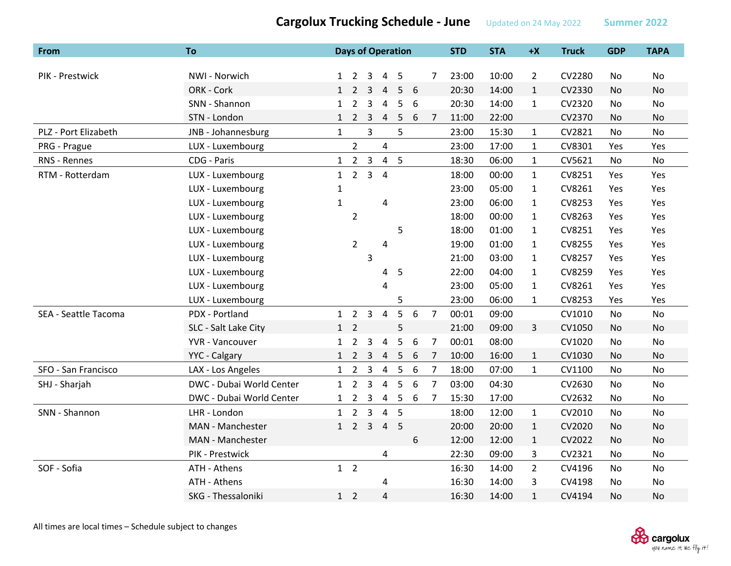# Cargolux Trucking Schedule - June

Updated on 24 May 2022 — Summer 2022

| From | To | Days of Operation | STD | STA | +X | Truck | GDP | TAPA |
|---|---|---|---|---|---|---|---|---|
| PIK - Prestwick | NWI - Norwich | 1 2 3 4 5 7 | 23:00 | 10:00 | 2 | CV2280 | No | No |
| | ORK - Cork | 1 2 3 4 5 6 | 20:30 | 14:00 | 1 | CV2330 | No | No |
| | SNN - Shannon | 1 2 3 4 5 6 | 20:30 | 14:00 | 1 | CV2320 | No | No |
| | STN - London | 1 2 3 4 5 6 7 | 11:00 | 22:00 | | CV2370 | No | No |
| PLZ - Port Elizabeth | JNB - Johannesburg | 1 3 5 | 23:00 | 15:30 | 1 | CV2821 | No | No |
| PRG - Prague | LUX - Luxembourg | 2 4 | 23:00 | 17:00 | 1 | CV8301 | Yes | Yes |
| RNS - Rennes | CDG - Paris | 1 2 3 4 5 | 18:30 | 06:00 | 1 | CV5621 | No | No |
| RTM - Rotterdam | LUX - Luxembourg | 1 2 3 4 | 18:00 | 00:00 | 1 | CV8251 | Yes | Yes |
| | LUX - Luxembourg | 1 | 23:00 | 05:00 | 1 | CV8261 | Yes | Yes |
| | LUX - Luxembourg | 1 4 | 23:00 | 06:00 | 1 | CV8253 | Yes | Yes |
| | LUX - Luxembourg | 2 | 18:00 | 00:00 | 1 | CV8263 | Yes | Yes |
| | LUX - Luxembourg | 5 | 18:00 | 01:00 | 1 | CV8251 | Yes | Yes |
| | LUX - Luxembourg | 2 4 | 19:00 | 01:00 | 1 | CV8255 | Yes | Yes |
| | LUX - Luxembourg | 3 | 21:00 | 03:00 | 1 | CV8257 | Yes | Yes |
| | LUX - Luxembourg | 4 5 | 22:00 | 04:00 | 1 | CV8259 | Yes | Yes |
| | LUX - Luxembourg | 4 | 23:00 | 05:00 | 1 | CV8261 | Yes | Yes |
| | LUX - Luxembourg | 5 | 23:00 | 06:00 | 1 | CV8253 | Yes | Yes |
| SEA - Seattle Tacoma | PDX - Portland | 1 2 3 4 5 6 7 | 00:01 | 09:00 | | CV1010 | No | No |
| | SLC - Salt Lake City | 1 2 5 | 21:00 | 09:00 | 3 | CV1050 | No | No |
| | YVR - Vancouver | 1 2 3 4 5 6 7 | 00:01 | 08:00 | | CV1020 | No | No |
| | YYC - Calgary | 1 2 3 4 5 6 7 | 10:00 | 16:00 | 1 | CV1030 | No | No |
| SFO - San Francisco | LAX - Los Angeles | 1 2 3 4 5 6 7 | 18:00 | 07:00 | 1 | CV1100 | No | No |
| SHJ - Sharjah | DWC - Dubai World Center | 1 2 3 4 5 6 7 | 03:00 | 04:30 | | CV2630 | No | No |
| | DWC - Dubai World Center | 1 2 3 4 5 6 7 | 15:30 | 17:00 | | CV2632 | No | No |
| SNN - Shannon | LHR - London | 1 2 3 4 5 | 18:00 | 12:00 | 1 | CV2010 | No | No |
| | MAN - Manchester | 1 2 3 4 5 | 20:00 | 20:00 | 1 | CV2020 | No | No |
| | MAN - Manchester | 6 | 12:00 | 12:00 | 1 | CV2022 | No | No |
| | PIK - Prestwick | 4 | 22:30 | 09:00 | 3 | CV2321 | No | No |
| SOF - Sofia | ATH - Athens | 1 2 | 16:30 | 14:00 | 2 | CV4196 | No | No |
| | ATH - Athens | 4 | 16:30 | 14:00 | 3 | CV4198 | No | No |
| | SKG - Thessaloniki | 1 2 4 | 16:30 | 14:00 | 1 | CV4194 | No | No |

All times are local times – Schedule subject to changes

cargolux — you name it, we fly it!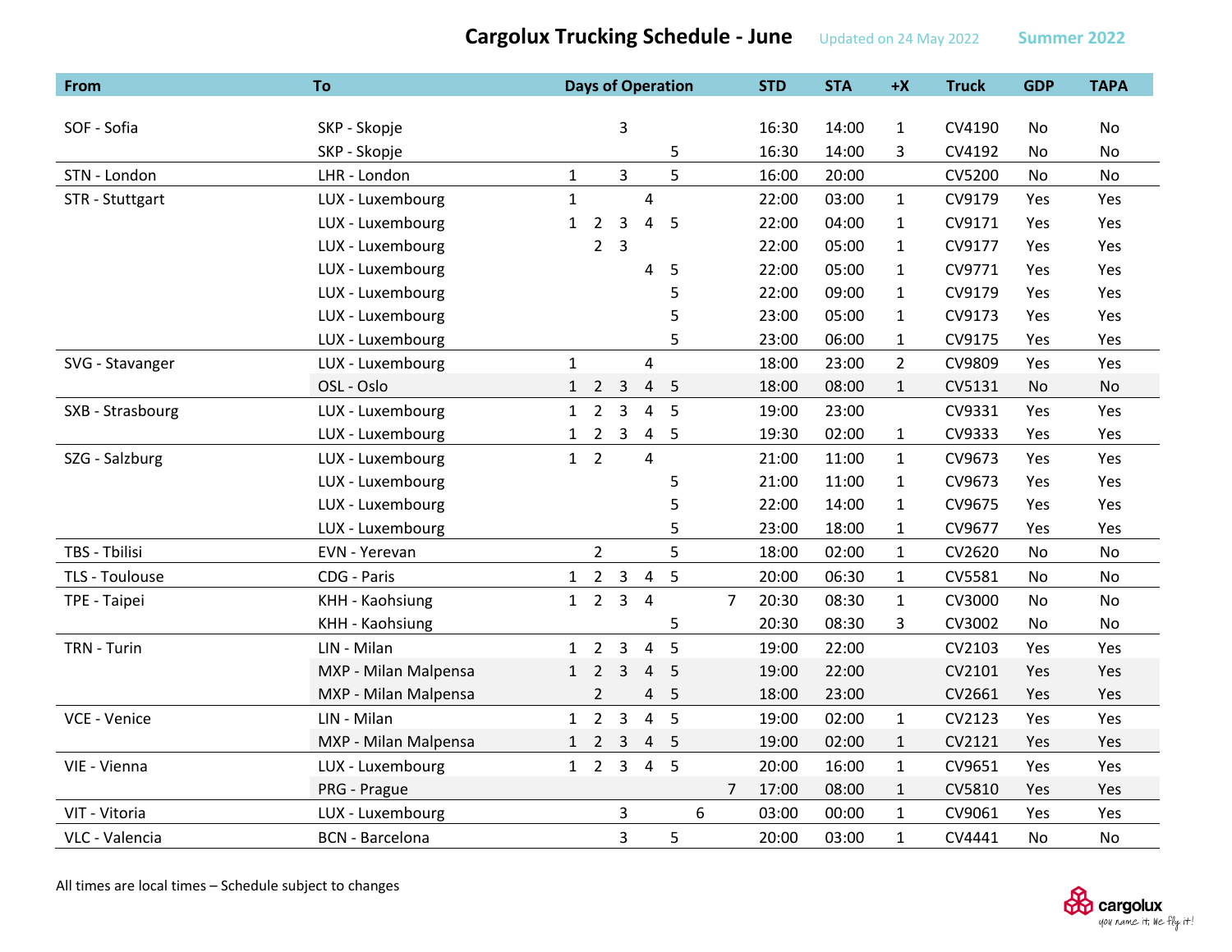# Cargolux Trucking Schedule - June

Updated on 24 May 2022 Summer 2022

| From | To | Days of Operation | | | | | | | STD | STA | +X | Truck | GDP | TAPA |
|---|---|---|---|---|---|---|---|---|---|---|---|---|---|---|
| SOF - Sofia | SKP - Skopje | | | 3 | | | | | 16:30 | 14:00 | 1 | CV4190 | No | No |
| | SKP - Skopje | | | | | 5 | | | 16:30 | 14:00 | 3 | CV4192 | No | No |
| STN - London | LHR - London | 1 | | 3 | | 5 | | | 16:00 | 20:00 | | CV5200 | No | No |
| STR - Stuttgart | LUX - Luxembourg | 1 | | | 4 | | | | 22:00 | 03:00 | 1 | CV9179 | Yes | Yes |
| | LUX - Luxembourg | 1 | 2 | 3 | 4 | 5 | | | 22:00 | 04:00 | 1 | CV9171 | Yes | Yes |
| | LUX - Luxembourg | | 2 | 3 | | | | | 22:00 | 05:00 | 1 | CV9177 | Yes | Yes |
| | LUX - Luxembourg | | | | 4 | 5 | | | 22:00 | 05:00 | 1 | CV9771 | Yes | Yes |
| | LUX - Luxembourg | | | | | 5 | | | 22:00 | 09:00 | 1 | CV9179 | Yes | Yes |
| | LUX - Luxembourg | | | | | 5 | | | 23:00 | 05:00 | 1 | CV9173 | Yes | Yes |
| | LUX - Luxembourg | | | | | 5 | | | 23:00 | 06:00 | 1 | CV9175 | Yes | Yes |
| SVG - Stavanger | LUX - Luxembourg | 1 | | | 4 | | | | 18:00 | 23:00 | 2 | CV9809 | Yes | Yes |
| | OSL - Oslo | 1 | 2 | 3 | 4 | 5 | | | 18:00 | 08:00 | 1 | CV5131 | No | No |
| SXB - Strasbourg | LUX - Luxembourg | 1 | 2 | 3 | 4 | 5 | | | 19:00 | 23:00 | | CV9331 | Yes | Yes |
| | LUX - Luxembourg | 1 | 2 | 3 | 4 | 5 | | | 19:30 | 02:00 | 1 | CV9333 | Yes | Yes |
| SZG - Salzburg | LUX - Luxembourg | 1 | 2 | | 4 | | | | 21:00 | 11:00 | 1 | CV9673 | Yes | Yes |
| | LUX - Luxembourg | | | | | 5 | | | 21:00 | 11:00 | 1 | CV9673 | Yes | Yes |
| | LUX - Luxembourg | | | | | 5 | | | 22:00 | 14:00 | 1 | CV9675 | Yes | Yes |
| | LUX - Luxembourg | | | | | 5 | | | 23:00 | 18:00 | 1 | CV9677 | Yes | Yes |
| TBS - Tbilisi | EVN - Yerevan | | 2 | | | 5 | | | 18:00 | 02:00 | 1 | CV2620 | No | No |
| TLS - Toulouse | CDG - Paris | 1 | 2 | 3 | 4 | 5 | | | 20:00 | 06:30 | 1 | CV5581 | No | No |
| TPE - Taipei | KHH - Kaohsiung | 1 | 2 | 3 | 4 | | | 7 | 20:30 | 08:30 | 1 | CV3000 | No | No |
| | KHH - Kaohsiung | | | | | 5 | | | 20:30 | 08:30 | 3 | CV3002 | No | No |
| TRN - Turin | LIN - Milan | 1 | 2 | 3 | 4 | 5 | | | 19:00 | 22:00 | | CV2103 | Yes | Yes |
| | MXP - Milan Malpensa | 1 | 2 | 3 | 4 | 5 | | | 19:00 | 22:00 | | CV2101 | Yes | Yes |
| | MXP - Milan Malpensa | | 2 | | 4 | 5 | | | 18:00 | 23:00 | | CV2661 | Yes | Yes |
| VCE - Venice | LIN - Milan | 1 | 2 | 3 | 4 | 5 | | | 19:00 | 02:00 | 1 | CV2123 | Yes | Yes |
| | MXP - Milan Malpensa | 1 | 2 | 3 | 4 | 5 | | | 19:00 | 02:00 | 1 | CV2121 | Yes | Yes |
| VIE - Vienna | LUX - Luxembourg | 1 | 2 | 3 | 4 | 5 | | | 20:00 | 16:00 | 1 | CV9651 | Yes | Yes |
| | PRG - Prague | | | | | | | 7 | 17:00 | 08:00 | 1 | CV5810 | Yes | Yes |
| VIT - Vitoria | LUX - Luxembourg | | | 3 | | | 6 | | 03:00 | 00:00 | 1 | CV9061 | Yes | Yes |
| VLC - Valencia | BCN - Barcelona | | | 3 | | 5 | | | 20:00 | 03:00 | 1 | CV4441 | No | No |

All times are local times – Schedule subject to changes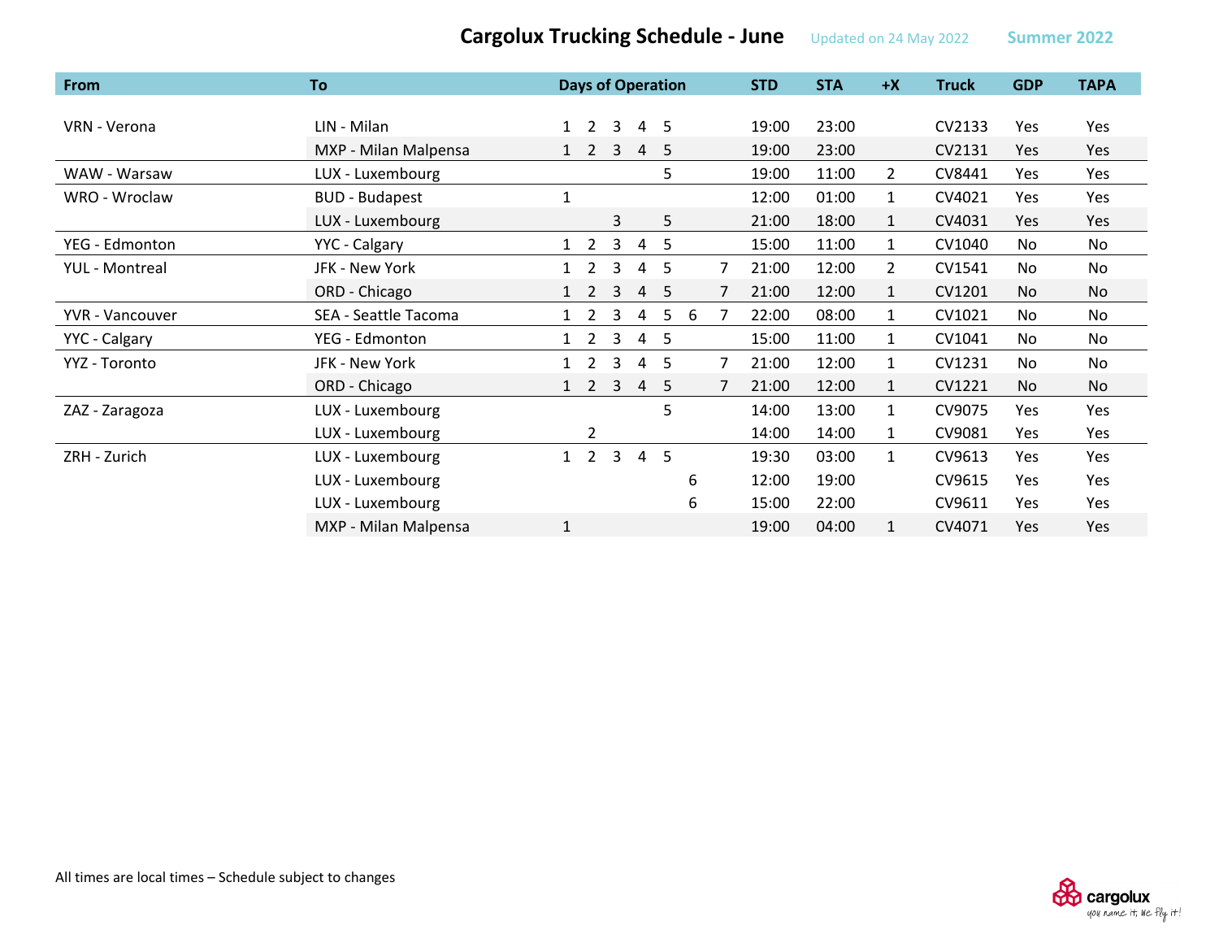# Cargolux Trucking Schedule - June

Updated on 24 May 2022 Summer 2022

| From | To | Days of Operation | STD | STA | +X | Truck | GDP | TAPA |
|---|---|---|---|---|---|---|---|---|
| VRN - Verona | LIN - Milan | 1 2 3 4 5 | 19:00 | 23:00 | | CV2133 | Yes | Yes |
| | MXP - Milan Malpensa | 1 2 3 4 5 | 19:00 | 23:00 | | CV2131 | Yes | Yes |
| WAW - Warsaw | LUX - Luxembourg | 5 | 19:00 | 11:00 | 2 | CV8441 | Yes | Yes |
| WRO - Wroclaw | BUD - Budapest | 1 | 12:00 | 01:00 | 1 | CV4021 | Yes | Yes |
| | LUX - Luxembourg | 3 5 | 21:00 | 18:00 | 1 | CV4031 | Yes | Yes |
| YEG - Edmonton | YYC - Calgary | 1 2 3 4 5 | 15:00 | 11:00 | 1 | CV1040 | No | No |
| YUL - Montreal | JFK - New York | 1 2 3 4 5 7 | 21:00 | 12:00 | 2 | CV1541 | No | No |
| | ORD - Chicago | 1 2 3 4 5 7 | 21:00 | 12:00 | 1 | CV1201 | No | No |
| YVR - Vancouver | SEA - Seattle Tacoma | 1 2 3 4 5 6 7 | 22:00 | 08:00 | 1 | CV1021 | No | No |
| YYC - Calgary | YEG - Edmonton | 1 2 3 4 5 | 15:00 | 11:00 | 1 | CV1041 | No | No |
| YYZ - Toronto | JFK - New York | 1 2 3 4 5 7 | 21:00 | 12:00 | 1 | CV1231 | No | No |
| | ORD - Chicago | 1 2 3 4 5 7 | 21:00 | 12:00 | 1 | CV1221 | No | No |
| ZAZ - Zaragoza | LUX - Luxembourg | 5 | 14:00 | 13:00 | 1 | CV9075 | Yes | Yes |
| | LUX - Luxembourg | 2 | 14:00 | 14:00 | 1 | CV9081 | Yes | Yes |
| ZRH - Zurich | LUX - Luxembourg | 1 2 3 4 5 | 19:30 | 03:00 | 1 | CV9613 | Yes | Yes |
| | LUX - Luxembourg | 6 | 12:00 | 19:00 | | CV9615 | Yes | Yes |
| | LUX - Luxembourg | 6 | 15:00 | 22:00 | | CV9611 | Yes | Yes |
| | MXP - Milan Malpensa | 1 | 19:00 | 04:00 | 1 | CV4071 | Yes | Yes |

All times are local times – Schedule subject to changes

cargolux
you name it, we fly it!